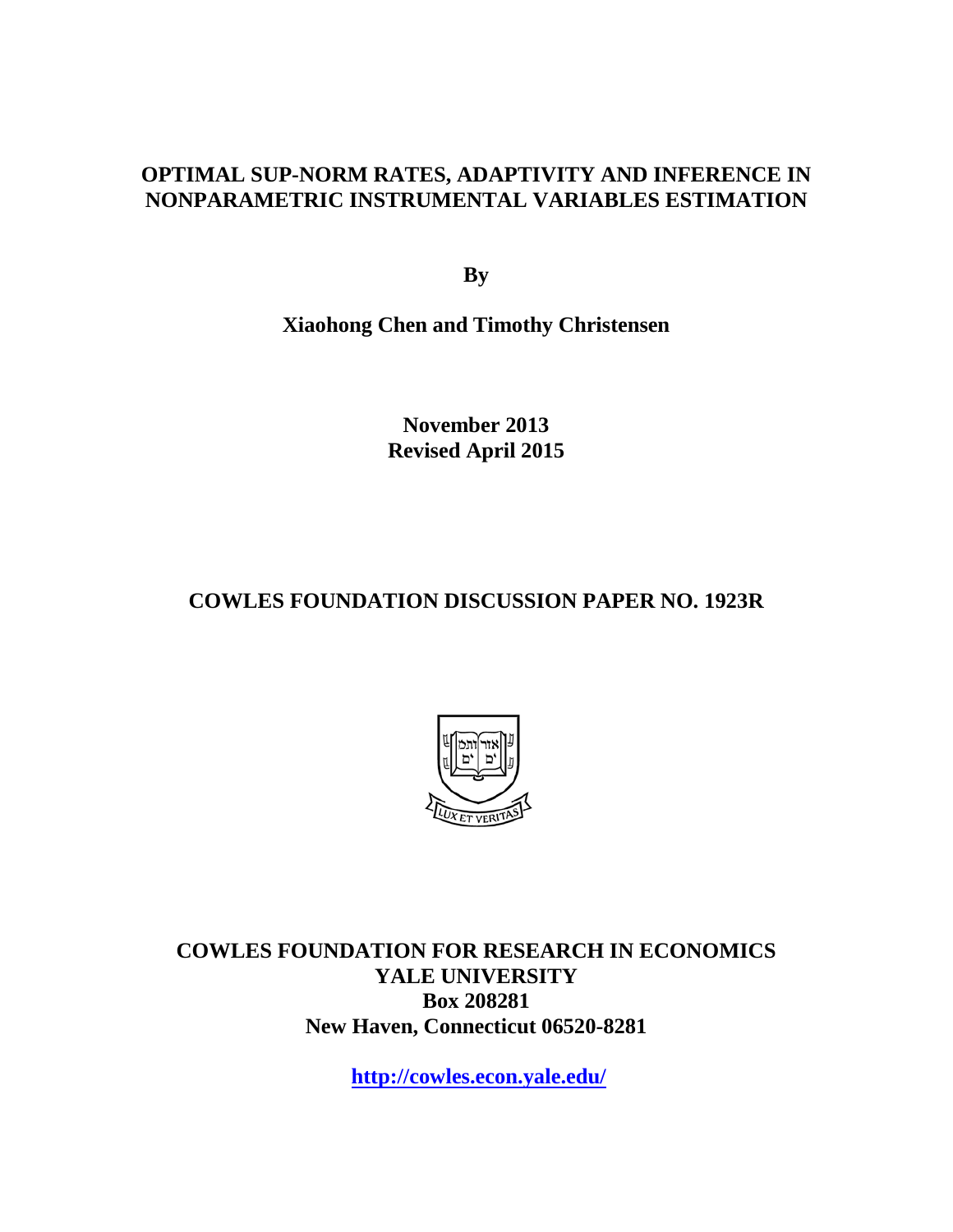# OPTIMAL SUP-NORM RATES, ADAPTIVITY AND INFERENCE IN NONPARAMETRIC INSTRUMENTAL VARIABLES ESTIMATION

**By**

**Xiaohong Chen and Timothy Christensen**

**November 2013**
**Revised April 2015**

**COWLES FOUNDATION DISCUSSION PAPER NO. 1923R**

**COWLES FOUNDATION FOR RESEARCH IN ECONOMICS**
**YALE UNIVERSITY**
**Box 208281**
**New Haven, Connecticut 06520-8281**

**http://cowles.econ.yale.edu/**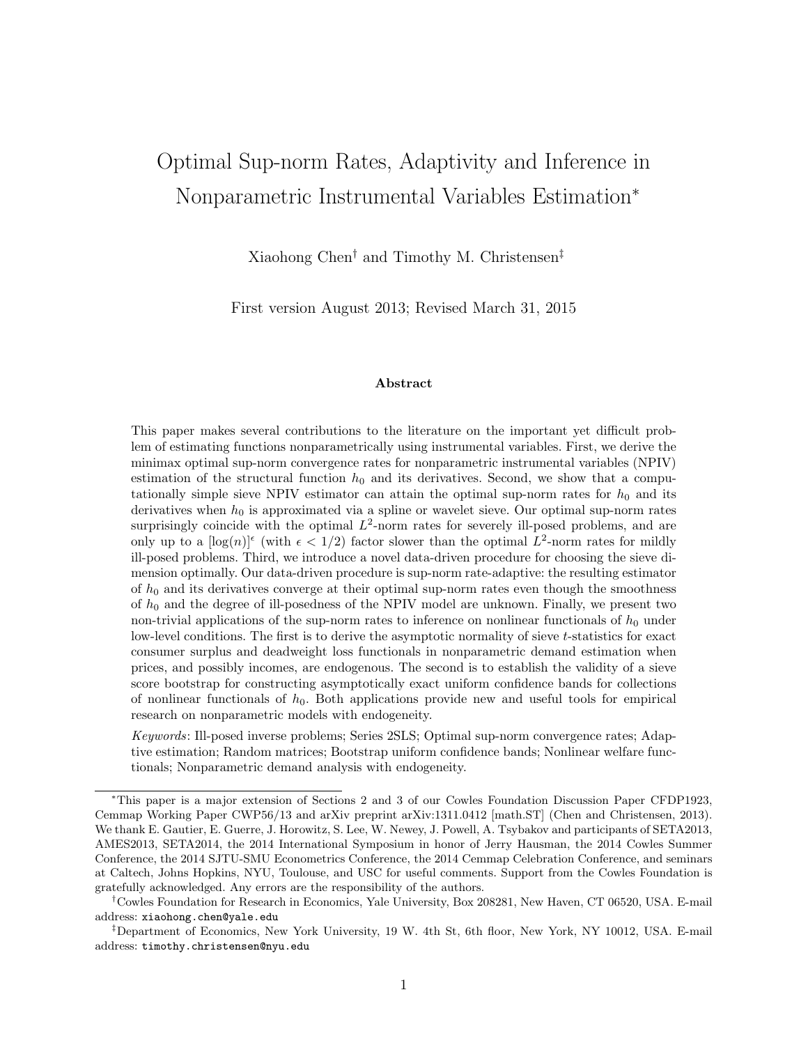# Optimal Sup-norm Rates, Adaptivity and Inference in Nonparametric Instrumental Variables Estimation[*]

Xiaohong Chen[†] and Timothy M. Christensen[‡]

First version August 2013; Revised March 31, 2015

### Abstract

This paper makes several contributions to the literature on the important yet difficult problem of estimating functions nonparametrically using instrumental variables. First, we derive the minimax optimal sup-norm convergence rates for nonparametric instrumental variables (NPIV) estimation of the structural function $h_0$ and its derivatives. Second, we show that a computationally simple sieve NPIV estimator can attain the optimal sup-norm rates for $h_0$ and its derivatives when $h_0$ is approximated via a spline or wavelet sieve. Our optimal sup-norm rates surprisingly coincide with the optimal $L^2$-norm rates for severely ill-posed problems, and are only up to a $[\log(n)]^\epsilon$ (with $\epsilon < 1/2$) factor slower than the optimal $L^2$-norm rates for mildly ill-posed problems. Third, we introduce a novel data-driven procedure for choosing the sieve dimension optimally. Our data-driven procedure is sup-norm rate-adaptive: the resulting estimator of $h_0$ and its derivatives converge at their optimal sup-norm rates even though the smoothness of $h_0$ and the degree of ill-posedness of the NPIV model are unknown. Finally, we present two non-trivial applications of the sup-norm rates to inference on nonlinear functionals of $h_0$ under low-level conditions. The first is to derive the asymptotic normality of sieve $t$-statistics for exact consumer surplus and deadweight loss functionals in nonparametric demand estimation when prices, and possibly incomes, are endogenous. The second is to establish the validity of a sieve score bootstrap for constructing asymptotically exact uniform confidence bands for collections of nonlinear functionals of $h_0$. Both applications provide new and useful tools for empirical research on nonparametric models with endogeneity.

*Keywords*: Ill-posed inverse problems; Series 2SLS; Optimal sup-norm convergence rates; Adaptive estimation; Random matrices; Bootstrap uniform confidence bands; Nonlinear welfare functionals; Nonparametric demand analysis with endogeneity.

---

[*]This paper is a major extension of Sections 2 and 3 of our Cowles Foundation Discussion Paper CFDP1923, Cemmap Working Paper CWP56/13 and arXiv preprint arXiv:1311.0412 [math.ST] (Chen and Christensen, 2013). We thank E. Gautier, E. Guerre, J. Horowitz, S. Lee, W. Newey, J. Powell, A. Tsybakov and participants of SETA2013, AMES2013, SETA2014, the 2014 International Symposium in honor of Jerry Hausman, the 2014 Cowles Summer Conference, the 2014 SJTU-SMU Econometrics Conference, the 2014 Cemmap Celebration Conference, and seminars at Caltech, Johns Hopkins, NYU, Toulouse, and USC for useful comments. Support from the Cowles Foundation is gratefully acknowledged. Any errors are the responsibility of the authors.

[†]Cowles Foundation for Research in Economics, Yale University, Box 208281, New Haven, CT 06520, USA. E-mail address: `xiaohong.chen@yale.edu`

[‡]Department of Economics, New York University, 19 W. 4th St, 6th floor, New York, NY 10012, USA. E-mail address: `timothy.christensen@nyu.edu`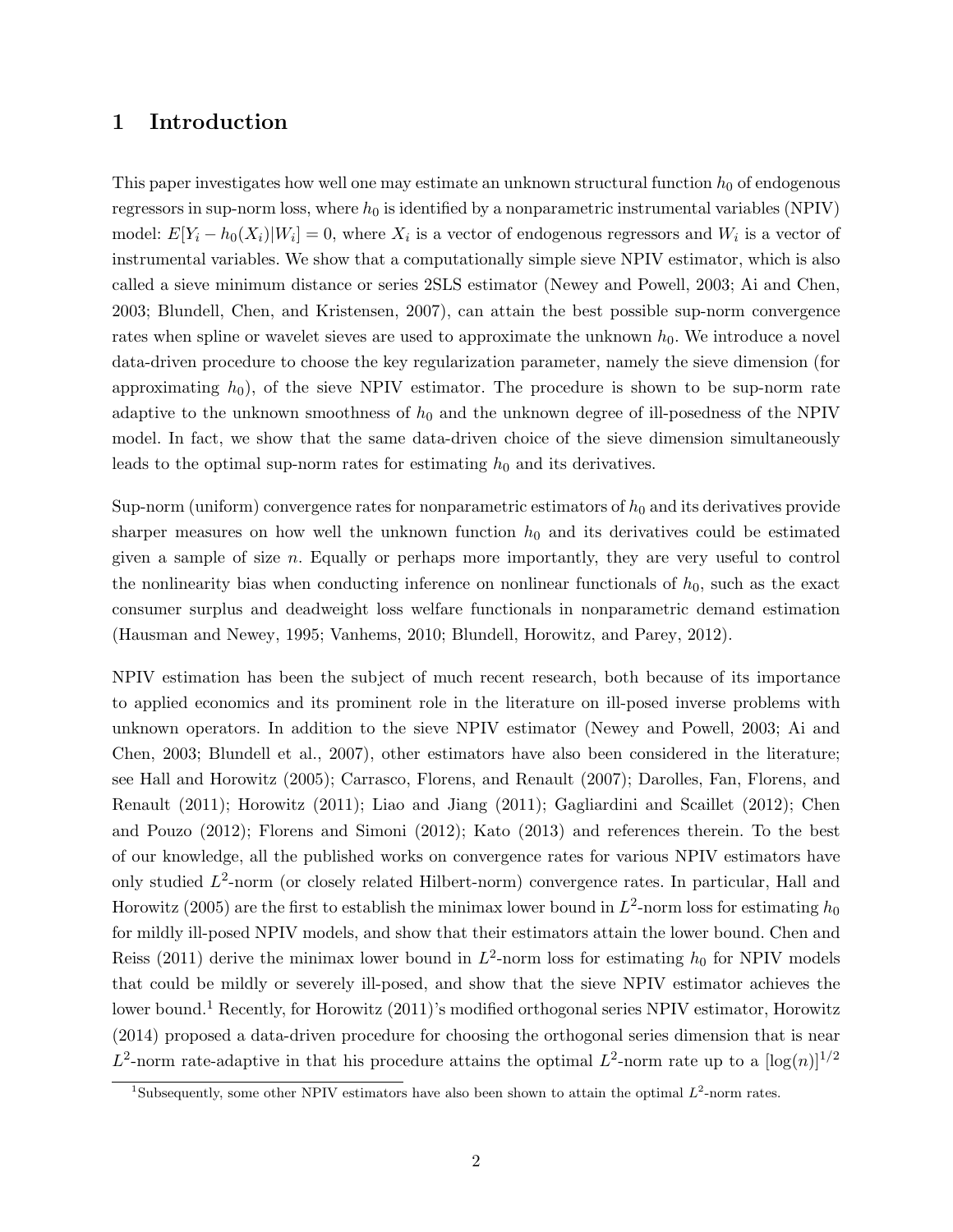# 1 Introduction

This paper investigates how well one may estimate an unknown structural function $h_0$ of endogenous regressors in sup-norm loss, where $h_0$ is identified by a nonparametric instrumental variables (NPIV) model: $E[Y_i - h_0(X_i)|W_i] = 0$, where $X_i$ is a vector of endogenous regressors and $W_i$ is a vector of instrumental variables. We show that a computationally simple sieve NPIV estimator, which is also called a sieve minimum distance or series 2SLS estimator (Newey and Powell, 2003; Ai and Chen, 2003; Blundell, Chen, and Kristensen, 2007), can attain the best possible sup-norm convergence rates when spline or wavelet sieves are used to approximate the unknown $h_0$. We introduce a novel data-driven procedure to choose the key regularization parameter, namely the sieve dimension (for approximating $h_0$), of the sieve NPIV estimator. The procedure is shown to be sup-norm rate adaptive to the unknown smoothness of $h_0$ and the unknown degree of ill-posedness of the NPIV model. In fact, we show that the same data-driven choice of the sieve dimension simultaneously leads to the optimal sup-norm rates for estimating $h_0$ and its derivatives.

Sup-norm (uniform) convergence rates for nonparametric estimators of $h_0$ and its derivatives provide sharper measures on how well the unknown function $h_0$ and its derivatives could be estimated given a sample of size $n$. Equally or perhaps more importantly, they are very useful to control the nonlinearity bias when conducting inference on nonlinear functionals of $h_0$, such as the exact consumer surplus and deadweight loss welfare functionals in nonparametric demand estimation (Hausman and Newey, 1995; Vanhems, 2010; Blundell, Horowitz, and Parey, 2012).

NPIV estimation has been the subject of much recent research, both because of its importance to applied economics and its prominent role in the literature on ill-posed inverse problems with unknown operators. In addition to the sieve NPIV estimator (Newey and Powell, 2003; Ai and Chen, 2003; Blundell et al., 2007), other estimators have also been considered in the literature; see Hall and Horowitz (2005); Carrasco, Florens, and Renault (2007); Darolles, Fan, Florens, and Renault (2011); Horowitz (2011); Liao and Jiang (2011); Gagliardini and Scaillet (2012); Chen and Pouzo (2012); Florens and Simoni (2012); Kato (2013) and references therein. To the best of our knowledge, all the published works on convergence rates for various NPIV estimators have only studied $L^2$-norm (or closely related Hilbert-norm) convergence rates. In particular, Hall and Horowitz (2005) are the first to establish the minimax lower bound in $L^2$-norm loss for estimating $h_0$ for mildly ill-posed NPIV models, and show that their estimators attain the lower bound. Chen and Reiss (2011) derive the minimax lower bound in $L^2$-norm loss for estimating $h_0$ for NPIV models that could be mildly or severely ill-posed, and show that the sieve NPIV estimator achieves the lower bound.[1] Recently, for Horowitz (2011)'s modified orthogonal series NPIV estimator, Horowitz (2014) proposed a data-driven procedure for choosing the orthogonal series dimension that is near $L^2$-norm rate-adaptive in that his procedure attains the optimal $L^2$-norm rate up to a $[\log(n)]^{1/2}$

[1] Subsequently, some other NPIV estimators have also been shown to attain the optimal $L^2$-norm rates.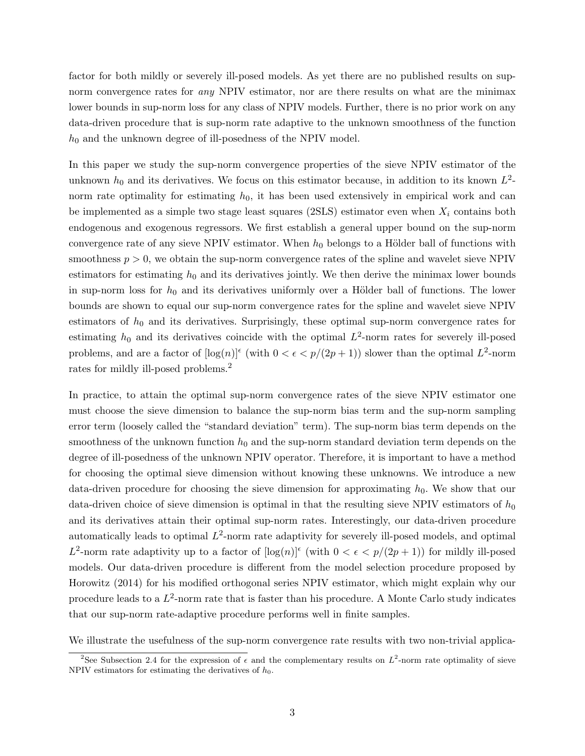factor for both mildly or severely ill-posed models. As yet there are no published results on sup-norm convergence rates for *any* NPIV estimator, nor are there results on what are the minimax lower bounds in sup-norm loss for any class of NPIV models. Further, there is no prior work on any data-driven procedure that is sup-norm rate adaptive to the unknown smoothness of the function $h_0$ and the unknown degree of ill-posedness of the NPIV model.

In this paper we study the sup-norm convergence properties of the sieve NPIV estimator of the unknown $h_0$ and its derivatives. We focus on this estimator because, in addition to its known $L^2$-norm rate optimality for estimating $h_0$, it has been used extensively in empirical work and can be implemented as a simple two stage least squares (2SLS) estimator even when $X_i$ contains both endogenous and exogenous regressors. We first establish a general upper bound on the sup-norm convergence rate of any sieve NPIV estimator. When $h_0$ belongs to a Hölder ball of functions with smoothness $p > 0$, we obtain the sup-norm convergence rates of the spline and wavelet sieve NPIV estimators for estimating $h_0$ and its derivatives jointly. We then derive the minimax lower bounds in sup-norm loss for $h_0$ and its derivatives uniformly over a Hölder ball of functions. The lower bounds are shown to equal our sup-norm convergence rates for the spline and wavelet sieve NPIV estimators of $h_0$ and its derivatives. Surprisingly, these optimal sup-norm convergence rates for estimating $h_0$ and its derivatives coincide with the optimal $L^2$-norm rates for severely ill-posed problems, and are a factor of $[\log(n)]^\epsilon$ (with $0 < \epsilon < p/(2p+1)$) slower than the optimal $L^2$-norm rates for mildly ill-posed problems.[2]

In practice, to attain the optimal sup-norm convergence rates of the sieve NPIV estimator one must choose the sieve dimension to balance the sup-norm bias term and the sup-norm sampling error term (loosely called the "standard deviation" term). The sup-norm bias term depends on the smoothness of the unknown function $h_0$ and the sup-norm standard deviation term depends on the degree of ill-posedness of the unknown NPIV operator. Therefore, it is important to have a method for choosing the optimal sieve dimension without knowing these unknowns. We introduce a new data-driven procedure for choosing the sieve dimension for approximating $h_0$. We show that our data-driven choice of sieve dimension is optimal in that the resulting sieve NPIV estimators of $h_0$ and its derivatives attain their optimal sup-norm rates. Interestingly, our data-driven procedure automatically leads to optimal $L^2$-norm rate adaptivity for severely ill-posed models, and optimal $L^2$-norm rate adaptivity up to a factor of $[\log(n)]^\epsilon$ (with $0 < \epsilon < p/(2p+1)$) for mildly ill-posed models. Our data-driven procedure is different from the model selection procedure proposed by Horowitz (2014) for his modified orthogonal series NPIV estimator, which might explain why our procedure leads to a $L^2$-norm rate that is faster than his procedure. A Monte Carlo study indicates that our sup-norm rate-adaptive procedure performs well in finite samples.

We illustrate the usefulness of the sup-norm convergence rate results with two non-trivial applica-

[2] See Subsection 2.4 for the expression of $\epsilon$ and the complementary results on $L^2$-norm rate optimality of sieve NPIV estimators for estimating the derivatives of $h_0$.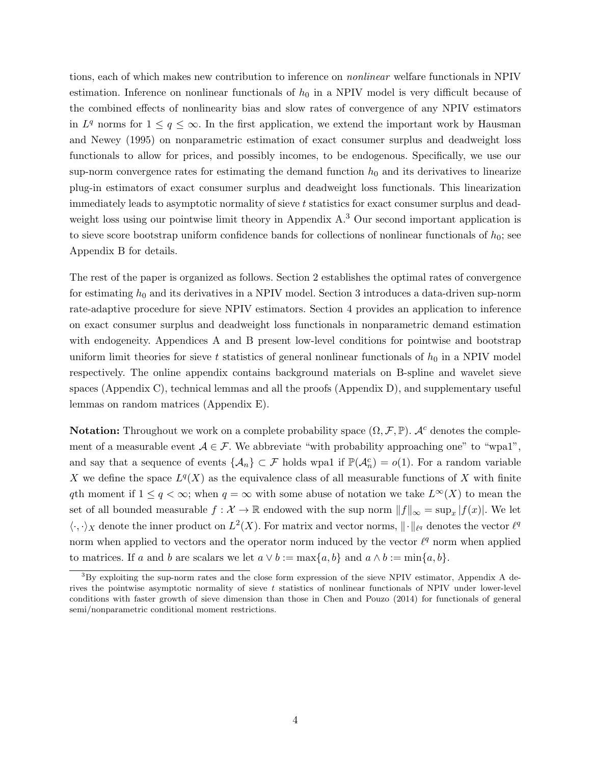tions, each of which makes new contribution to inference on *nonlinear* welfare functionals in NPIV estimation. Inference on nonlinear functionals of $h_0$ in a NPIV model is very difficult because of the combined effects of nonlinearity bias and slow rates of convergence of any NPIV estimators in $L^q$ norms for $1 \leq q \leq \infty$. In the first application, we extend the important work by Hausman and Newey (1995) on nonparametric estimation of exact consumer surplus and deadweight loss functionals to allow for prices, and possibly incomes, to be endogenous. Specifically, we use our sup-norm convergence rates for estimating the demand function $h_0$ and its derivatives to linearize plug-in estimators of exact consumer surplus and deadweight loss functionals. This linearization immediately leads to asymptotic normality of sieve $t$ statistics for exact consumer surplus and deadweight loss using our pointwise limit theory in Appendix A.[3] Our second important application is to sieve score bootstrap uniform confidence bands for collections of nonlinear functionals of $h_0$; see Appendix B for details.

The rest of the paper is organized as follows. Section 2 establishes the optimal rates of convergence for estimating $h_0$ and its derivatives in a NPIV model. Section 3 introduces a data-driven sup-norm rate-adaptive procedure for sieve NPIV estimators. Section 4 provides an application to inference on exact consumer surplus and deadweight loss functionals in nonparametric demand estimation with endogeneity. Appendices A and B present low-level conditions for pointwise and bootstrap uniform limit theories for sieve $t$ statistics of general nonlinear functionals of $h_0$ in a NPIV model respectively. The online appendix contains background materials on B-spline and wavelet sieve spaces (Appendix C), technical lemmas and all the proofs (Appendix D), and supplementary useful lemmas on random matrices (Appendix E).

**Notation:** Throughout we work on a complete probability space $(\Omega, \mathcal{F}, \mathbb{P})$. $\mathcal{A}^c$ denotes the complement of a measurable event $\mathcal{A} \in \mathcal{F}$. We abbreviate "with probability approaching one" to "wpa1", and say that a sequence of events $\{\mathcal{A}_n\} \subset \mathcal{F}$ holds wpa1 if $\mathbb{P}(\mathcal{A}_n^c) = o(1)$. For a random variable $X$ we define the space $L^q(X)$ as the equivalence class of all measurable functions of $X$ with finite $q$th moment if $1 \leq q < \infty$; when $q = \infty$ with some abuse of notation we take $L^\infty(X)$ to mean the set of all bounded measurable $f : \mathcal{X} \to \mathbb{R}$ endowed with the sup norm $\|f\|_\infty = \sup_x |f(x)|$. We let $\langle \cdot, \cdot \rangle_X$ denote the inner product on $L^2(X)$. For matrix and vector norms, $\|\cdot\|_{\ell^q}$ denotes the vector $\ell^q$ norm when applied to vectors and the operator norm induced by the vector $\ell^q$ norm when applied to matrices. If $a$ and $b$ are scalars we let $a \vee b := \max\{a, b\}$ and $a \wedge b := \min\{a, b\}$.

[3] By exploiting the sup-norm rates and the close form expression of the sieve NPIV estimator, Appendix A derives the pointwise asymptotic normality of sieve $t$ statistics of nonlinear functionals of NPIV under lower-level conditions with faster growth of sieve dimension than those in Chen and Pouzo (2014) for functionals of general semi/nonparametric conditional moment restrictions.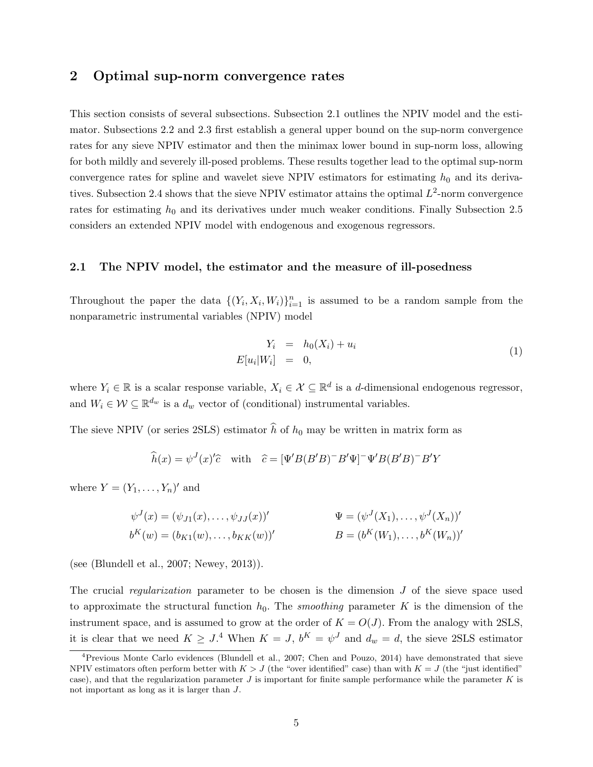## 2 Optimal sup-norm convergence rates

This section consists of several subsections. Subsection 2.1 outlines the NPIV model and the estimator. Subsections 2.2 and 2.3 first establish a general upper bound on the sup-norm convergence rates for any sieve NPIV estimator and then the minimax lower bound in sup-norm loss, allowing for both mildly and severely ill-posed problems. These results together lead to the optimal sup-norm convergence rates for spline and wavelet sieve NPIV estimators for estimating $h_0$ and its derivatives. Subsection 2.4 shows that the sieve NPIV estimator attains the optimal $L^2$-norm convergence rates for estimating $h_0$ and its derivatives under much weaker conditions. Finally Subsection 2.5 considers an extended NPIV model with endogenous and exogenous regressors.

### 2.1 The NPIV model, the estimator and the measure of ill-posedness

Throughout the paper the data $\{(Y_i, X_i, W_i)\}_{i=1}^n$ is assumed to be a random sample from the nonparametric instrumental variables (NPIV) model

$$\begin{aligned} Y_i &= h_0(X_i) + u_i \\ E[u_i|W_i] &= 0, \end{aligned} \tag{1}$$

where $Y_i \in \mathbb{R}$ is a scalar response variable, $X_i \in \mathcal{X} \subseteq \mathbb{R}^d$ is a $d$-dimensional endogenous regressor, and $W_i \in \mathcal{W} \subseteq \mathbb{R}^{d_w}$ is a $d_w$ vector of (conditional) instrumental variables.

The sieve NPIV (or series 2SLS) estimator $\widehat{h}$ of $h_0$ may be written in matrix form as

$$\widehat{h}(x) = \psi^J(x)'\widehat{c} \quad \text{with} \quad \widehat{c} = [\Psi'B(B'B)^- B'\Psi]^- \Psi'B(B'B)^- B'Y$$

where $Y = (Y_1, \ldots, Y_n)'$ and

$$\begin{aligned} \psi^J(x) &= (\psi_{J1}(x), \ldots, \psi_{JJ}(x))' & \Psi &= (\psi^J(X_1), \ldots, \psi^J(X_n))' \\ b^K(w) &= (b_{K1}(w), \ldots, b_{KK}(w))' & B &= (b^K(W_1), \ldots, b^K(W_n))' \end{aligned}$$

(see (Blundell et al., 2007; Newey, 2013)).

The crucial *regularization* parameter to be chosen is the dimension $J$ of the sieve space used to approximate the structural function $h_0$. The *smoothing* parameter $K$ is the dimension of the instrument space, and is assumed to grow at the order of $K = O(J)$. From the analogy with 2SLS, it is clear that we need $K \geq J$.[4] When $K = J$, $b^K = \psi^J$ and $d_w = d$, the sieve 2SLS estimator

[4] Previous Monte Carlo evidences (Blundell et al., 2007; Chen and Pouzo, 2014) have demonstrated that sieve NPIV estimators often perform better with $K > J$ (the "over identified" case) than with $K = J$ (the "just identified" case), and that the regularization parameter $J$ is important for finite sample performance while the parameter $K$ is not important as long as it is larger than $J$.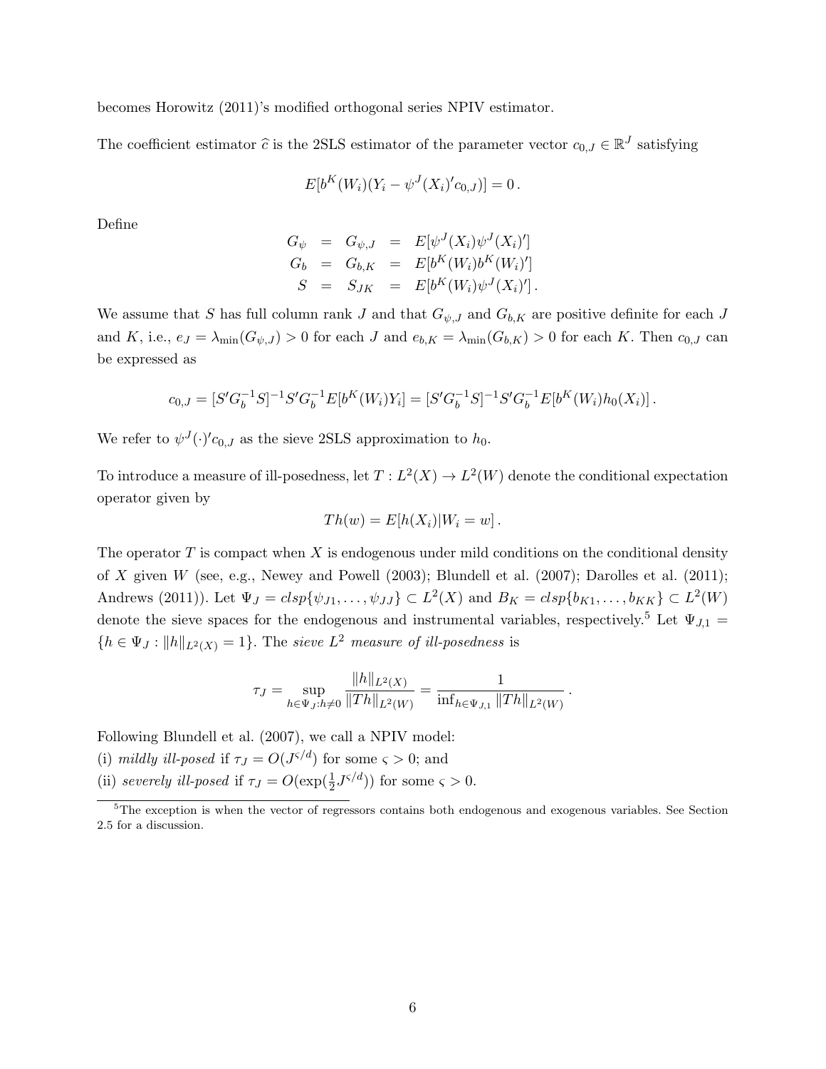becomes Horowitz (2011)'s modified orthogonal series NPIV estimator.

The coefficient estimator $\widehat{c}$ is the 2SLS estimator of the parameter vector $c_{0,J} \in \mathbb{R}^J$ satisfying

$$E[b^K(W_i)(Y_i - \psi^J(X_i)'c_{0,J})] = 0 \,.$$

Define

$$\begin{aligned} G_\psi &= G_{\psi,J} = E[\psi^J(X_i)\psi^J(X_i)'] \\ G_b &= G_{b,K} = E[b^K(W_i)b^K(W_i)'] \\ S &= S_{JK} = E[b^K(W_i)\psi^J(X_i)'] \,. \end{aligned}$$

We assume that $S$ has full column rank $J$ and that $G_{\psi,J}$ and $G_{b,K}$ are positive definite for each $J$ and $K$, i.e., $e_J = \lambda_{\min}(G_{\psi,J}) > 0$ for each $J$ and $e_{b,K} = \lambda_{\min}(G_{b,K}) > 0$ for each $K$. Then $c_{0,J}$ can be expressed as

$$c_{0,J} = [S'G_b^{-1}S]^{-1}S'G_b^{-1}E[b^K(W_i)Y_i] = [S'G_b^{-1}S]^{-1}S'G_b^{-1}E[b^K(W_i)h_0(X_i)] \,.$$

We refer to $\psi^J(\cdot)'c_{0,J}$ as the sieve 2SLS approximation to $h_0$.

To introduce a measure of ill-posedness, let $T : L^2(X) \to L^2(W)$ denote the conditional expectation operator given by

$$Th(w) = E[h(X_i)|W_i = w] \,.$$

The operator $T$ is compact when $X$ is endogenous under mild conditions on the conditional density of $X$ given $W$ (see, e.g., Newey and Powell (2003); Blundell et al. (2007); Darolles et al. (2011); Andrews (2011)). Let $\Psi_J = clsp\{\psi_{J1}, \ldots, \psi_{JJ}\} \subset L^2(X)$ and $B_K = clsp\{b_{K1}, \ldots, b_{KK}\} \subset L^2(W)$ denote the sieve spaces for the endogenous and instrumental variables, respectively.[5] Let $\Psi_{J,1} = \{h \in \Psi_J : \|h\|_{L^2(X)} = 1\}$. The *sieve $L^2$ measure of ill-posedness* is

$$\tau_J = \sup_{h \in \Psi_J : h \neq 0} \frac{\|h\|_{L^2(X)}}{\|Th\|_{L^2(W)}} = \frac{1}{\inf_{h \in \Psi_{J,1}} \|Th\|_{L^2(W)}} \,.$$

Following Blundell et al. (2007), we call a NPIV model:
(i) *mildly ill-posed* if $\tau_J = O(J^{\varsigma/d})$ for some $\varsigma > 0$; and
(ii) *severely ill-posed* if $\tau_J = O(\exp(\frac{1}{2}J^{\varsigma/d}))$ for some $\varsigma > 0$.

[5] The exception is when the vector of regressors contains both endogenous and exogenous variables. See Section 2.5 for a discussion.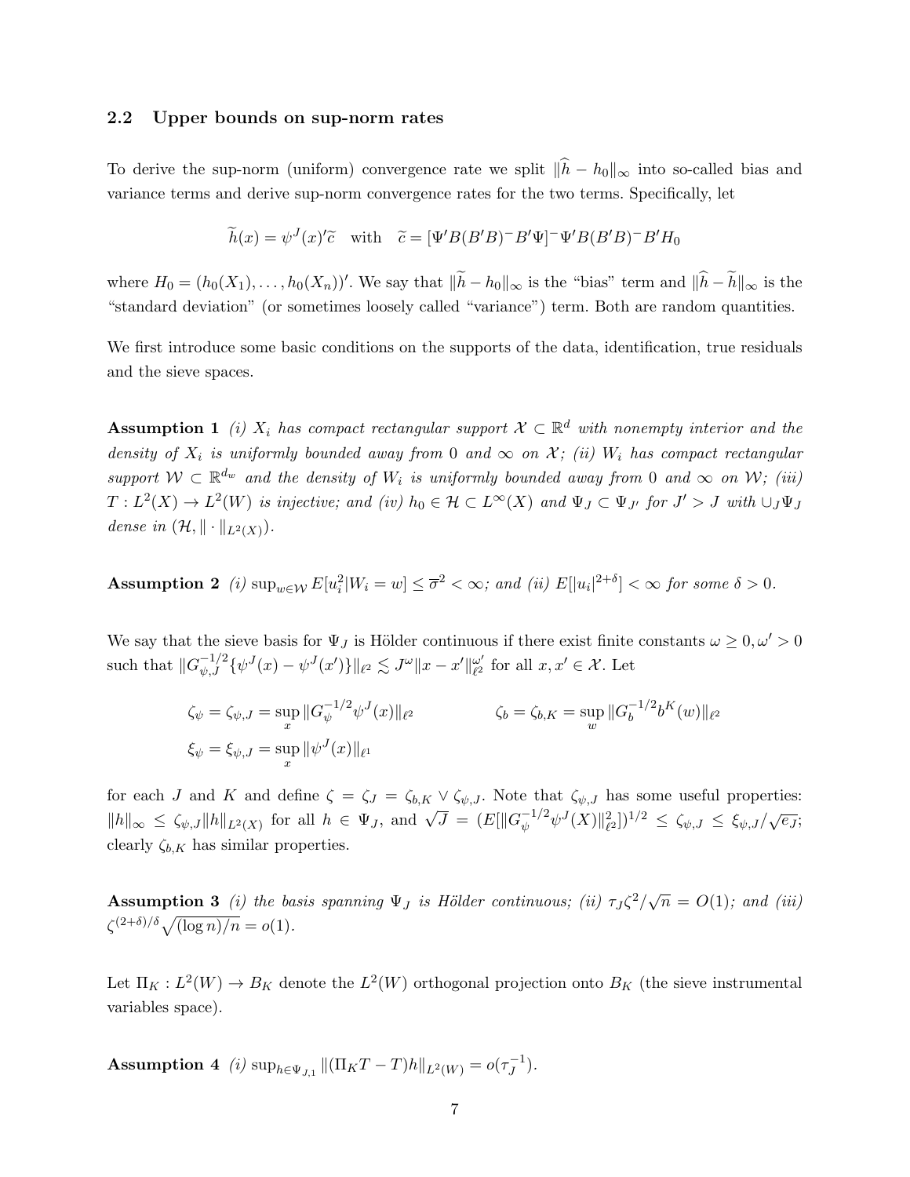### 2.2 Upper bounds on sup-norm rates

To derive the sup-norm (uniform) convergence rate we split $\|\widehat{h} - h_0\|_\infty$ into so-called bias and variance terms and derive sup-norm convergence rates for the two terms. Specifically, let

$$\widetilde{h}(x) = \psi^J(x)'\widetilde{c} \quad \text{with} \quad \widetilde{c} = [\Psi' B(B'B)^- B'\Psi]^- \Psi' B(B'B)^- B' H_0$$

where $H_0 = (h_0(X_1), \ldots, h_0(X_n))'$. We say that $\|\widetilde{h} - h_0\|_\infty$ is the "bias" term and $\|\widehat{h} - \widetilde{h}\|_\infty$ is the "standard deviation" (or sometimes loosely called "variance") term. Both are random quantities.

We first introduce some basic conditions on the supports of the data, identification, true residuals and the sieve spaces.

**Assumption 1** *(i) $X_i$ has compact rectangular support $\mathcal{X} \subset \mathbb{R}^d$ with nonempty interior and the density of $X_i$ is uniformly bounded away from 0 and $\infty$ on $\mathcal{X}$; (ii) $W_i$ has compact rectangular support $\mathcal{W} \subset \mathbb{R}^{d_w}$ and the density of $W_i$ is uniformly bounded away from 0 and $\infty$ on $\mathcal{W}$; (iii) $T : L^2(X) \to L^2(W)$ is injective; and (iv) $h_0 \in \mathcal{H} \subset L^\infty(X)$ and $\Psi_J \subset \Psi_{J'}$ for $J' > J$ with $\cup_J \Psi_J$ dense in $(\mathcal{H}, \|\cdot\|_{L^2(X)})$.*

**Assumption 2** *(i) $\sup_{w \in \mathcal{W}} E[u_i^2 | W_i = w] \leq \overline{\sigma}^2 < \infty$; and (ii) $E[|u_i|^{2+\delta}] < \infty$ for some $\delta > 0$.*

We say that the sieve basis for $\Psi_J$ is Hölder continuous if there exist finite constants $\omega \geq 0, \omega' > 0$ such that $\|G_{\psi,J}^{-1/2}\{\psi^J(x) - \psi^J(x')\}\|_{\ell^2} \lesssim J^\omega \|x - x'\|_{\ell^2}^{\omega'}$ for all $x, x' \in \mathcal{X}$. Let

$$\zeta_\psi = \zeta_{\psi,J} = \sup_x \|G_\psi^{-1/2}\psi^J(x)\|_{\ell^2} \qquad\qquad \zeta_b = \zeta_{b,K} = \sup_w \|G_b^{-1/2} b^K(w)\|_{\ell^2}$$
$$\xi_\psi = \xi_{\psi,J} = \sup_x \|\psi^J(x)\|_{\ell^1}$$

for each $J$ and $K$ and define $\zeta = \zeta_J = \zeta_{b,K} \vee \zeta_{\psi,J}$. Note that $\zeta_{\psi,J}$ has some useful properties: $\|h\|_\infty \leq \zeta_{\psi,J}\|h\|_{L^2(X)}$ for all $h \in \Psi_J$, and $\sqrt{J} = (E[\|G_\psi^{-1/2}\psi^J(X)\|_{\ell^2}^2])^{1/2} \leq \zeta_{\psi,J} \leq \xi_{\psi,J}/\sqrt{e_J}$; clearly $\zeta_{b,K}$ has similar properties.

**Assumption 3** *(i) the basis spanning $\Psi_J$ is Hölder continuous; (ii) $\tau_J \zeta^2/\sqrt{n} = O(1)$; and (iii) $\zeta^{(2+\delta)/\delta}\sqrt{(\log n)/n} = o(1)$.*

Let $\Pi_K : L^2(W) \to B_K$ denote the $L^2(W)$ orthogonal projection onto $B_K$ (the sieve instrumental variables space).

**Assumption 4** *(i) $\sup_{h \in \Psi_{J,1}} \|(\Pi_K T - T)h\|_{L^2(W)} = o(\tau_J^{-1})$.*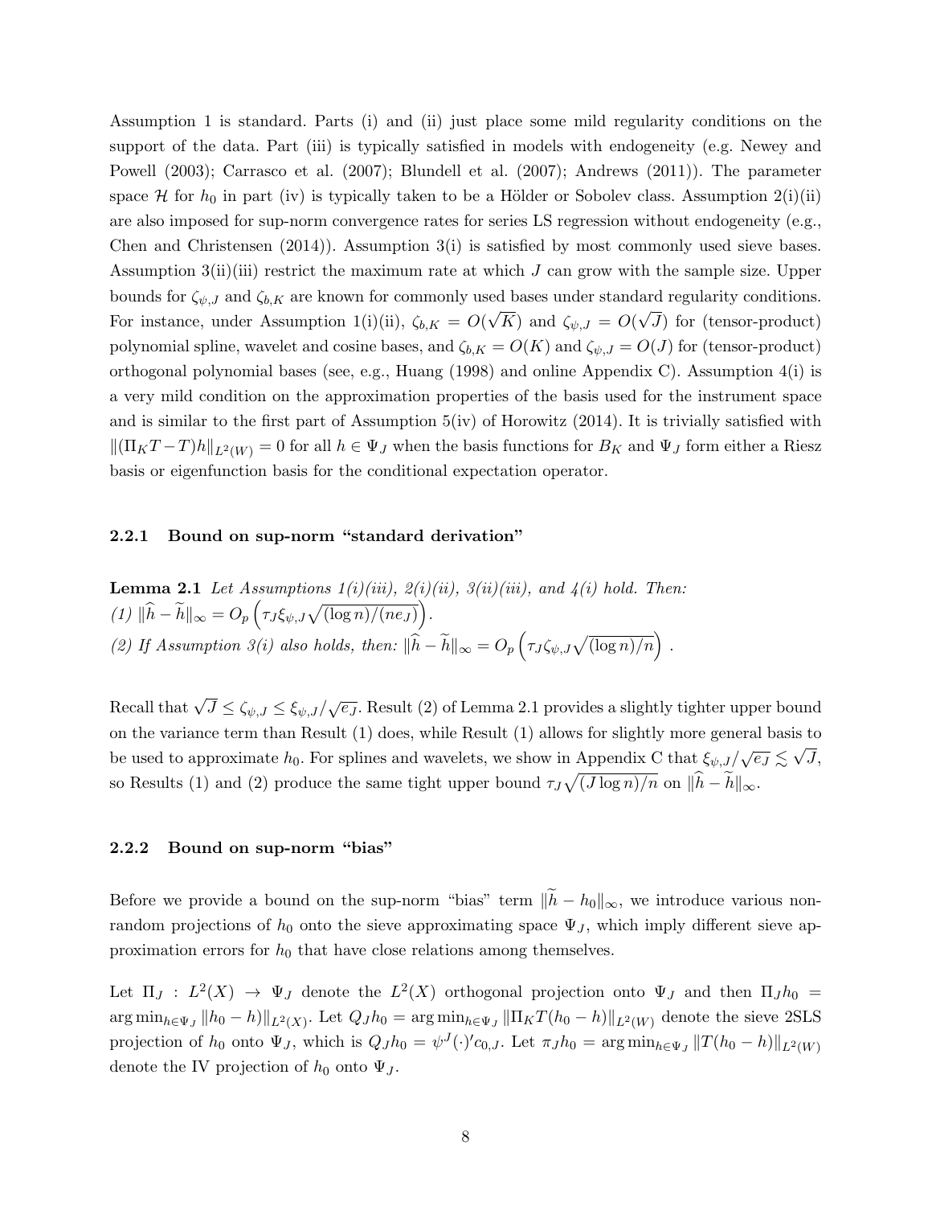Assumption 1 is standard. Parts (i) and (ii) just place some mild regularity conditions on the support of the data. Part (iii) is typically satisfied in models with endogeneity (e.g. Newey and Powell (2003); Carrasco et al. (2007); Blundell et al. (2007); Andrews (2011)). The parameter space $\mathcal{H}$ for $h_0$ in part (iv) is typically taken to be a Hölder or Sobolev class. Assumption 2(i)(ii) are also imposed for sup-norm convergence rates for series LS regression without endogeneity (e.g., Chen and Christensen (2014)). Assumption 3(i) is satisfied by most commonly used sieve bases. Assumption 3(ii)(iii) restrict the maximum rate at which $J$ can grow with the sample size. Upper bounds for $\zeta_{\psi,J}$ and $\zeta_{b,K}$ are known for commonly used bases under standard regularity conditions. For instance, under Assumption 1(i)(ii), $\zeta_{b,K} = O(\sqrt{K})$ and $\zeta_{\psi,J} = O(\sqrt{J})$ for (tensor-product) polynomial spline, wavelet and cosine bases, and $\zeta_{b,K} = O(K)$ and $\zeta_{\psi,J} = O(J)$ for (tensor-product) orthogonal polynomial bases (see, e.g., Huang (1998) and online Appendix C). Assumption 4(i) is a very mild condition on the approximation properties of the basis used for the instrument space and is similar to the first part of Assumption 5(iv) of Horowitz (2014). It is trivially satisfied with $\|(\Pi_K T - T)h\|_{L^2(W)} = 0$ for all $h \in \Psi_J$ when the basis functions for $B_K$ and $\Psi_J$ form either a Riesz basis or eigenfunction basis for the conditional expectation operator.

### 2.2.1 Bound on sup-norm "standard derivation"

**Lemma 2.1** *Let Assumptions 1(i)(iii), 2(i)(ii), 3(ii)(iii), and 4(i) hold. Then:*
*(1)* $\|\widehat{h} - \widetilde{h}\|_\infty = O_p\left(\tau_J \xi_{\psi,J}\sqrt{(\log n)/(n e_J)}\right)$.
*(2) If Assumption 3(i) also holds, then:* $\|\widehat{h} - \widetilde{h}\|_\infty = O_p\left(\tau_J \zeta_{\psi,J}\sqrt{(\log n)/n}\right)$ .

Recall that $\sqrt{J} \leq \zeta_{\psi,J} \leq \xi_{\psi,J}/\sqrt{e_J}$. Result (2) of Lemma 2.1 provides a slightly tighter upper bound on the variance term than Result (1) does, while Result (1) allows for slightly more general basis to be used to approximate $h_0$. For splines and wavelets, we show in Appendix C that $\xi_{\psi,J}/\sqrt{e_J} \lesssim \sqrt{J}$, so Results (1) and (2) produce the same tight upper bound $\tau_J\sqrt{(J\log n)/n}$ on $\|\widehat{h} - \widetilde{h}\|_\infty$.

### 2.2.2 Bound on sup-norm "bias"

Before we provide a bound on the sup-norm "bias" term $\|\widetilde{h} - h_0\|_\infty$, we introduce various non-random projections of $h_0$ onto the sieve approximating space $\Psi_J$, which imply different sieve approximation errors for $h_0$ that have close relations among themselves.

Let $\Pi_J : L^2(X) \to \Psi_J$ denote the $L^2(X)$ orthogonal projection onto $\Psi_J$ and then $\Pi_J h_0 = \arg\min_{h\in\Psi_J} \|h_0 - h)\|_{L^2(X)}$. Let $Q_J h_0 = \arg\min_{h\in\Psi_J} \|\Pi_K T(h_0 - h)\|_{L^2(W)}$ denote the sieve 2SLS projection of $h_0$ onto $\Psi_J$, which is $Q_J h_0 = \psi^J(\cdot)' c_{0,J}$. Let $\pi_J h_0 = \arg\min_{h\in\Psi_J} \|T(h_0 - h)\|_{L^2(W)}$ denote the IV projection of $h_0$ onto $\Psi_J$.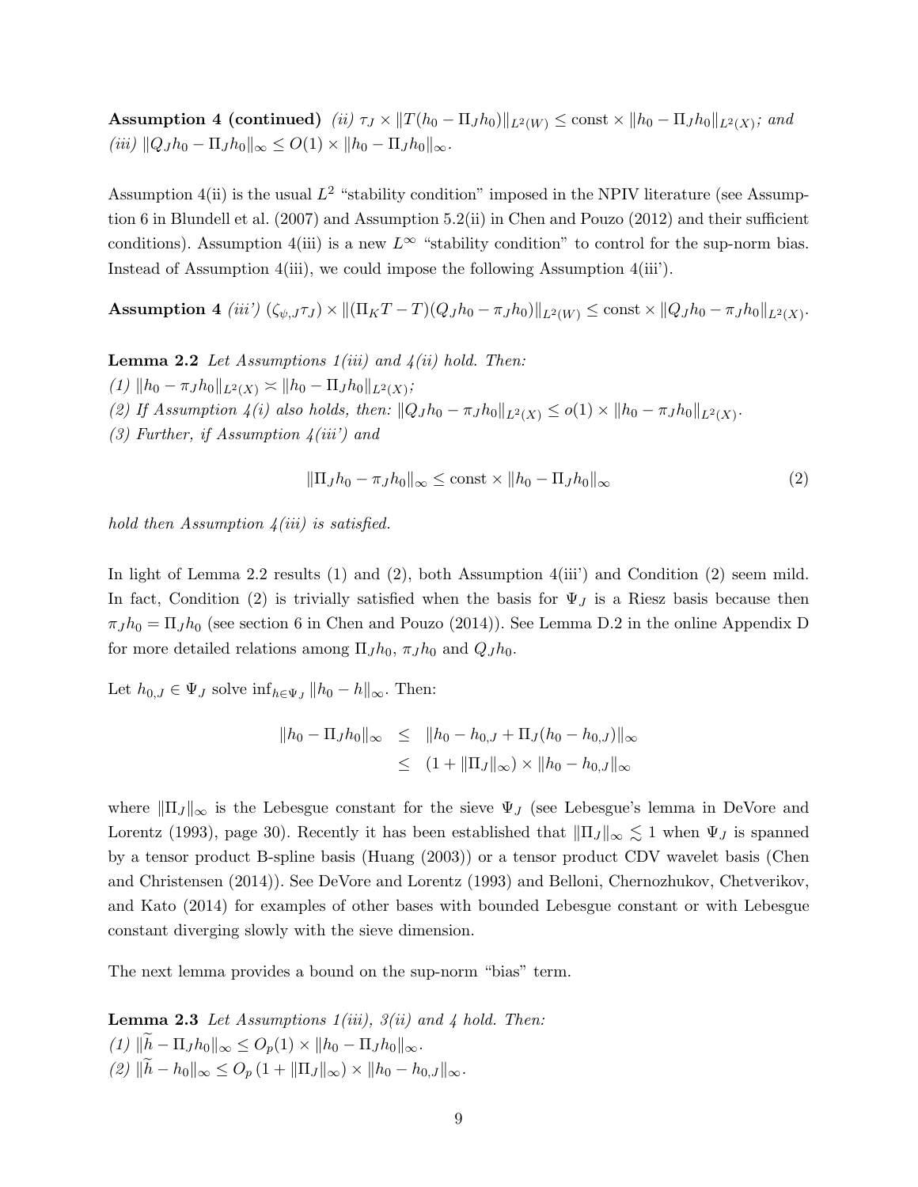**Assumption 4 (continued)** *(ii)* $\tau_J \times \|T(h_0 - \Pi_J h_0)\|_{L^2(W)} \leq \text{const} \times \|h_0 - \Pi_J h_0\|_{L^2(X)}$*; and* *(iii)* $\|Q_J h_0 - \Pi_J h_0\|_\infty \leq O(1) \times \|h_0 - \Pi_J h_0\|_\infty$.

Assumption 4(ii) is the usual $L^2$ "stability condition" imposed in the NPIV literature (see Assumption 6 in Blundell et al. (2007) and Assumption 5.2(ii) in Chen and Pouzo (2012) and their sufficient conditions). Assumption 4(iii) is a new $L^\infty$ "stability condition" to control for the sup-norm bias. Instead of Assumption 4(iii), we could impose the following Assumption 4(iii').

**Assumption 4** *(iii')* $(\zeta_{\psi,J}\tau_J) \times \|(\Pi_K T - T)(Q_J h_0 - \pi_J h_0)\|_{L^2(W)} \leq \text{const} \times \|Q_J h_0 - \pi_J h_0\|_{L^2(X)}$.

**Lemma 2.2** *Let Assumptions 1(iii) and 4(ii) hold. Then:*
*(1)* $\|h_0 - \pi_J h_0\|_{L^2(X)} \asymp \|h_0 - \Pi_J h_0\|_{L^2(X)}$*;*
*(2) If Assumption 4(i) also holds, then:* $\|Q_J h_0 - \pi_J h_0\|_{L^2(X)} \leq o(1) \times \|h_0 - \pi_J h_0\|_{L^2(X)}$.
*(3) Further, if Assumption 4(iii') and*

$$\|\Pi_J h_0 - \pi_J h_0\|_\infty \leq \text{const} \times \|h_0 - \Pi_J h_0\|_\infty \tag{2}$$

*hold then Assumption 4(iii) is satisfied.*

In light of Lemma 2.2 results (1) and (2), both Assumption 4(iii') and Condition (2) seem mild. In fact, Condition (2) is trivially satisfied when the basis for $\Psi_J$ is a Riesz basis because then $\pi_J h_0 = \Pi_J h_0$ (see section 6 in Chen and Pouzo (2014)). See Lemma D.2 in the online Appendix D for more detailed relations among $\Pi_J h_0$, $\pi_J h_0$ and $Q_J h_0$.

Let $h_{0,J} \in \Psi_J$ solve $\inf_{h \in \Psi_J} \|h_0 - h\|_\infty$. Then:

$$\begin{aligned}
\|h_0 - \Pi_J h_0\|_\infty &\leq \|h_0 - h_{0,J} + \Pi_J(h_0 - h_{0,J})\|_\infty \\
&\leq (1 + \|\Pi_J\|_\infty) \times \|h_0 - h_{0,J}\|_\infty
\end{aligned}$$

where $\|\Pi_J\|_\infty$ is the Lebesgue constant for the sieve $\Psi_J$ (see Lebesgue's lemma in DeVore and Lorentz (1993), page 30). Recently it has been established that $\|\Pi_J\|_\infty \lesssim 1$ when $\Psi_J$ is spanned by a tensor product B-spline basis (Huang (2003)) or a tensor product CDV wavelet basis (Chen and Christensen (2014)). See DeVore and Lorentz (1993) and Belloni, Chernozhukov, Chetverikov, and Kato (2014) for examples of other bases with bounded Lebesgue constant or with Lebesgue constant diverging slowly with the sieve dimension.

The next lemma provides a bound on the sup-norm "bias" term.

**Lemma 2.3** *Let Assumptions 1(iii), 3(ii) and 4 hold. Then:*
*(1)* $\|\widetilde{h} - \Pi_J h_0\|_\infty \leq O_p(1) \times \|h_0 - \Pi_J h_0\|_\infty$.
*(2)* $\|\widetilde{h} - h_0\|_\infty \leq O_p(1 + \|\Pi_J\|_\infty) \times \|h_0 - h_{0,J}\|_\infty$.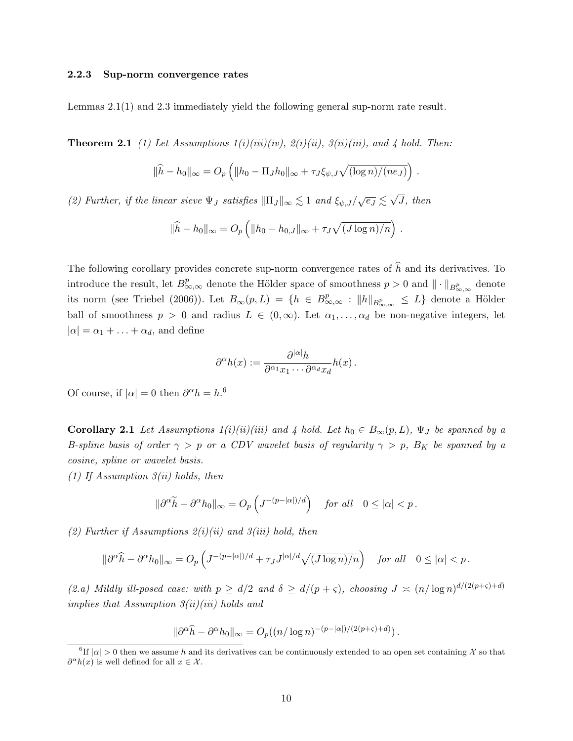#### 2.2.3 Sup-norm convergence rates

Lemmas 2.1(1) and 2.3 immediately yield the following general sup-norm rate result.

**Theorem 2.1** *(1) Let Assumptions 1(i)(iii)(iv), 2(i)(ii), 3(ii)(iii), and 4 hold. Then:*

$$\|\widehat{h} - h_0\|_\infty = O_p\left(\|h_0 - \Pi_J h_0\|_\infty + \tau_J \xi_{\psi,J}\sqrt{(\log n)/(n e_J)}\right).$$

*(2) Further, if the linear sieve $\Psi_J$ satisfies $\|\Pi_J\|_\infty \lesssim 1$ and $\xi_{\psi,J}/\sqrt{e_J} \lesssim \sqrt{J}$, then*

$$\|\widehat{h} - h_0\|_\infty = O_p\left(\|h_0 - h_{0,J}\|_\infty + \tau_J \sqrt{(J \log n)/n}\right).$$

The following corollary provides concrete sup-norm convergence rates of $\widehat{h}$ and its derivatives. To introduce the result, let $B^p_{\infty,\infty}$ denote the Hölder space of smoothness $p > 0$ and $\|\cdot\|_{B^p_{\infty,\infty}}$ denote its norm (see Triebel (2006)). Let $B_\infty(p, L) = \{h \in B^p_{\infty,\infty} : \|h\|_{B^p_{\infty,\infty}} \le L\}$ denote a Hölder ball of smoothness $p > 0$ and radius $L \in (0, \infty)$. Let $\alpha_1, \ldots, \alpha_d$ be non-negative integers, let $|\alpha| = \alpha_1 + \ldots + \alpha_d$, and define

$$\partial^\alpha h(x) := \frac{\partial^{|\alpha|} h}{\partial^{\alpha_1} x_1 \cdots \partial^{\alpha_d} x_d} h(x).$$

Of course, if $|\alpha| = 0$ then $\partial^\alpha h = h$.[6]

**Corollary 2.1** *Let Assumptions 1(i)(ii)(iii) and 4 hold. Let $h_0 \in B_\infty(p, L)$, $\Psi_J$ be spanned by a B-spline basis of order $\gamma > p$ or a CDV wavelet basis of regularity $\gamma > p$, $B_K$ be spanned by a cosine, spline or wavelet basis.*

*(1) If Assumption 3(ii) holds, then*

$$\|\partial^\alpha \widetilde{h} - \partial^\alpha h_0\|_\infty = O_p\left(J^{-(p-|\alpha|)/d}\right) \quad \text{for all} \quad 0 \le |\alpha| < p.$$

*(2) Further if Assumptions 2(i)(ii) and 3(iii) hold, then*

$$\|\partial^\alpha \widehat{h} - \partial^\alpha h_0\|_\infty = O_p\left(J^{-(p-|\alpha|)/d} + \tau_J J^{|\alpha|/d} \sqrt{(J \log n)/n}\right) \quad \text{for all} \quad 0 \le |\alpha| < p.$$

*(2.a) Mildly ill-posed case: with $p \ge d/2$ and $\delta \ge d/(p + \varsigma)$, choosing $J \asymp (n/\log n)^{d/(2(p+\varsigma)+d)}$ implies that Assumption 3(ii)(iii) holds and*

$$\|\partial^\alpha \widehat{h} - \partial^\alpha h_0\|_\infty = O_p((n/\log n)^{-(p-|\alpha|)/(2(p+\varsigma)+d)}).$$

[6] If $|\alpha| > 0$ then we assume $h$ and its derivatives can be continuously extended to an open set containing $\mathcal{X}$ so that $\partial^\alpha h(x)$ is well defined for all $x \in \mathcal{X}$.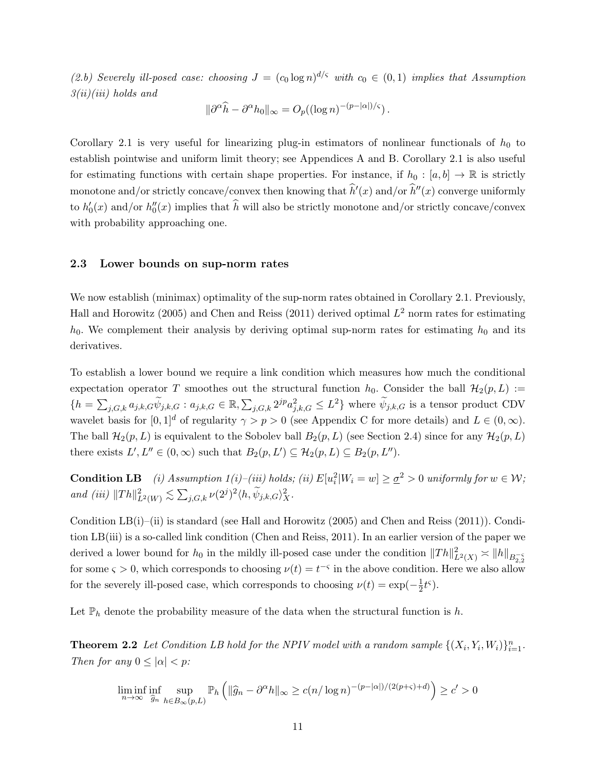*(2.b) Severely ill-posed case: choosing $J = (c_0 \log n)^{d/\varsigma}$ with $c_0 \in (0,1)$ implies that Assumption 3(ii)(iii) holds and*

$$\|\partial^\alpha \widehat{h} - \partial^\alpha h_0\|_\infty = O_p((\log n)^{-(p-|\alpha|)/\varsigma}).$$

Corollary 2.1 is very useful for linearizing plug-in estimators of nonlinear functionals of $h_0$ to establish pointwise and uniform limit theory; see Appendices A and B. Corollary 2.1 is also useful for estimating functions with certain shape properties. For instance, if $h_0 : [a,b] \to \mathbb{R}$ is strictly monotone and/or strictly concave/convex then knowing that $\widehat{h}'(x)$ and/or $\widehat{h}''(x)$ converge uniformly to $h_0'(x)$ and/or $h_0''(x)$ implies that $\widehat{h}$ will also be strictly monotone and/or strictly concave/convex with probability approaching one.

### 2.3 Lower bounds on sup-norm rates

We now establish (minimax) optimality of the sup-norm rates obtained in Corollary 2.1. Previously, Hall and Horowitz (2005) and Chen and Reiss (2011) derived optimal $L^2$ norm rates for estimating $h_0$. We complement their analysis by deriving optimal sup-norm rates for estimating $h_0$ and its derivatives.

To establish a lower bound we require a link condition which measures how much the conditional expectation operator $T$ smoothes out the structural function $h_0$. Consider the ball $\mathcal{H}_2(p, L) := \{h = \sum_{j,G,k} a_{j,k,G} \widetilde{\psi}_{j,k,G} : a_{j,k,G} \in \mathbb{R}, \sum_{j,G,k} 2^{jp} a_{j,k,G}^2 \leq L^2\}$ where $\widetilde{\psi}_{j,k,G}$ is a tensor product CDV wavelet basis for $[0,1]^d$ of regularity $\gamma > p > 0$ (see Appendix C for more details) and $L \in (0, \infty)$. The ball $\mathcal{H}_2(p, L)$ is equivalent to the Sobolev ball $B_2(p, L)$ (see Section 2.4) since for any $\mathcal{H}_2(p, L)$ there exists $L', L'' \in (0, \infty)$ such that $B_2(p, L') \subseteq \mathcal{H}_2(p, L) \subseteq B_2(p, L'')$.

**Condition LB** *(i) Assumption 1(i)–(iii) holds; (ii) $E[u_i^2|W_i = w] \geq \underline{\sigma}^2 > 0$ uniformly for $w \in \mathcal{W}$; and (iii) $\|Th\|_{L^2(W)}^2 \lesssim \sum_{j,G,k} \nu(2^j)^2 \langle h, \widetilde{\psi}_{j,k,G} \rangle_X^2$.*

Condition LB(i)–(ii) is standard (see Hall and Horowitz (2005) and Chen and Reiss (2011)). Condition LB(iii) is a so-called link condition (Chen and Reiss, 2011). In an earlier version of the paper we derived a lower bound for $h_0$ in the mildly ill-posed case under the condition $\|Th\|_{L^2(X)}^2 \asymp \|h\|_{B_{2,2}^{-\varsigma}}$ for some $\varsigma > 0$, which corresponds to choosing $\nu(t) = t^{-\varsigma}$ in the above condition. Here we also allow for the severely ill-posed case, which corresponds to choosing $\nu(t) = \exp(-\frac{1}{2} t^\varsigma)$.

Let $\mathbb{P}_h$ denote the probability measure of the data when the structural function is $h$.

**Theorem 2.2** *Let Condition LB hold for the NPIV model with a random sample $\{(X_i, Y_i, W_i)\}_{i=1}^n$. Then for any $0 \leq |\alpha| < p$:*

$$\liminf_{n\to\infty} \inf_{\widehat{g}_n} \sup_{h \in B_\infty(p,L)} \mathbb{P}_h\left(\|\widehat{g}_n - \partial^\alpha h\|_\infty \geq c(n/\log n)^{-(p-|\alpha|)/(2(p+\varsigma)+d)}\right) \geq c' > 0$$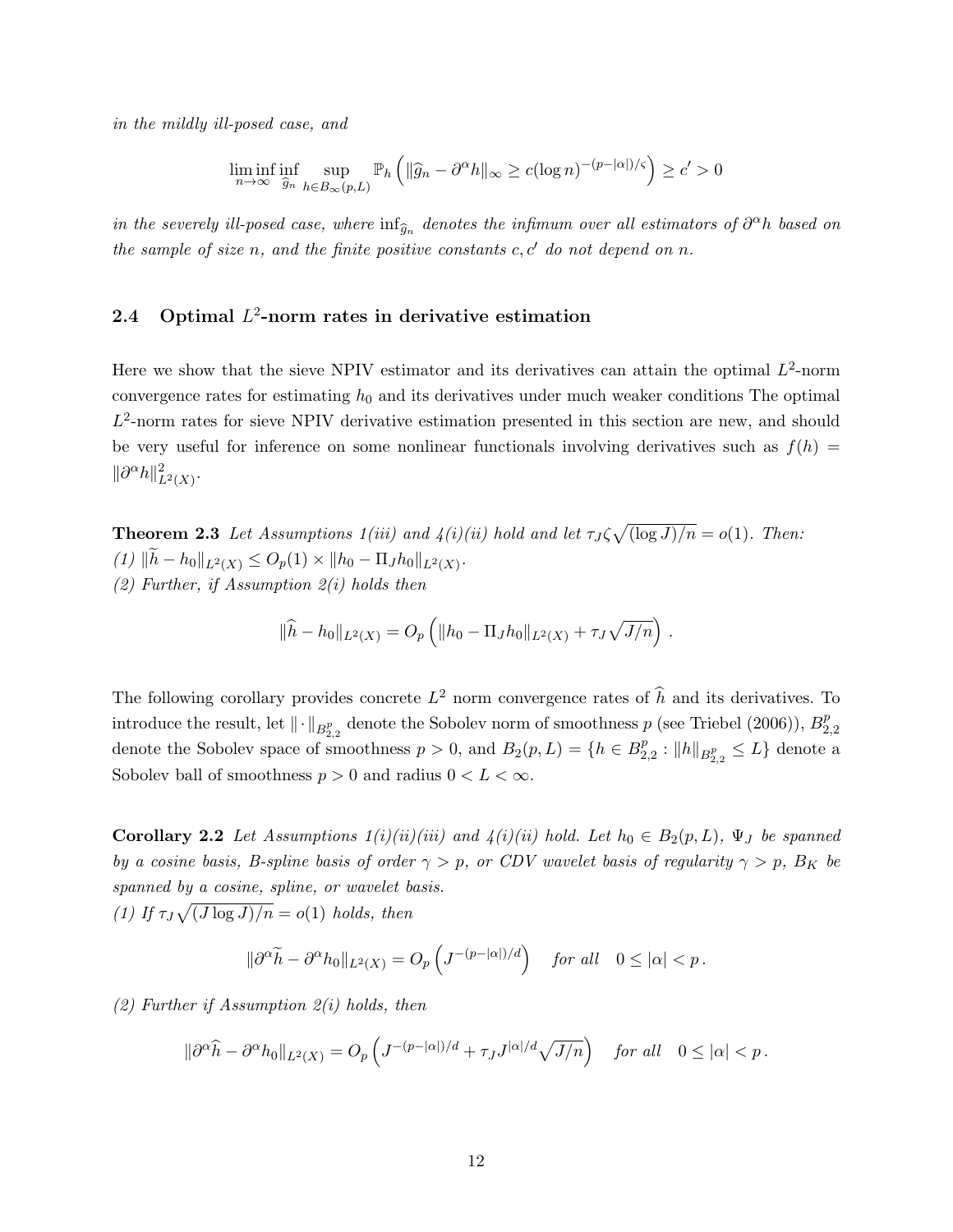*in the mildly ill-posed case, and*

$$\liminf_{n\to\infty} \inf_{\widehat{g}_n} \sup_{h \in B_\infty(p,L)} \mathbb{P}_h \left( \|\widehat{g}_n - \partial^\alpha h\|_\infty \geq c(\log n)^{-(p-|\alpha|)/\varsigma} \right) \geq c' > 0$$

*in the severely ill-posed case, where* $\inf_{\widehat{g}_n}$ *denotes the infimum over all estimators of* $\partial^\alpha h$ *based on the sample of size* $n$*, and the finite positive constants* $c, c'$ *do not depend on* $n$*.*

### 2.4 Optimal $L^2$-norm rates in derivative estimation

Here we show that the sieve NPIV estimator and its derivatives can attain the optimal $L^2$-norm convergence rates for estimating $h_0$ and its derivatives under much weaker conditions The optimal $L^2$-norm rates for sieve NPIV derivative estimation presented in this section are new, and should be very useful for inference on some nonlinear functionals involving derivatives such as $f(h) = \|\partial^\alpha h\|^2_{L^2(X)}$.

**Theorem 2.3** *Let Assumptions 1(iii) and 4(i)(ii) hold and let* $\tau_J \zeta \sqrt{(\log J)/n} = o(1)$*. Then:*
*(1)* $\|\widetilde{h} - h_0\|_{L^2(X)} \leq O_p(1) \times \|h_0 - \Pi_J h_0\|_{L^2(X)}$.
*(2) Further, if Assumption 2(i) holds then*

$$\|\widehat{h} - h_0\|_{L^2(X)} = O_p \left( \|h_0 - \Pi_J h_0\|_{L^2(X)} + \tau_J \sqrt{J/n} \right) .$$

The following corollary provides concrete $L^2$ norm convergence rates of $\widehat{h}$ and its derivatives. To introduce the result, let $\|\cdot\|_{B^p_{2,2}}$ denote the Sobolev norm of smoothness $p$ (see Triebel (2006)), $B^p_{2,2}$ denote the Sobolev space of smoothness $p > 0$, and $B_2(p, L) = \{h \in B^p_{2,2} : \|h\|_{B^p_{2,2}} \leq L\}$ denote a Sobolev ball of smoothness $p > 0$ and radius $0 < L < \infty$.

**Corollary 2.2** *Let Assumptions 1(i)(ii)(iii) and 4(i)(ii) hold. Let* $h_0 \in B_2(p, L)$*,* $\Psi_J$ *be spanned by a cosine basis, B-spline basis of order* $\gamma > p$*, or CDV wavelet basis of regularity* $\gamma > p$*,* $B_K$ *be spanned by a cosine, spline, or wavelet basis.*
*(1) If* $\tau_J \sqrt{(J \log J)/n} = o(1)$ *holds, then*

$$\|\partial^\alpha \widetilde{h} - \partial^\alpha h_0\|_{L^2(X)} = O_p \left( J^{-(p-|\alpha|)/d} \right) \quad \textit{for all} \quad 0 \leq |\alpha| < p \, .$$

*(2) Further if Assumption 2(i) holds, then*

$$\|\partial^\alpha \widehat{h} - \partial^\alpha h_0\|_{L^2(X)} = O_p \left( J^{-(p-|\alpha|)/d} + \tau_J J^{|\alpha|/d} \sqrt{J/n} \right) \quad \textit{for all} \quad 0 \leq |\alpha| < p \, .$$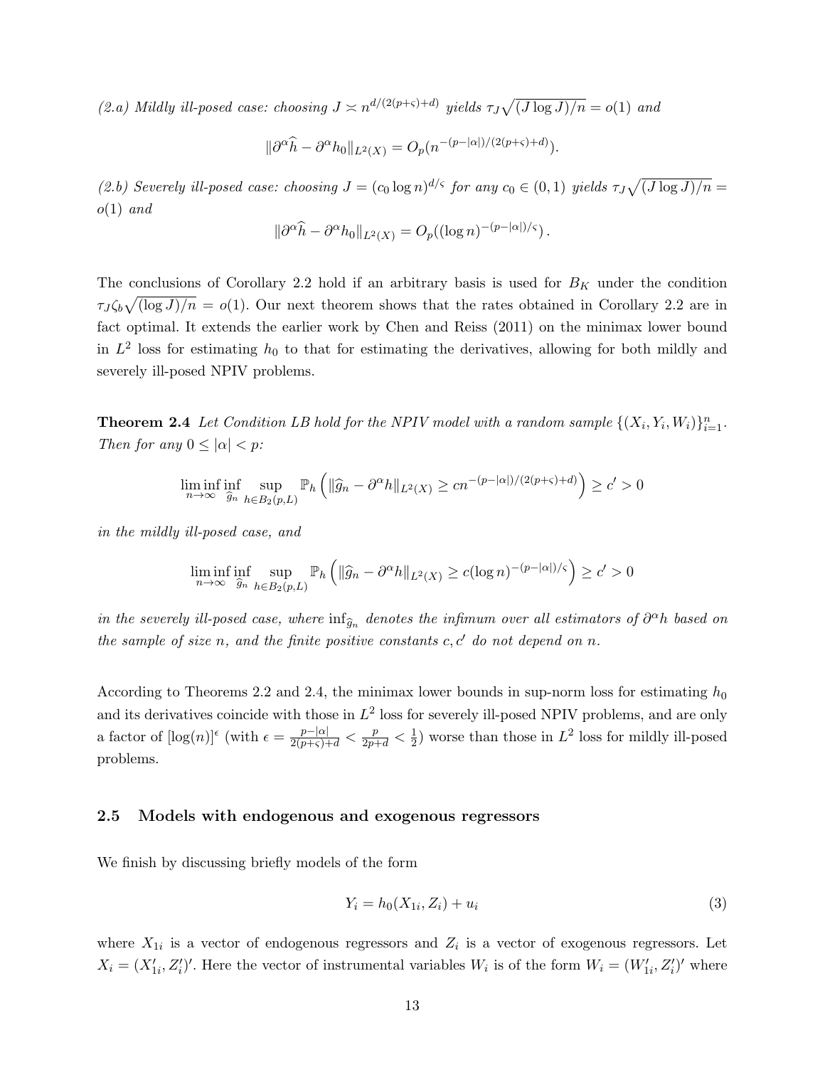*(2.a) Mildly ill-posed case: choosing $J \asymp n^{d/(2(p+\varsigma)+d)}$ yields $\tau_J \sqrt{(J \log J)/n} = o(1)$ and*

$$\|\partial^\alpha \widehat{h} - \partial^\alpha h_0\|_{L^2(X)} = O_p(n^{-(p-|\alpha|)/(2(p+\varsigma)+d)}).$$

*(2.b) Severely ill-posed case: choosing $J = (c_0 \log n)^{d/\varsigma}$ for any $c_0 \in (0,1)$ yields $\tau_J \sqrt{(J \log J)/n} = o(1)$ and*

$$\|\partial^\alpha \widehat{h} - \partial^\alpha h_0\|_{L^2(X)} = O_p((\log n)^{-(p-|\alpha|)/\varsigma}).$$

The conclusions of Corollary 2.2 hold if an arbitrary basis is used for $B_K$ under the condition $\tau_J \zeta_b \sqrt{(\log J)/n} = o(1)$. Our next theorem shows that the rates obtained in Corollary 2.2 are in fact optimal. It extends the earlier work by Chen and Reiss (2011) on the minimax lower bound in $L^2$ loss for estimating $h_0$ to that for estimating the derivatives, allowing for both mildly and severely ill-posed NPIV problems.

**Theorem 2.4** *Let Condition LB hold for the NPIV model with a random sample $\{(X_i, Y_i, W_i)\}_{i=1}^n$. Then for any $0 \leq |\alpha| < p$:*

$$\liminf_{n \to \infty} \inf_{\widehat{g}_n} \sup_{h \in B_2(p,L)} \mathbb{P}_h \left( \|\widehat{g}_n - \partial^\alpha h\|_{L^2(X)} \geq c n^{-(p-|\alpha|)/(2(p+\varsigma)+d)} \right) \geq c' > 0$$

*in the mildly ill-posed case, and*

$$\liminf_{n \to \infty} \inf_{\widehat{g}_n} \sup_{h \in B_2(p,L)} \mathbb{P}_h \left( \|\widehat{g}_n - \partial^\alpha h\|_{L^2(X)} \geq c (\log n)^{-(p-|\alpha|)/\varsigma} \right) \geq c' > 0$$

*in the severely ill-posed case, where $\inf_{\widehat{g}_n}$ denotes the infimum over all estimators of $\partial^\alpha h$ based on the sample of size $n$, and the finite positive constants $c, c'$ do not depend on $n$.*

According to Theorems 2.2 and 2.4, the minimax lower bounds in sup-norm loss for estimating $h_0$ and its derivatives coincide with those in $L^2$ loss for severely ill-posed NPIV problems, and are only a factor of $[\log(n)]^\epsilon$ (with $\epsilon = \frac{p-|\alpha|}{2(p+\varsigma)+d} < \frac{p}{2p+d} < \frac{1}{2}$) worse than those in $L^2$ loss for mildly ill-posed problems.

## 2.5 Models with endogenous and exogenous regressors

We finish by discussing briefly models of the form

$$Y_i = h_0(X_{1i}, Z_i) + u_i \tag{3}$$

where $X_{1i}$ is a vector of endogenous regressors and $Z_i$ is a vector of exogenous regressors. Let $X_i = (X_{1i}', Z_i')'$. Here the vector of instrumental variables $W_i$ is of the form $W_i = (W_{1i}', Z_i')'$ where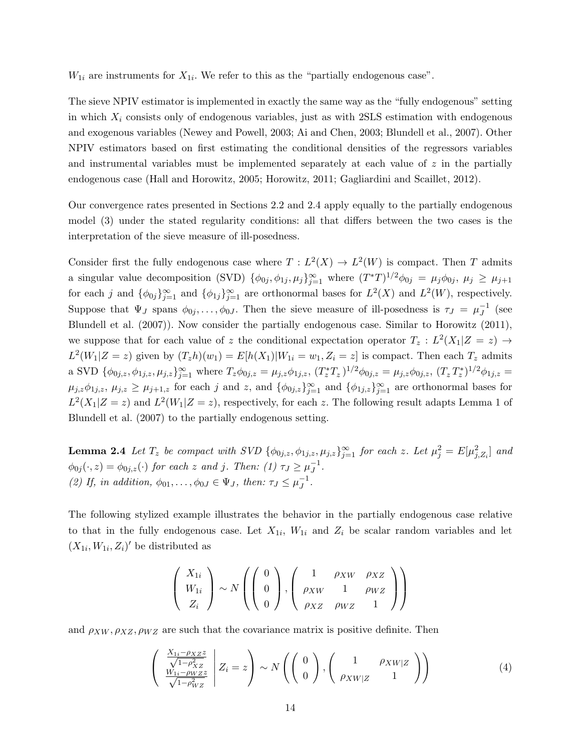$W_{1i}$ are instruments for $X_{1i}$. We refer to this as the "partially endogenous case".

The sieve NPIV estimator is implemented in exactly the same way as the "fully endogenous" setting in which $X_i$ consists only of endogenous variables, just as with 2SLS estimation with endogenous and exogenous variables (Newey and Powell, 2003; Ai and Chen, 2003; Blundell et al., 2007). Other NPIV estimators based on first estimating the conditional densities of the regressors variables and instrumental variables must be implemented separately at each value of $z$ in the partially endogenous case (Hall and Horowitz, 2005; Horowitz, 2011; Gagliardini and Scaillet, 2012).

Our convergence rates presented in Sections 2.2 and 2.4 apply equally to the partially endogenous model (3) under the stated regularity conditions: all that differs between the two cases is the interpretation of the sieve measure of ill-posedness.

Consider first the fully endogenous case where $T : L^2(X) \to L^2(W)$ is compact. Then $T$ admits a singular value decomposition (SVD) $\{\phi_{0j}, \phi_{1j}, \mu_j\}_{j=1}^{\infty}$ where $(T^*T)^{1/2}\phi_{0j} = \mu_j \phi_{0j}$, $\mu_j \geq \mu_{j+1}$ for each $j$ and $\{\phi_{0j}\}_{j=1}^{\infty}$ and $\{\phi_{1j}\}_{j=1}^{\infty}$ are orthonormal bases for $L^2(X)$ and $L^2(W)$, respectively. Suppose that $\Psi_J$ spans $\phi_{0j}, \ldots, \phi_{0J}$. Then the sieve measure of ill-posedness is $\tau_J = \mu_J^{-1}$ (see Blundell et al. (2007)). Now consider the partially endogenous case. Similar to Horowitz (2011), we suppose that for each value of $z$ the conditional expectation operator $T_z : L^2(X_1|Z = z) \to L^2(W_1|Z = z)$ given by $(T_z h)(w_1) = E[h(X_1)|W_{1i} = w_1, Z_i = z]$ is compact. Then each $T_z$ admits a SVD $\{\phi_{0j,z}, \phi_{1j,z}, \mu_{j,z}\}_{j=1}^{\infty}$ where $T_z \phi_{0j,z} = \mu_{j,z}\phi_{1j,z}$, $(T_z^* T_z)^{1/2}\phi_{0j,z} = \mu_{j,z}\phi_{0j,z}$, $(T_z T_z^*)^{1/2}\phi_{1j,z} = \mu_{j,z}\phi_{1j,z}$, $\mu_{j,z} \geq \mu_{j+1,z}$ for each $j$ and $z$, and $\{\phi_{0j,z}\}_{j=1}^{\infty}$ and $\{\phi_{1j,z}\}_{j=1}^{\infty}$ are orthonormal bases for $L^2(X_1|Z = z)$ and $L^2(W_1|Z = z)$, respectively, for each $z$. The following result adapts Lemma 1 of Blundell et al. (2007) to the partially endogenous setting.

**Lemma 2.4** *Let $T_z$ be compact with SVD $\{\phi_{0j,z}, \phi_{1j,z}, \mu_{j,z}\}_{j=1}^{\infty}$ for each $z$. Let $\mu_j^2 = E[\mu_{j,Z_i}^2]$ and $\phi_{0j}(\cdot, z) = \phi_{0j,z}(\cdot)$ for each $z$ and $j$. Then: (1) $\tau_J \geq \mu_J^{-1}$.*
*(2) If, in addition, $\phi_{01}, \ldots, \phi_{0J} \in \Psi_J$, then: $\tau_J \leq \mu_J^{-1}$.*

The following stylized example illustrates the behavior in the partially endogenous case relative to that in the fully endogenous case. Let $X_{1i}$, $W_{1i}$ and $Z_i$ be scalar random variables and let $(X_{1i}, W_{1i}, Z_i)'$ be distributed as

$$\begin{pmatrix} X_{1i} \\ W_{1i} \\ Z_i \end{pmatrix} \sim N\left( \begin{pmatrix} 0 \\ 0 \\ 0 \end{pmatrix}, \begin{pmatrix} 1 & \rho_{XW} & \rho_{XZ} \\ \rho_{XW} & 1 & \rho_{WZ} \\ \rho_{XZ} & \rho_{WZ} & 1 \end{pmatrix} \right)$$

and $\rho_{XW}, \rho_{XZ}, \rho_{WZ}$ are such that the covariance matrix is positive definite. Then

$$\left( \begin{array}{c} \frac{X_{1i} - \rho_{XZ} z}{\sqrt{1-\rho_{XZ}^2}} \\ \frac{W_{1i} - \rho_{WZ} z}{\sqrt{1-\rho_{WZ}^2}} \end{array} \middle| Z_i = z \right) \sim N\left( \begin{pmatrix} 0 \\ 0 \end{pmatrix}, \begin{pmatrix} 1 & \rho_{XW|Z} \\ \rho_{XW|Z} & 1 \end{pmatrix} \right) \tag{4}$$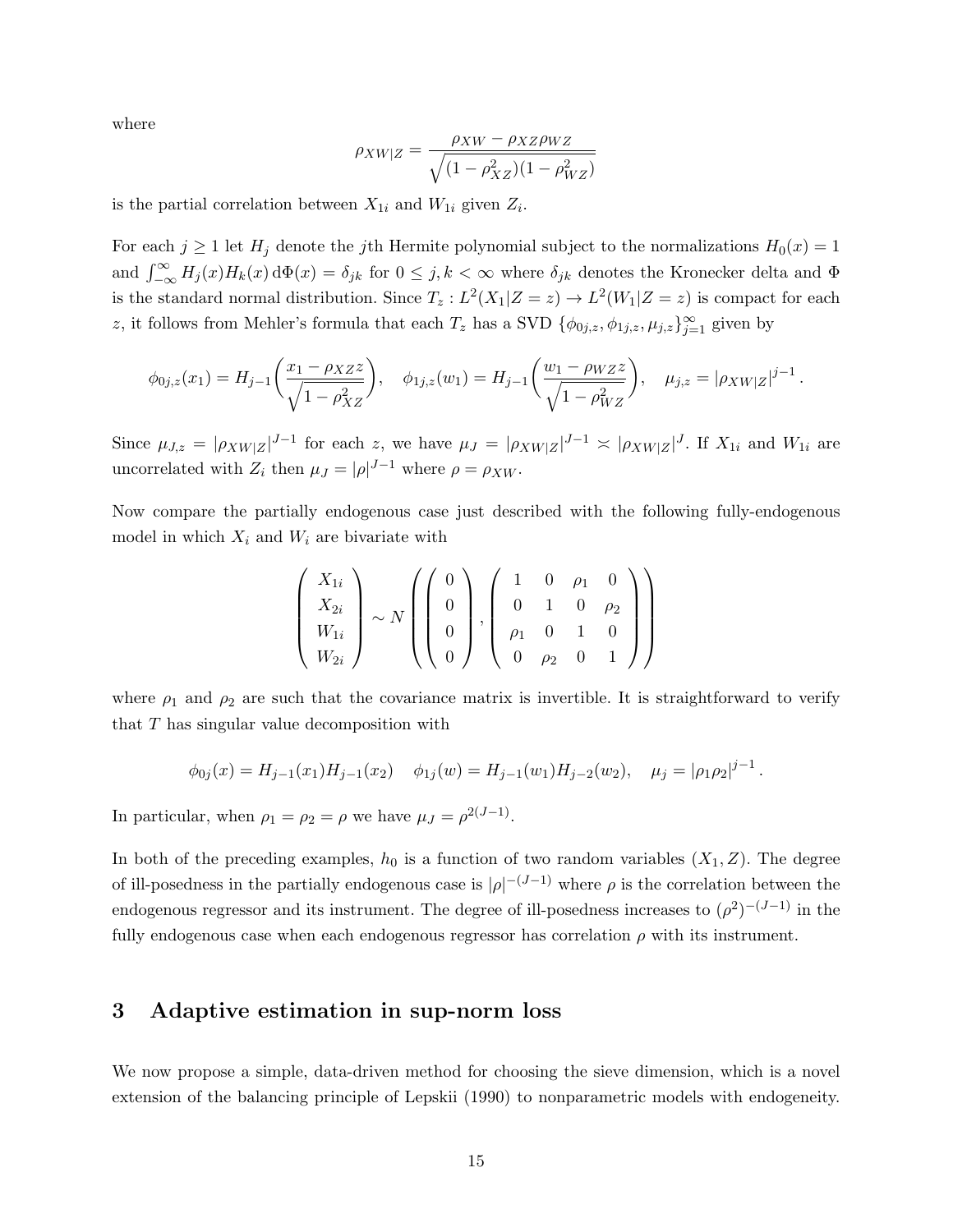where

$$\rho_{XW|Z} = \frac{\rho_{XW} - \rho_{XZ}\rho_{WZ}}{\sqrt{(1-\rho_{XZ}^2)(1-\rho_{WZ}^2)}}$$

is the partial correlation between $X_{1i}$ and $W_{1i}$ given $Z_i$.

For each $j \geq 1$ let $H_j$ denote the $j$th Hermite polynomial subject to the normalizations $H_0(x) = 1$ and $\int_{-\infty}^{\infty} H_j(x)H_k(x)\,\mathrm{d}\Phi(x) = \delta_{jk}$ for $0 \leq j, k < \infty$ where $\delta_{jk}$ denotes the Kronecker delta and $\Phi$ is the standard normal distribution. Since $T_z : L^2(X_1|Z = z) \to L^2(W_1|Z = z)$ is compact for each $z$, it follows from Mehler's formula that each $T_z$ has a SVD $\{\phi_{0j,z}, \phi_{1j,z}, \mu_{j,z}\}_{j=1}^{\infty}$ given by

$$\phi_{0j,z}(x_1) = H_{j-1}\left(\frac{x_1 - \rho_{XZ}z}{\sqrt{1-\rho_{XZ}^2}}\right), \quad \phi_{1j,z}(w_1) = H_{j-1}\left(\frac{w_1 - \rho_{WZ}z}{\sqrt{1-\rho_{WZ}^2}}\right), \quad \mu_{j,z} = |\rho_{XW|Z}|^{j-1}.$$

Since $\mu_{J,z} = |\rho_{XW|Z}|^{J-1}$ for each $z$, we have $\mu_J = |\rho_{XW|Z}|^{J-1} \asymp |\rho_{XW|Z}|^J$. If $X_{1i}$ and $W_{1i}$ are uncorrelated with $Z_i$ then $\mu_J = |\rho|^{J-1}$ where $\rho = \rho_{XW}$.

Now compare the partially endogenous case just described with the following fully-endogenous model in which $X_i$ and $W_i$ are bivariate with

$$\begin{pmatrix} X_{1i} \\ X_{2i} \\ W_{1i} \\ W_{2i} \end{pmatrix} \sim N\left( \begin{pmatrix} 0 \\ 0 \\ 0 \\ 0 \end{pmatrix}, \begin{pmatrix} 1 & 0 & \rho_1 & 0 \\ 0 & 1 & 0 & \rho_2 \\ \rho_1 & 0 & 1 & 0 \\ 0 & \rho_2 & 0 & 1 \end{pmatrix} \right)$$

where $\rho_1$ and $\rho_2$ are such that the covariance matrix is invertible. It is straightforward to verify that $T$ has singular value decomposition with

$$\phi_{0j}(x) = H_{j-1}(x_1)H_{j-1}(x_2) \quad \phi_{1j}(w) = H_{j-1}(w_1)H_{j-2}(w_2), \quad \mu_j = |\rho_1\rho_2|^{j-1}.$$

In particular, when $\rho_1 = \rho_2 = \rho$ we have $\mu_J = \rho^{2(J-1)}$.

In both of the preceding examples, $h_0$ is a function of two random variables $(X_1, Z)$. The degree of ill-posedness in the partially endogenous case is $|\rho|^{-(J-1)}$ where $\rho$ is the correlation between the endogenous regressor and its instrument. The degree of ill-posedness increases to $(\rho^2)^{-(J-1)}$ in the fully endogenous case when each endogenous regressor has correlation $\rho$ with its instrument.

## 3 Adaptive estimation in sup-norm loss

We now propose a simple, data-driven method for choosing the sieve dimension, which is a novel extension of the balancing principle of Lepskii (1990) to nonparametric models with endogeneity.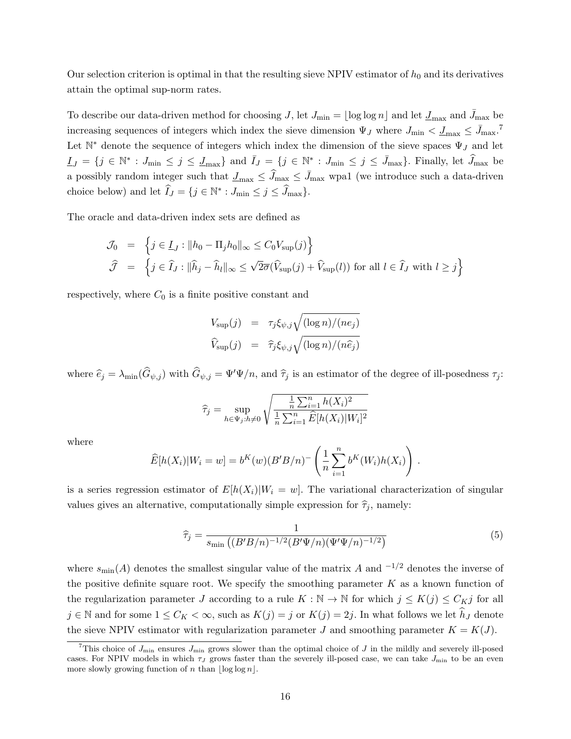Our selection criterion is optimal in that the resulting sieve NPIV estimator of $h_0$ and its derivatives attain the optimal sup-norm rates.

To describe our data-driven method for choosing $J$, let $J_{\min} = \lfloor \log \log n \rfloor$ and let $\underline{J}_{\max}$ and $\bar{J}_{\max}$ be increasing sequences of integers which index the sieve dimension $\Psi_J$ where $J_{\min} < \underline{J}_{\max} \leq \bar{J}_{\max}$.[7] Let $\mathbb{N}^*$ denote the sequence of integers which index the dimension of the sieve spaces $\Psi_J$ and let $\underline{I}_J = \{j \in \mathbb{N}^* : J_{\min} \leq j \leq \underline{J}_{\max}\}$ and $\bar{I}_J = \{j \in \mathbb{N}^* : J_{\min} \leq j \leq \bar{J}_{\max}\}$. Finally, let $\widehat{J}_{\max}$ be a possibly random integer such that $\underline{J}_{\max} \leq \widehat{J}_{\max} \leq \bar{J}_{\max}$ wpa1 (we introduce such a data-driven choice below) and let $\widehat{I}_J = \{j \in \mathbb{N}^* : J_{\min} \leq j \leq \widehat{J}_{\max}\}$.

The oracle and data-driven index sets are defined as

$$
\begin{aligned}
\mathcal{J}_0 &= \left\{ j \in \underline{I}_J : \|h_0 - \Pi_j h_0\|_\infty \leq C_0 V_{\sup}(j) \right\} \\
\widehat{\mathcal{J}} &= \left\{ j \in \widehat{I}_J : \|\widehat{h}_j - \widehat{h}_l\|_\infty \leq \sqrt{2}\bar{\sigma}(\widehat{V}_{\sup}(j) + \widehat{V}_{\sup}(l)) \text{ for all } l \in \widehat{I}_J \text{ with } l \geq j \right\}
\end{aligned}
$$

respectively, where $C_0$ is a finite positive constant and

$$
\begin{aligned}
V_{\sup}(j) &= \tau_j \xi_{\psi,j} \sqrt{(\log n)/(n e_j)} \\
\widehat{V}_{\sup}(j) &= \widehat{\tau}_j \xi_{\psi,j} \sqrt{(\log n)/(n \widehat{e}_j)}
\end{aligned}
$$

where $\widehat{e}_j = \lambda_{\min}(\widehat{G}_{\psi,j})$ with $\widehat{G}_{\psi,j} = \Psi'\Psi/n$, and $\widehat{\tau}_j$ is an estimator of the degree of ill-posedness $\tau_j$:

$$
\widehat{\tau}_j = \sup_{h \in \Psi_j : h \neq 0} \sqrt{\frac{\frac{1}{n}\sum_{i=1}^n h(X_i)^2}{\frac{1}{n}\sum_{i=1}^n \widehat{E}[h(X_i)|W_i]^2}}
$$

where

$$
\widehat{E}[h(X_i)|W_i = w] = b^K(w)(B'B/n)^- \left( \frac{1}{n} \sum_{i=1}^n b^K(W_i) h(X_i) \right).
$$

is a series regression estimator of $E[h(X_i)|W_i = w]$. The variational characterization of singular values gives an alternative, computationally simple expression for $\widehat{\tau}_j$, namely:

$$
\widehat{\tau}_j = \frac{1}{s_{\min}\left( (B'B/n)^{-1/2} (B'\Psi/n) (\Psi'\Psi/n)^{-1/2} \right)} \tag{5}
$$

where $s_{\min}(A)$ denotes the smallest singular value of the matrix $A$ and $^{-1/2}$ denotes the inverse of the positive definite square root. We specify the smoothing parameter $K$ as a known function of the regularization parameter $J$ according to a rule $K : \mathbb{N} \to \mathbb{N}$ for which $j \leq K(j) \leq C_K j$ for all $j \in \mathbb{N}$ and for some $1 \leq C_K < \infty$, such as $K(j) = j$ or $K(j) = 2j$. In what follows we let $\widehat{h}_J$ denote the sieve NPIV estimator with regularization parameter $J$ and smoothing parameter $K = K(J)$.

[7] This choice of $J_{\min}$ ensures $J_{\min}$ grows slower than the optimal choice of $J$ in the mildly and severely ill-posed cases. For NPIV models in which $\tau_J$ grows faster than the severely ill-posed case, we can take $J_{\min}$ to be an even more slowly growing function of $n$ than $\lfloor \log \log n \rfloor$.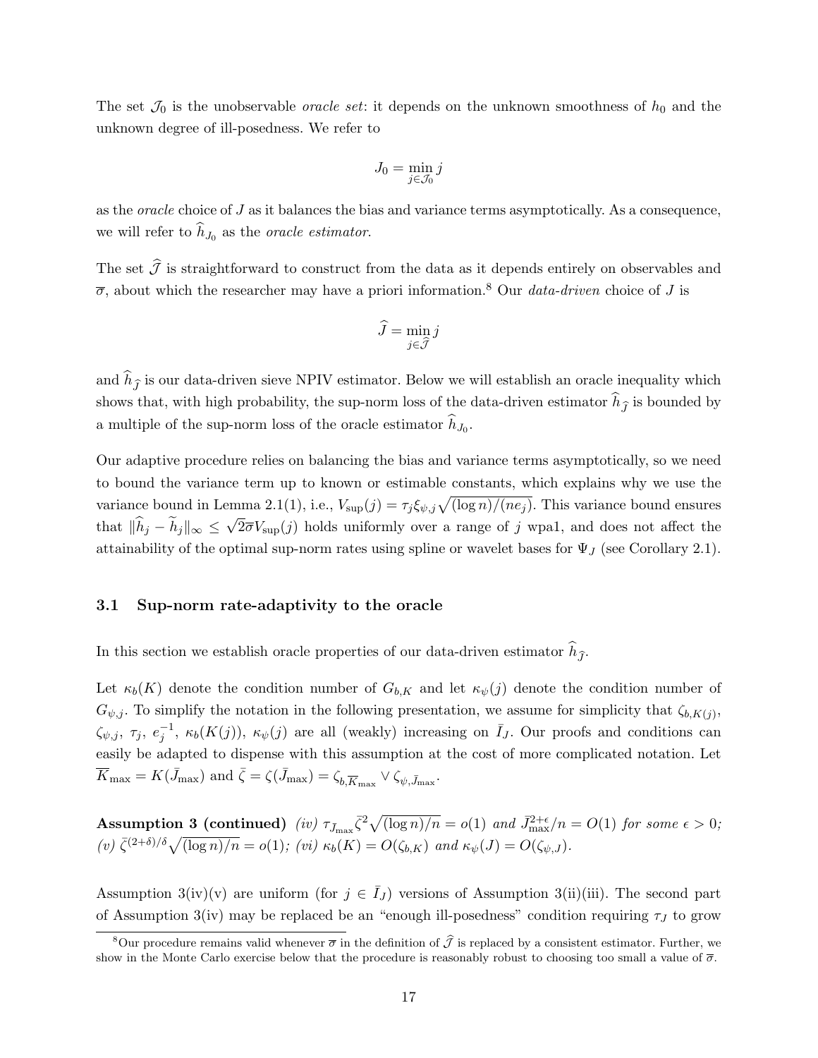The set $\mathcal{J}_0$ is the unobservable *oracle set*: it depends on the unknown smoothness of $h_0$ and the unknown degree of ill-posedness. We refer to

$$J_0 = \min_{j \in \mathcal{J}_0} j$$

as the *oracle* choice of $J$ as it balances the bias and variance terms asymptotically. As a consequence, we will refer to $\widehat{h}_{J_0}$ as the *oracle estimator*.

The set $\widehat{\mathcal{J}}$ is straightforward to construct from the data as it depends entirely on observables and $\overline{\sigma}$, about which the researcher may have a priori information.[8] Our *data-driven* choice of $J$ is

$$\widehat{J} = \min_{j \in \widehat{\mathcal{J}}} j$$

and $\widehat{h}_{\widehat{J}}$ is our data-driven sieve NPIV estimator. Below we will establish an oracle inequality which shows that, with high probability, the sup-norm loss of the data-driven estimator $\widehat{h}_{\widehat{J}}$ is bounded by a multiple of the sup-norm loss of the oracle estimator $\widehat{h}_{J_0}$.

Our adaptive procedure relies on balancing the bias and variance terms asymptotically, so we need to bound the variance term up to known or estimable constants, which explains why we use the variance bound in Lemma 2.1(1), i.e., $V_{\sup}(j) = \tau_j \xi_{\psi,j} \sqrt{(\log n)/(ne_j)}$. This variance bound ensures that $\|\widehat{h}_j - \widetilde{h}_j\|_\infty \leq \sqrt{2}\overline{\sigma} V_{\sup}(j)$ holds uniformly over a range of $j$ wpa1, and does not affect the attainability of the optimal sup-norm rates using spline or wavelet bases for $\Psi_J$ (see Corollary 2.1).

### 3.1 Sup-norm rate-adaptivity to the oracle

In this section we establish oracle properties of our data-driven estimator $\widehat{h}_{\widehat{J}}$.

Let $\kappa_b(K)$ denote the condition number of $G_{b,K}$ and let $\kappa_\psi(j)$ denote the condition number of $G_{\psi,j}$. To simplify the notation in the following presentation, we assume for simplicity that $\zeta_{b,K(j)}$, $\zeta_{\psi,j}$, $\tau_j$, $e_j^{-1}$, $\kappa_b(K(j))$, $\kappa_\psi(j)$ are all (weakly) increasing on $\bar{I}_J$. Our proofs and conditions can easily be adapted to dispense with this assumption at the cost of more complicated notation. Let $\overline{K}_{\max} = K(\bar{J}_{\max})$ and $\bar{\zeta} = \zeta(\bar{J}_{\max}) = \zeta_{b,\overline{K}_{\max}} \vee \zeta_{\psi,\bar{J}_{\max}}$.

**Assumption 3 (continued)** *(iv)* $\tau_{\bar{J}_{\max}} \bar{\zeta}^2 \sqrt{(\log n)/n} = o(1)$ *and* $\bar{J}_{\max}^{2+\epsilon}/n = O(1)$ *for some* $\epsilon > 0$*; (v)* $\bar{\zeta}^{(2+\delta)/\delta} \sqrt{(\log n)/n} = o(1)$*; (vi)* $\kappa_b(K) = O(\zeta_{b,K})$ *and* $\kappa_\psi(J) = O(\zeta_{\psi,J})$*.*

Assumption 3(iv)(v) are uniform (for $j \in \bar{I}_J$) versions of Assumption 3(ii)(iii). The second part of Assumption 3(iv) may be replaced be an "enough ill-posedness" condition requiring $\tau_J$ to grow

[8] Our procedure remains valid whenever $\overline{\sigma}$ in the definition of $\widehat{\mathcal{J}}$ is replaced by a consistent estimator. Further, we show in the Monte Carlo exercise below that the procedure is reasonably robust to choosing too small a value of $\overline{\sigma}$.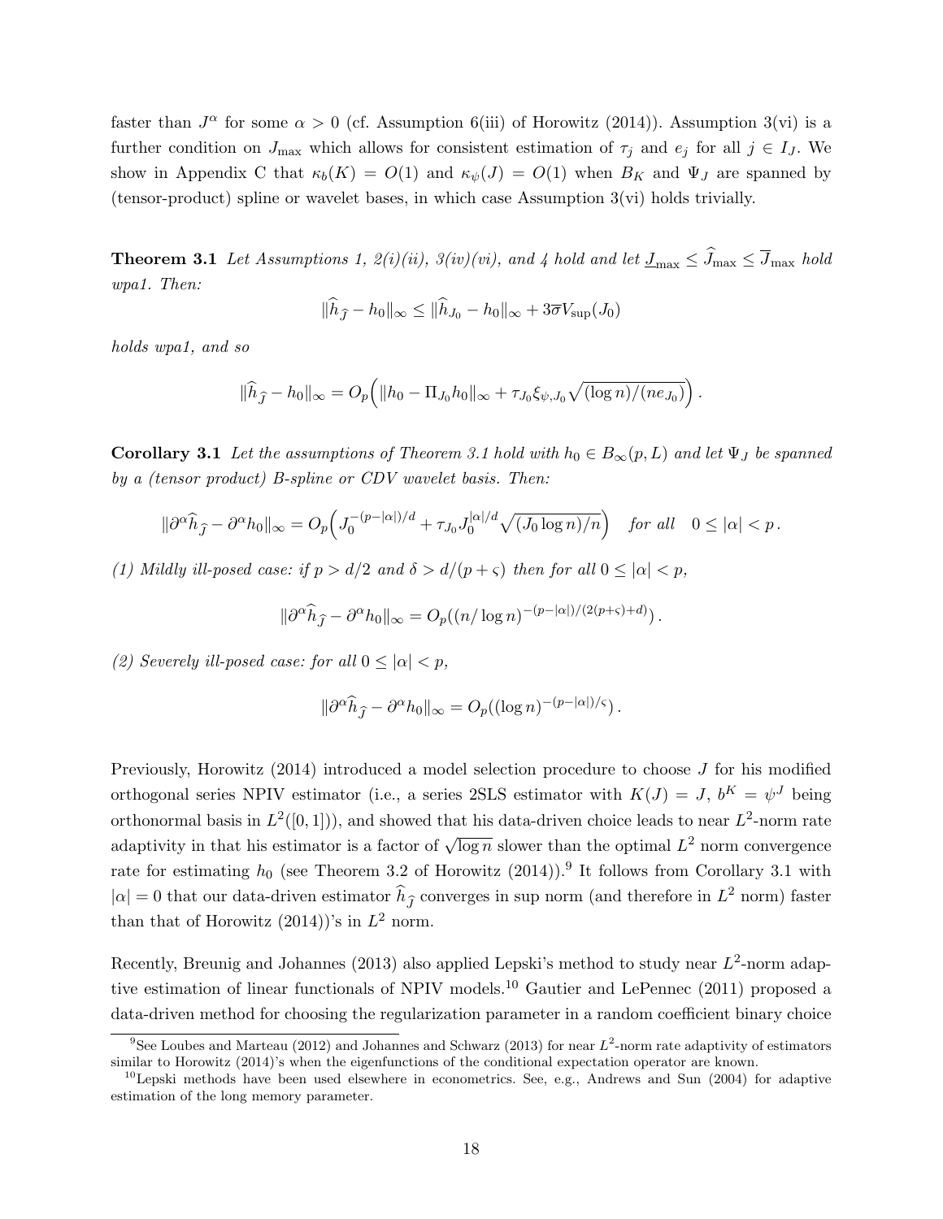faster than $J^\alpha$ for some $\alpha > 0$ (cf. Assumption 6(iii) of Horowitz (2014)). Assumption 3(vi) is a further condition on $J_{\max}$ which allows for consistent estimation of $\tau_j$ and $e_j$ for all $j \in I_J$. We show in Appendix C that $\kappa_b(K) = O(1)$ and $\kappa_\psi(J) = O(1)$ when $B_K$ and $\Psi_J$ are spanned by (tensor-product) spline or wavelet bases, in which case Assumption 3(vi) holds trivially.

**Theorem 3.1** *Let Assumptions 1, 2(i)(ii), 3(iv)(vi), and 4 hold and let $\underline{J}_{\max} \leq \widehat{J}_{\max} \leq \overline{J}_{\max}$ hold wpa1. Then:*

$$\|\widehat{h}_{\widehat{J}} - h_0\|_\infty \leq \|\widehat{h}_{J_0} - h_0\|_\infty + 3\overline{\sigma} V_{\sup}(J_0)$$

*holds wpa1, and so*

$$\|\widehat{h}_{\widehat{J}} - h_0\|_\infty = O_p\Big(\|h_0 - \Pi_{J_0} h_0\|_\infty + \tau_{J_0} \xi_{\psi, J_0} \sqrt{(\log n)/(n e_{J_0})}\Big)\,.$$

**Corollary 3.1** *Let the assumptions of Theorem 3.1 hold with $h_0 \in B_\infty(p, L)$ and let $\Psi_J$ be spanned by a (tensor product) B-spline or CDV wavelet basis. Then:*

$$\|\partial^\alpha \widehat{h}_{\widehat{J}} - \partial^\alpha h_0\|_\infty = O_p\Big(J_0^{-(p-|\alpha|)/d} + \tau_{J_0} J_0^{|\alpha|/d} \sqrt{(J_0 \log n)/n}\Big) \quad \text{for all} \quad 0 \leq |\alpha| < p\,.$$

*(1) Mildly ill-posed case: if $p > d/2$ and $\delta > d/(p + \varsigma)$ then for all $0 \leq |\alpha| < p$,*

$$\|\partial^\alpha \widehat{h}_{\widehat{J}} - \partial^\alpha h_0\|_\infty = O_p((n/\log n)^{-(p-|\alpha|)/(2(p+\varsigma)+d)})\,.$$

*(2) Severely ill-posed case: for all $0 \leq |\alpha| < p$,*

$$\|\partial^\alpha \widehat{h}_{\widehat{J}} - \partial^\alpha h_0\|_\infty = O_p((\log n)^{-(p-|\alpha|)/\varsigma})\,.$$

Previously, Horowitz (2014) introduced a model selection procedure to choose $J$ for his modified orthogonal series NPIV estimator (i.e., a series 2SLS estimator with $K(J) = J$, $b^K = \psi^J$ being orthonormal basis in $L^2([0,1])$), and showed that his data-driven choice leads to near $L^2$-norm rate adaptivity in that his estimator is a factor of $\sqrt{\log n}$ slower than the optimal $L^2$ norm convergence rate for estimating $h_0$ (see Theorem 3.2 of Horowitz (2014)).[9] It follows from Corollary 3.1 with $|\alpha| = 0$ that our data-driven estimator $\widehat{h}_{\widehat{J}}$ converges in sup norm (and therefore in $L^2$ norm) faster than that of Horowitz (2014))'s in $L^2$ norm.

Recently, Breunig and Johannes (2013) also applied Lepski's method to study near $L^2$-norm adaptive estimation of linear functionals of NPIV models.[10] Gautier and LePennec (2011) proposed a data-driven method for choosing the regularization parameter in a random coefficient binary choice

[9] See Loubes and Marteau (2012) and Johannes and Schwarz (2013) for near $L^2$-norm rate adaptivity of estimators similar to Horowitz (2014)'s when the eigenfunctions of the conditional expectation operator are known.

[10] Lepski methods have been used elsewhere in econometrics. See, e.g., Andrews and Sun (2004) for adaptive estimation of the long memory parameter.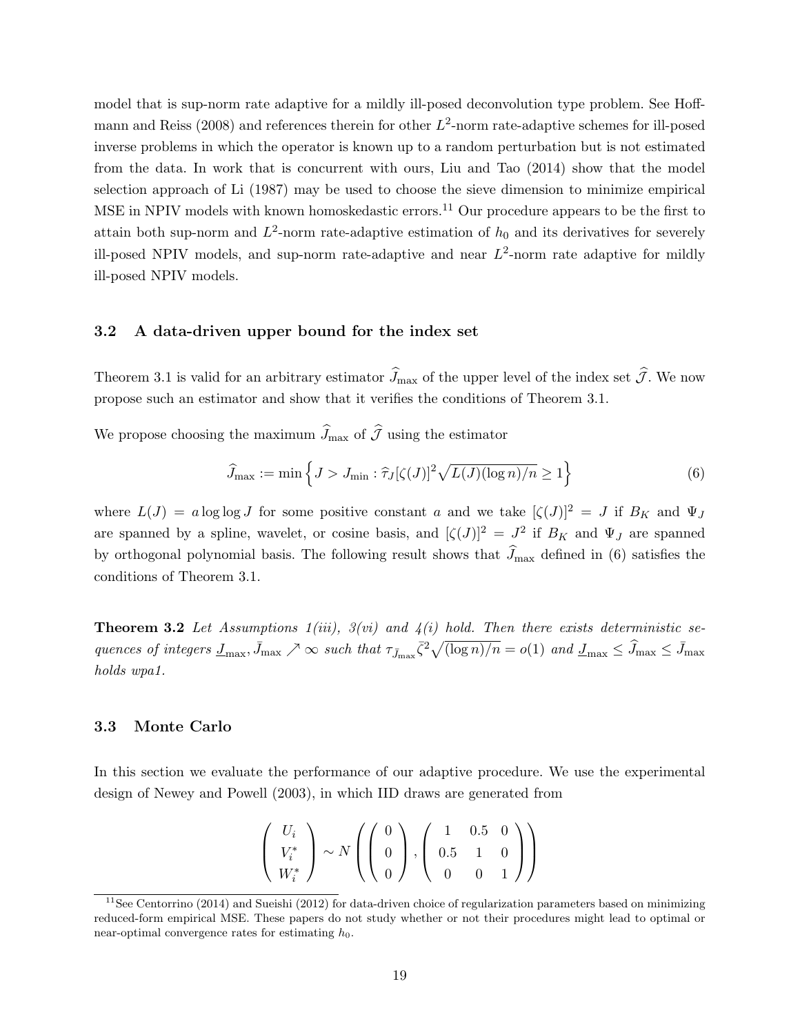model that is sup-norm rate adaptive for a mildly ill-posed deconvolution type problem. See Hoffmann and Reiss (2008) and references therein for other $L^2$-norm rate-adaptive schemes for ill-posed inverse problems in which the operator is known up to a random perturbation but is not estimated from the data. In work that is concurrent with ours, Liu and Tao (2014) show that the model selection approach of Li (1987) may be used to choose the sieve dimension to minimize empirical MSE in NPIV models with known homoskedastic errors.[11] Our procedure appears to be the first to attain both sup-norm and $L^2$-norm rate-adaptive estimation of $h_0$ and its derivatives for severely ill-posed NPIV models, and sup-norm rate-adaptive and near $L^2$-norm rate adaptive for mildly ill-posed NPIV models.

### 3.2 A data-driven upper bound for the index set

Theorem 3.1 is valid for an arbitrary estimator $\widehat{J}_{\max}$ of the upper level of the index set $\widehat{\mathcal{J}}$. We now propose such an estimator and show that it verifies the conditions of Theorem 3.1.

We propose choosing the maximum $\widehat{J}_{\max}$ of $\widehat{\mathcal{J}}$ using the estimator

$$\widehat{J}_{\max} := \min\left\{ J > J_{\min} : \hat{\tau}_J [\zeta(J)]^2 \sqrt{L(J)(\log n)/n} \geq 1 \right\} \tag{6}$$

where $L(J) = a \log\log J$ for some positive constant $a$ and we take $[\zeta(J)]^2 = J$ if $B_K$ and $\Psi_J$ are spanned by a spline, wavelet, or cosine basis, and $[\zeta(J)]^2 = J^2$ if $B_K$ and $\Psi_J$ are spanned by orthogonal polynomial basis. The following result shows that $\widehat{J}_{\max}$ defined in (6) satisfies the conditions of Theorem 3.1.

**Theorem 3.2** *Let Assumptions 1(iii), 3(vi) and 4(i) hold. Then there exists deterministic sequences of integers $\underline{J}_{\max}, \bar{J}_{\max} \nearrow \infty$ such that $\tau_{\bar{J}_{\max}} \bar{\zeta}^2 \sqrt{(\log n)/n} = o(1)$ and $\underline{J}_{\max} \leq \widehat{J}_{\max} \leq \bar{J}_{\max}$ holds wpa1.*

### 3.3 Monte Carlo

In this section we evaluate the performance of our adaptive procedure. We use the experimental design of Newey and Powell (2003), in which IID draws are generated from

$$\begin{pmatrix} U_i \\ V_i^* \\ W_i^* \end{pmatrix} \sim N\left( \begin{pmatrix} 0 \\ 0 \\ 0 \end{pmatrix}, \begin{pmatrix} 1 & 0.5 & 0 \\ 0.5 & 1 & 0 \\ 0 & 0 & 1 \end{pmatrix} \right)$$

[11] See Centorrino (2014) and Sueishi (2012) for data-driven choice of regularization parameters based on minimizing reduced-form empirical MSE. These papers do not study whether or not their procedures might lead to optimal or near-optimal convergence rates for estimating $h_0$.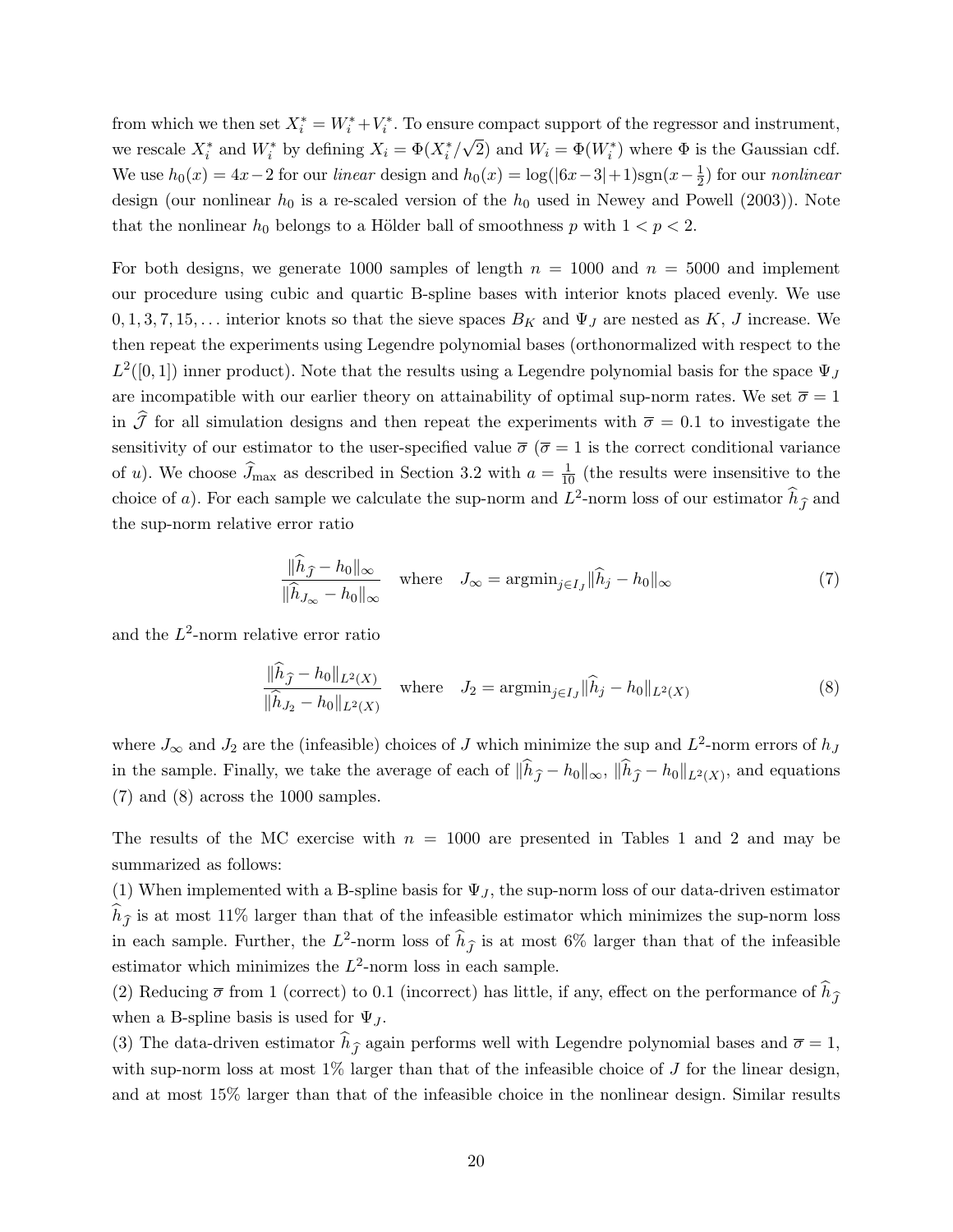from which we then set $X_i^* = W_i^* + V_i^*$. To ensure compact support of the regressor and instrument, we rescale $X_i^*$ and $W_i^*$ by defining $X_i = \Phi(X_i^*/\sqrt{2})$ and $W_i = \Phi(W_i^*)$ where $\Phi$ is the Gaussian cdf. We use $h_0(x) = 4x - 2$ for our *linear* design and $h_0(x) = \log(|6x-3|+1)\text{sgn}(x - \frac{1}{2})$ for our *nonlinear* design (our nonlinear $h_0$ is a re-scaled version of the $h_0$ used in Newey and Powell (2003)). Note that the nonlinear $h_0$ belongs to a Hölder ball of smoothness $p$ with $1 < p < 2$.

For both designs, we generate 1000 samples of length $n = 1000$ and $n = 5000$ and implement our procedure using cubic and quartic B-spline bases with interior knots placed evenly. We use $0, 1, 3, 7, 15, \ldots$ interior knots so that the sieve spaces $B_K$ and $\Psi_J$ are nested as $K$, $J$ increase. We then repeat the experiments using Legendre polynomial bases (orthonormalized with respect to the $L^2([0,1])$ inner product). Note that the results using a Legendre polynomial basis for the space $\Psi_J$ are incompatible with our earlier theory on attainability of optimal sup-norm rates. We set $\overline{\sigma} = 1$ in $\widehat{\mathcal{J}}$ for all simulation designs and then repeat the experiments with $\overline{\sigma} = 0.1$ to investigate the sensitivity of our estimator to the user-specified value $\overline{\sigma}$ ($\overline{\sigma} = 1$ is the correct conditional variance of $u$). We choose $\widehat{J}_{\max}$ as described in Section 3.2 with $a = \frac{1}{10}$ (the results were insensitive to the choice of $a$). For each sample we calculate the sup-norm and $L^2$-norm loss of our estimator $\widehat{h}_{\widehat{J}}$ and the sup-norm relative error ratio

$$\frac{\|\widehat{h}_{\widehat{J}} - h_0\|_\infty}{\|\widehat{h}_{J_\infty} - h_0\|_\infty} \quad \text{where} \quad J_\infty = \text{argmin}_{j \in I_J} \|\widehat{h}_j - h_0\|_\infty \tag{7}$$

and the $L^2$-norm relative error ratio

$$\frac{\|\widehat{h}_{\widehat{J}} - h_0\|_{L^2(X)}}{\|\widehat{h}_{J_2} - h_0\|_{L^2(X)}} \quad \text{where} \quad J_2 = \text{argmin}_{j \in I_J} \|\widehat{h}_j - h_0\|_{L^2(X)} \tag{8}$$

where $J_\infty$ and $J_2$ are the (infeasible) choices of $J$ which minimize the sup and $L^2$-norm errors of $h_J$ in the sample. Finally, we take the average of each of $\|\widehat{h}_{\widehat{J}} - h_0\|_\infty$, $\|\widehat{h}_{\widehat{J}} - h_0\|_{L^2(X)}$, and equations (7) and (8) across the 1000 samples.

The results of the MC exercise with $n = 1000$ are presented in Tables 1 and 2 and may be summarized as follows:

(1) When implemented with a B-spline basis for $\Psi_J$, the sup-norm loss of our data-driven estimator $\widehat{h}_{\widehat{J}}$ is at most 11% larger than that of the infeasible estimator which minimizes the sup-norm loss in each sample. Further, the $L^2$-norm loss of $\widehat{h}_{\widehat{J}}$ is at most 6% larger than that of the infeasible estimator which minimizes the $L^2$-norm loss in each sample.

(2) Reducing $\overline{\sigma}$ from 1 (correct) to 0.1 (incorrect) has little, if any, effect on the performance of $\widehat{h}_{\widehat{J}}$ when a B-spline basis is used for $\Psi_J$.

(3) The data-driven estimator $\widehat{h}_{\widehat{J}}$ again performs well with Legendre polynomial bases and $\overline{\sigma} = 1$, with sup-norm loss at most 1% larger than that of the infeasible choice of $J$ for the linear design, and at most 15% larger than that of the infeasible choice in the nonlinear design. Similar results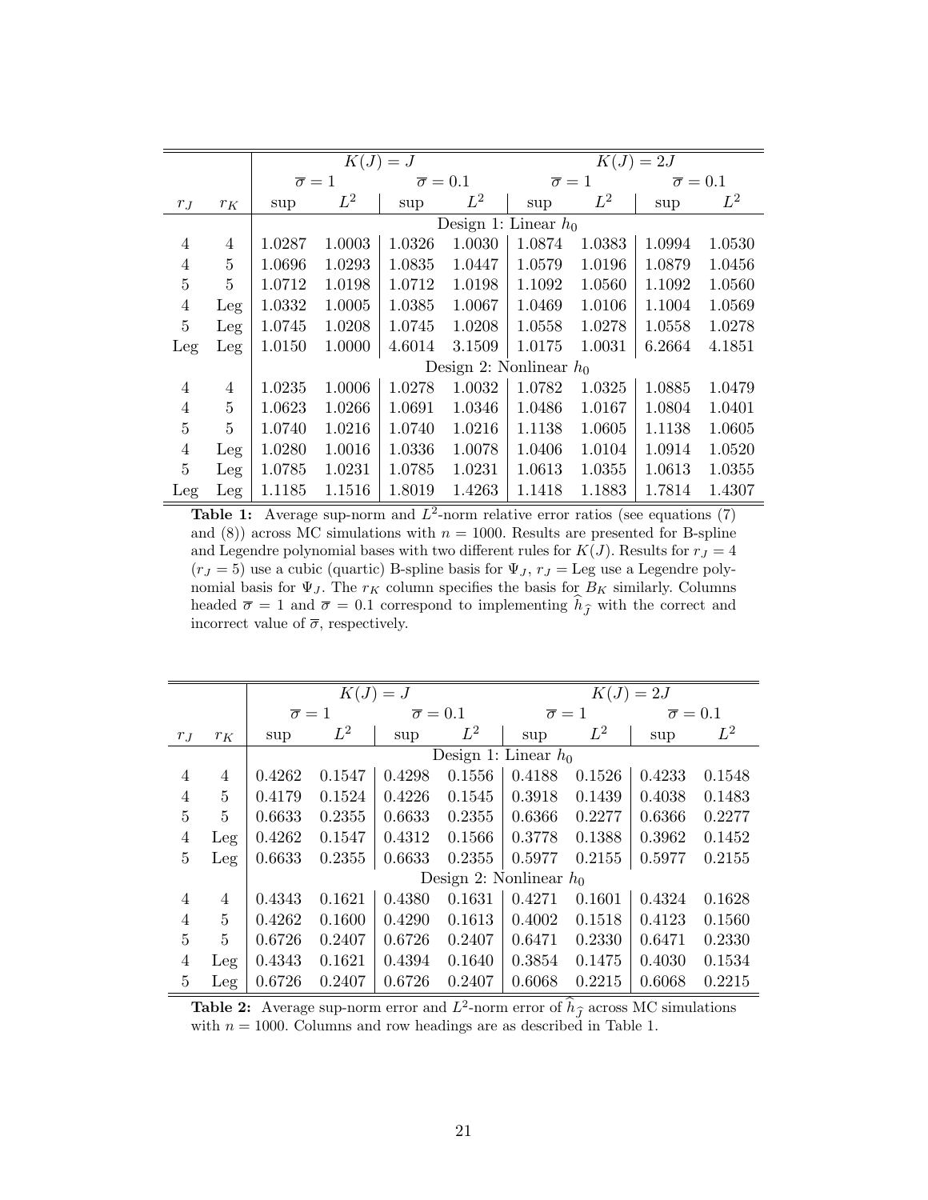| | | $K(J) = J$ | | | | $K(J) = 2J$ | | | |
|---|---|---|---|---|---|---|---|---|---|
| | | $\overline{\sigma} = 1$ | | $\overline{\sigma} = 0.1$ | | $\overline{\sigma} = 1$ | | $\overline{\sigma} = 0.1$ | |
| $r_J$ | $r_K$ | sup | $L^2$ | sup | $L^2$ | sup | $L^2$ | sup | $L^2$ |
| | | Design 1: Linear $h_0$ | | | | | | | |
| 4 | 4 | 1.0287 | 1.0003 | 1.0326 | 1.0030 | 1.0874 | 1.0383 | 1.0994 | 1.0530 |
| 4 | 5 | 1.0696 | 1.0293 | 1.0835 | 1.0447 | 1.0579 | 1.0196 | 1.0879 | 1.0456 |
| 5 | 5 | 1.0712 | 1.0198 | 1.0712 | 1.0198 | 1.1092 | 1.0560 | 1.1092 | 1.0560 |
| 4 | Leg | 1.0332 | 1.0005 | 1.0385 | 1.0067 | 1.0469 | 1.0106 | 1.1004 | 1.0569 |
| 5 | Leg | 1.0745 | 1.0208 | 1.0745 | 1.0208 | 1.0558 | 1.0278 | 1.0558 | 1.0278 |
| Leg | Leg | 1.0150 | 1.0000 | 4.6014 | 3.1509 | 1.0175 | 1.0031 | 6.2664 | 4.1851 |
| | | Design 2: Nonlinear $h_0$ | | | | | | | |
| 4 | 4 | 1.0235 | 1.0006 | 1.0278 | 1.0032 | 1.0782 | 1.0325 | 1.0885 | 1.0479 |
| 4 | 5 | 1.0623 | 1.0266 | 1.0691 | 1.0346 | 1.0486 | 1.0167 | 1.0804 | 1.0401 |
| 5 | 5 | 1.0740 | 1.0216 | 1.0740 | 1.0216 | 1.1138 | 1.0605 | 1.1138 | 1.0605 |
| 4 | Leg | 1.0280 | 1.0016 | 1.0336 | 1.0078 | 1.0406 | 1.0104 | 1.0914 | 1.0520 |
| 5 | Leg | 1.0785 | 1.0231 | 1.0785 | 1.0231 | 1.0613 | 1.0355 | 1.0613 | 1.0355 |
| Leg | Leg | 1.1185 | 1.1516 | 1.8019 | 1.4263 | 1.1418 | 1.1883 | 1.7814 | 1.4307 |

**Table 1:** Average sup-norm and $L^2$-norm relative error ratios (see equations (7) and (8)) across MC simulations with $n = 1000$. Results are presented for B-spline and Legendre polynomial bases with two different rules for $K(J)$. Results for $r_J = 4$ ($r_J = 5$) use a cubic (quartic) B-spline basis for $\Psi_J$, $r_J =$ Leg use a Legendre polynomial basis for $\Psi_J$. The $r_K$ column specifies the basis for $B_K$ similarly. Columns headed $\overline{\sigma} = 1$ and $\overline{\sigma} = 0.1$ correspond to implementing $\widehat{h}_{\hat{J}}$ with the correct and incorrect value of $\overline{\sigma}$, respectively.

| | | $K(J) = J$ | | | | $K(J) = 2J$ | | | |
|---|---|---|---|---|---|---|---|---|---|
| | | $\overline{\sigma} = 1$ | | $\overline{\sigma} = 0.1$ | | $\overline{\sigma} = 1$ | | $\overline{\sigma} = 0.1$ | |
| $r_J$ | $r_K$ | sup | $L^2$ | sup | $L^2$ | sup | $L^2$ | sup | $L^2$ |
| | | Design 1: Linear $h_0$ | | | | | | | |
| 4 | 4 | 0.4262 | 0.1547 | 0.4298 | 0.1556 | 0.4188 | 0.1526 | 0.4233 | 0.1548 |
| 4 | 5 | 0.4179 | 0.1524 | 0.4226 | 0.1545 | 0.3918 | 0.1439 | 0.4038 | 0.1483 |
| 5 | 5 | 0.6633 | 0.2355 | 0.6633 | 0.2355 | 0.6366 | 0.2277 | 0.6366 | 0.2277 |
| 4 | Leg | 0.4262 | 0.1547 | 0.4312 | 0.1566 | 0.3778 | 0.1388 | 0.3962 | 0.1452 |
| 5 | Leg | 0.6633 | 0.2355 | 0.6633 | 0.2355 | 0.5977 | 0.2155 | 0.5977 | 0.2155 |
| | | Design 2: Nonlinear $h_0$ | | | | | | | |
| 4 | 4 | 0.4343 | 0.1621 | 0.4380 | 0.1631 | 0.4271 | 0.1601 | 0.4324 | 0.1628 |
| 4 | 5 | 0.4262 | 0.1600 | 0.4290 | 0.1613 | 0.4002 | 0.1518 | 0.4123 | 0.1560 |
| 5 | 5 | 0.6726 | 0.2407 | 0.6726 | 0.2407 | 0.6471 | 0.2330 | 0.6471 | 0.2330 |
| 4 | Leg | 0.4343 | 0.1621 | 0.4394 | 0.1640 | 0.3854 | 0.1475 | 0.4030 | 0.1534 |
| 5 | Leg | 0.6726 | 0.2407 | 0.6726 | 0.2407 | 0.6068 | 0.2215 | 0.6068 | 0.2215 |

**Table 2:** Average sup-norm error and $L^2$-norm error of $\widehat{h}_{\hat{J}}$ across MC simulations with $n = 1000$. Columns and row headings are as described in Table 1.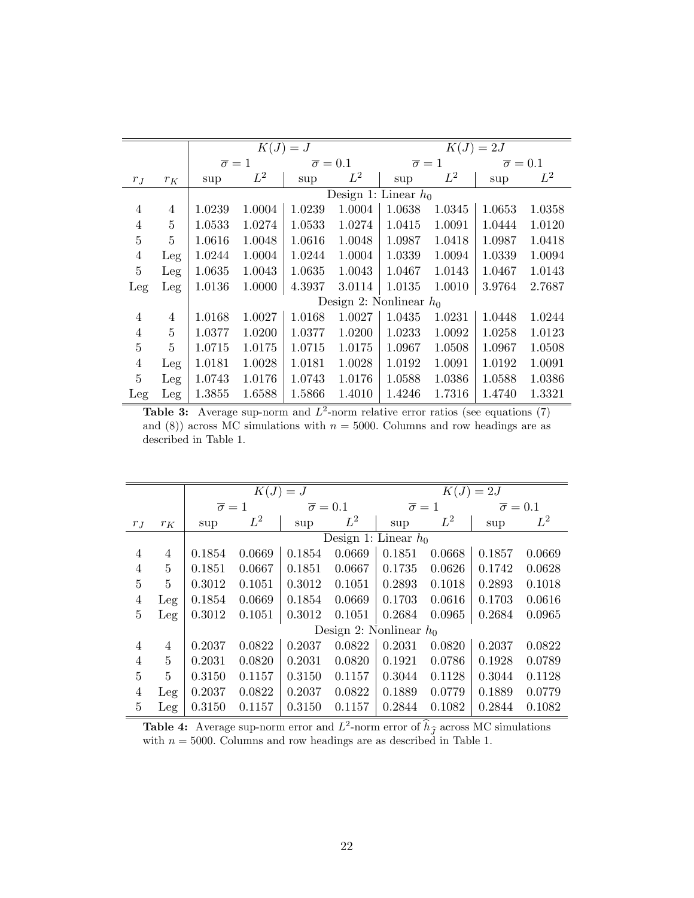| | | $K(J) = J$ | | | | $K(J) = 2J$ | | | |
|---|---|---|---|---|---|---|---|---|---|
| | | $\overline{\sigma} = 1$ | | $\overline{\sigma} = 0.1$ | | $\overline{\sigma} = 1$ | | $\overline{\sigma} = 0.1$ | |
| $r_J$ | $r_K$ | sup | $L^2$ | sup | $L^2$ | sup | $L^2$ | sup | $L^2$ |
| | | Design 1: Linear $h_0$ | | | | | | | |
| 4 | 4 | 1.0239 | 1.0004 | 1.0239 | 1.0004 | 1.0638 | 1.0345 | 1.0653 | 1.0358 |
| 4 | 5 | 1.0533 | 1.0274 | 1.0533 | 1.0274 | 1.0415 | 1.0091 | 1.0444 | 1.0120 |
| 5 | 5 | 1.0616 | 1.0048 | 1.0616 | 1.0048 | 1.0987 | 1.0418 | 1.0987 | 1.0418 |
| 4 | Leg | 1.0244 | 1.0004 | 1.0244 | 1.0004 | 1.0339 | 1.0094 | 1.0339 | 1.0094 |
| 5 | Leg | 1.0635 | 1.0043 | 1.0635 | 1.0043 | 1.0467 | 1.0143 | 1.0467 | 1.0143 |
| Leg | Leg | 1.0136 | 1.0000 | 4.3937 | 3.0114 | 1.0135 | 1.0010 | 3.9764 | 2.7687 |
| | | Design 2: Nonlinear $h_0$ | | | | | | | |
| 4 | 4 | 1.0168 | 1.0027 | 1.0168 | 1.0027 | 1.0435 | 1.0231 | 1.0448 | 1.0244 |
| 4 | 5 | 1.0377 | 1.0200 | 1.0377 | 1.0200 | 1.0233 | 1.0092 | 1.0258 | 1.0123 |
| 5 | 5 | 1.0715 | 1.0175 | 1.0715 | 1.0175 | 1.0967 | 1.0508 | 1.0967 | 1.0508 |
| 4 | Leg | 1.0181 | 1.0028 | 1.0181 | 1.0028 | 1.0192 | 1.0091 | 1.0192 | 1.0091 |
| 5 | Leg | 1.0743 | 1.0176 | 1.0743 | 1.0176 | 1.0588 | 1.0386 | 1.0588 | 1.0386 |
| Leg | Leg | 1.3855 | 1.6588 | 1.5866 | 1.4010 | 1.4246 | 1.7316 | 1.4740 | 1.3321 |

**Table 3:** Average sup-norm and $L^2$-norm relative error ratios (see equations (7) and (8)) across MC simulations with $n = 5000$. Columns and row headings are as described in Table 1.

| | | $K(J) = J$ | | | | $K(J) = 2J$ | | | |
|---|---|---|---|---|---|---|---|---|---|
| | | $\overline{\sigma} = 1$ | | $\overline{\sigma} = 0.1$ | | $\overline{\sigma} = 1$ | | $\overline{\sigma} = 0.1$ | |
| $r_J$ | $r_K$ | sup | $L^2$ | sup | $L^2$ | sup | $L^2$ | sup | $L^2$ |
| | | Design 1: Linear $h_0$ | | | | | | | |
| 4 | 4 | 0.1854 | 0.0669 | 0.1854 | 0.0669 | 0.1851 | 0.0668 | 0.1857 | 0.0669 |
| 4 | 5 | 0.1851 | 0.0667 | 0.1851 | 0.0667 | 0.1735 | 0.0626 | 0.1742 | 0.0628 |
| 5 | 5 | 0.3012 | 0.1051 | 0.3012 | 0.1051 | 0.2893 | 0.1018 | 0.2893 | 0.1018 |
| 4 | Leg | 0.1854 | 0.0669 | 0.1854 | 0.0669 | 0.1703 | 0.0616 | 0.1703 | 0.0616 |
| 5 | Leg | 0.3012 | 0.1051 | 0.3012 | 0.1051 | 0.2684 | 0.0965 | 0.2684 | 0.0965 |
| | | Design 2: Nonlinear $h_0$ | | | | | | | |
| 4 | 4 | 0.2037 | 0.0822 | 0.2037 | 0.0822 | 0.2031 | 0.0820 | 0.2037 | 0.0822 |
| 4 | 5 | 0.2031 | 0.0820 | 0.2031 | 0.0820 | 0.1921 | 0.0786 | 0.1928 | 0.0789 |
| 5 | 5 | 0.3150 | 0.1157 | 0.3150 | 0.1157 | 0.3044 | 0.1128 | 0.3044 | 0.1128 |
| 4 | Leg | 0.2037 | 0.0822 | 0.2037 | 0.0822 | 0.1889 | 0.0779 | 0.1889 | 0.0779 |
| 5 | Leg | 0.3150 | 0.1157 | 0.3150 | 0.1157 | 0.2844 | 0.1082 | 0.2844 | 0.1082 |

**Table 4:** Average sup-norm error and $L^2$-norm error of $\widehat{h}_{\widehat{J}}$ across MC simulations with $n = 5000$. Columns and row headings are as described in Table 1.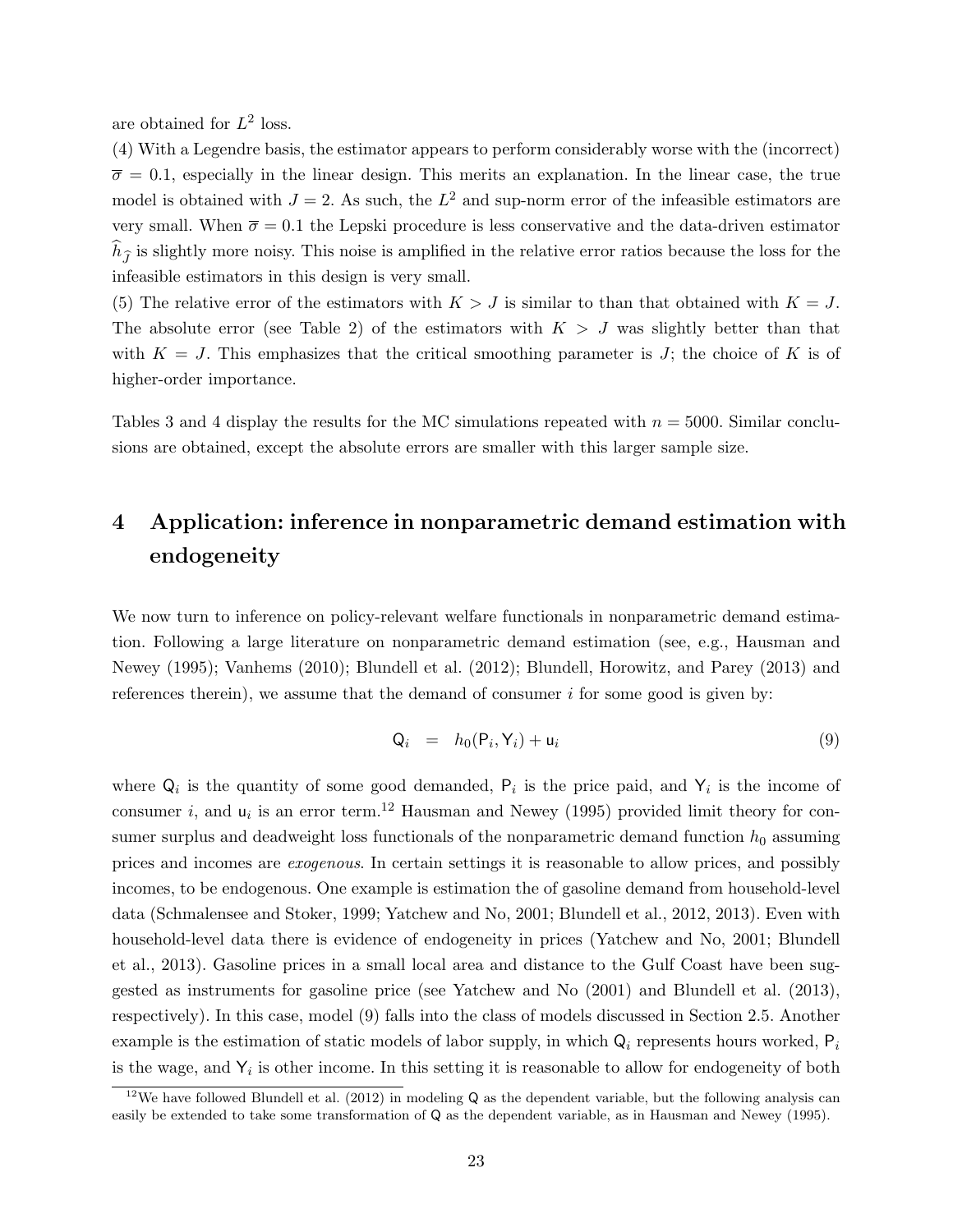are obtained for $L^2$ loss.

(4) With a Legendre basis, the estimator appears to perform considerably worse with the (incorrect) $\overline{\sigma} = 0.1$, especially in the linear design. This merits an explanation. In the linear case, the true model is obtained with $J = 2$. As such, the $L^2$ and sup-norm error of the infeasible estimators are very small. When $\overline{\sigma} = 0.1$ the Lepski procedure is less conservative and the data-driven estimator $\widehat{h}_{\widehat{J}}$ is slightly more noisy. This noise is amplified in the relative error ratios because the loss for the infeasible estimators in this design is very small.

(5) The relative error of the estimators with $K > J$ is similar to than that obtained with $K = J$. The absolute error (see Table 2) of the estimators with $K > J$ was slightly better than that with $K = J$. This emphasizes that the critical smoothing parameter is $J$; the choice of $K$ is of higher-order importance.

Tables 3 and 4 display the results for the MC simulations repeated with $n = 5000$. Similar conclusions are obtained, except the absolute errors are smaller with this larger sample size.

# 4 Application: inference in nonparametric demand estimation with endogeneity

We now turn to inference on policy-relevant welfare functionals in nonparametric demand estimation. Following a large literature on nonparametric demand estimation (see, e.g., Hausman and Newey (1995); Vanhems (2010); Blundell et al. (2012); Blundell, Horowitz, and Parey (2013) and references therein), we assume that the demand of consumer $i$ for some good is given by:

$$\mathsf{Q}_i = h_0(\mathsf{P}_i, \mathsf{Y}_i) + \mathsf{u}_i \tag{9}$$

where $\mathsf{Q}_i$ is the quantity of some good demanded, $\mathsf{P}_i$ is the price paid, and $\mathsf{Y}_i$ is the income of consumer $i$, and $\mathsf{u}_i$ is an error term.[12] Hausman and Newey (1995) provided limit theory for consumer surplus and deadweight loss functionals of the nonparametric demand function $h_0$ assuming prices and incomes are *exogenous*. In certain settings it is reasonable to allow prices, and possibly incomes, to be endogenous. One example is estimation the of gasoline demand from household-level data (Schmalensee and Stoker, 1999; Yatchew and No, 2001; Blundell et al., 2012, 2013). Even with household-level data there is evidence of endogeneity in prices (Yatchew and No, 2001; Blundell et al., 2013). Gasoline prices in a small local area and distance to the Gulf Coast have been suggested as instruments for gasoline price (see Yatchew and No (2001) and Blundell et al. (2013), respectively). In this case, model (9) falls into the class of models discussed in Section 2.5. Another example is the estimation of static models of labor supply, in which $\mathsf{Q}_i$ represents hours worked, $\mathsf{P}_i$ is the wage, and $\mathsf{Y}_i$ is other income. In this setting it is reasonable to allow for endogeneity of both

[12] We have followed Blundell et al. (2012) in modeling $\mathsf{Q}$ as the dependent variable, but the following analysis can easily be extended to take some transformation of $\mathsf{Q}$ as the dependent variable, as in Hausman and Newey (1995).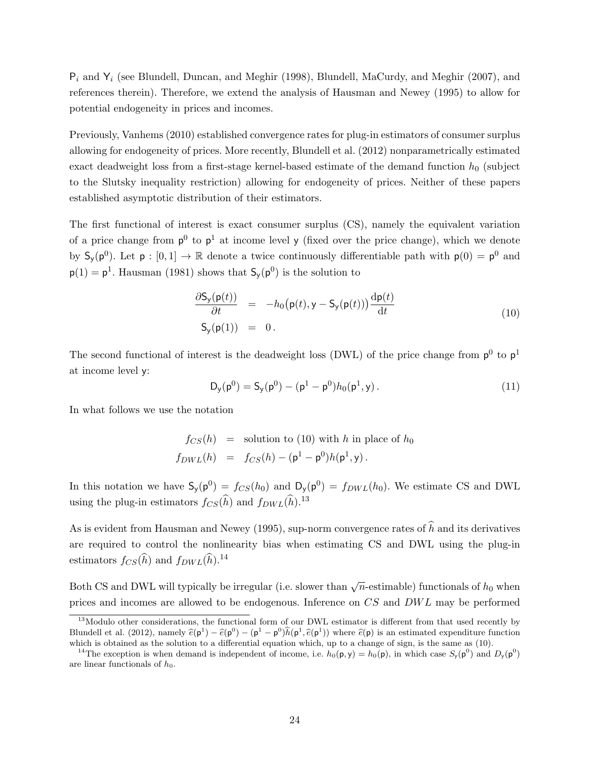$\mathsf{P}_i$ and $\mathsf{Y}_i$ (see Blundell, Duncan, and Meghir (1998), Blundell, MaCurdy, and Meghir (2007), and references therein). Therefore, we extend the analysis of Hausman and Newey (1995) to allow for potential endogeneity in prices and incomes.

Previously, Vanhems (2010) established convergence rates for plug-in estimators of consumer surplus allowing for endogeneity of prices. More recently, Blundell et al. (2012) nonparametrically estimated exact deadweight loss from a first-stage kernel-based estimate of the demand function $h_0$ (subject to the Slutsky inequality restriction) allowing for endogeneity of prices. Neither of these papers established asymptotic distribution of their estimators.

The first functional of interest is exact consumer surplus (CS), namely the equivalent variation of a price change from $\mathsf{p}^0$ to $\mathsf{p}^1$ at income level $\mathsf{y}$ (fixed over the price change), which we denote by $\mathsf{S}_\mathsf{y}(\mathsf{p}^0)$. Let $\mathsf{p} : [0,1] \to \mathbb{R}$ denote a twice continuously differentiable path with $\mathsf{p}(0) = \mathsf{p}^0$ and $\mathsf{p}(1) = \mathsf{p}^1$. Hausman (1981) shows that $\mathsf{S}_\mathsf{y}(\mathsf{p}^0)$ is the solution to

$$
\begin{aligned}
\frac{\partial \mathsf{S}_\mathsf{y}(\mathsf{p}(t))}{\partial t} &= -h_0\big(\mathsf{p}(t), \mathsf{y} - \mathsf{S}_\mathsf{y}(\mathsf{p}(t))\big)\frac{\mathrm{d}\mathsf{p}(t)}{\mathrm{d}t} \\
\mathsf{S}_\mathsf{y}(\mathsf{p}(1)) &= 0\,.
\end{aligned}
\tag{10}
$$

The second functional of interest is the deadweight loss (DWL) of the price change from $\mathsf{p}^0$ to $\mathsf{p}^1$ at income level $\mathsf{y}$:

$$
\mathsf{D}_\mathsf{y}(\mathsf{p}^0) = \mathsf{S}_\mathsf{y}(\mathsf{p}^0) - (\mathsf{p}^1 - \mathsf{p}^0)h_0(\mathsf{p}^1, \mathsf{y})\,. \tag{11}
$$

In what follows we use the notation

$$
\begin{aligned}
f_{CS}(h) &= \text{solution to (10) with } h \text{ in place of } h_0 \\
f_{DWL}(h) &= f_{CS}(h) - (\mathsf{p}^1 - \mathsf{p}^0)h(\mathsf{p}^1, \mathsf{y})\,.
\end{aligned}
$$

In this notation we have $\mathsf{S}_\mathsf{y}(\mathsf{p}^0) = f_{CS}(h_0)$ and $\mathsf{D}_\mathsf{y}(\mathsf{p}^0) = f_{DWL}(h_0)$. We estimate CS and DWL using the plug-in estimators $f_{CS}(\widehat{h})$ and $f_{DWL}(\widehat{h})$.[13]

As is evident from Hausman and Newey (1995), sup-norm convergence rates of $\widehat{h}$ and its derivatives are required to control the nonlinearity bias when estimating CS and DWL using the plug-in estimators $f_{CS}(\widehat{h})$ and $f_{DWL}(\widehat{h})$.[14]

Both CS and DWL will typically be irregular (i.e. slower than $\sqrt{n}$-estimable) functionals of $h_0$ when prices and incomes are allowed to be endogenous. Inference on $CS$ and $DWL$ may be performed

[13] Modulo other considerations, the functional form of our DWL estimator is different from that used recently by Blundell et al. (2012), namely $\widehat{e}(\mathsf{p}^1) - \widehat{e}(\mathsf{p}^0) - (\mathsf{p}^1 - \mathsf{p}^0)\widehat{h}(\mathsf{p}^1, \widehat{e}(\mathsf{p}^1))$ where $\widehat{e}(\mathsf{p})$ is an estimated expenditure function which is obtained as the solution to a differential equation which, up to a change of sign, is the same as (10).

[14] The exception is when demand is independent of income, i.e. $h_0(\mathsf{p}, \mathsf{y}) = h_0(\mathsf{p})$, in which case $S_\mathsf{y}(\mathsf{p}^0)$ and $D_\mathsf{y}(\mathsf{p}^0)$ are linear functionals of $h_0$.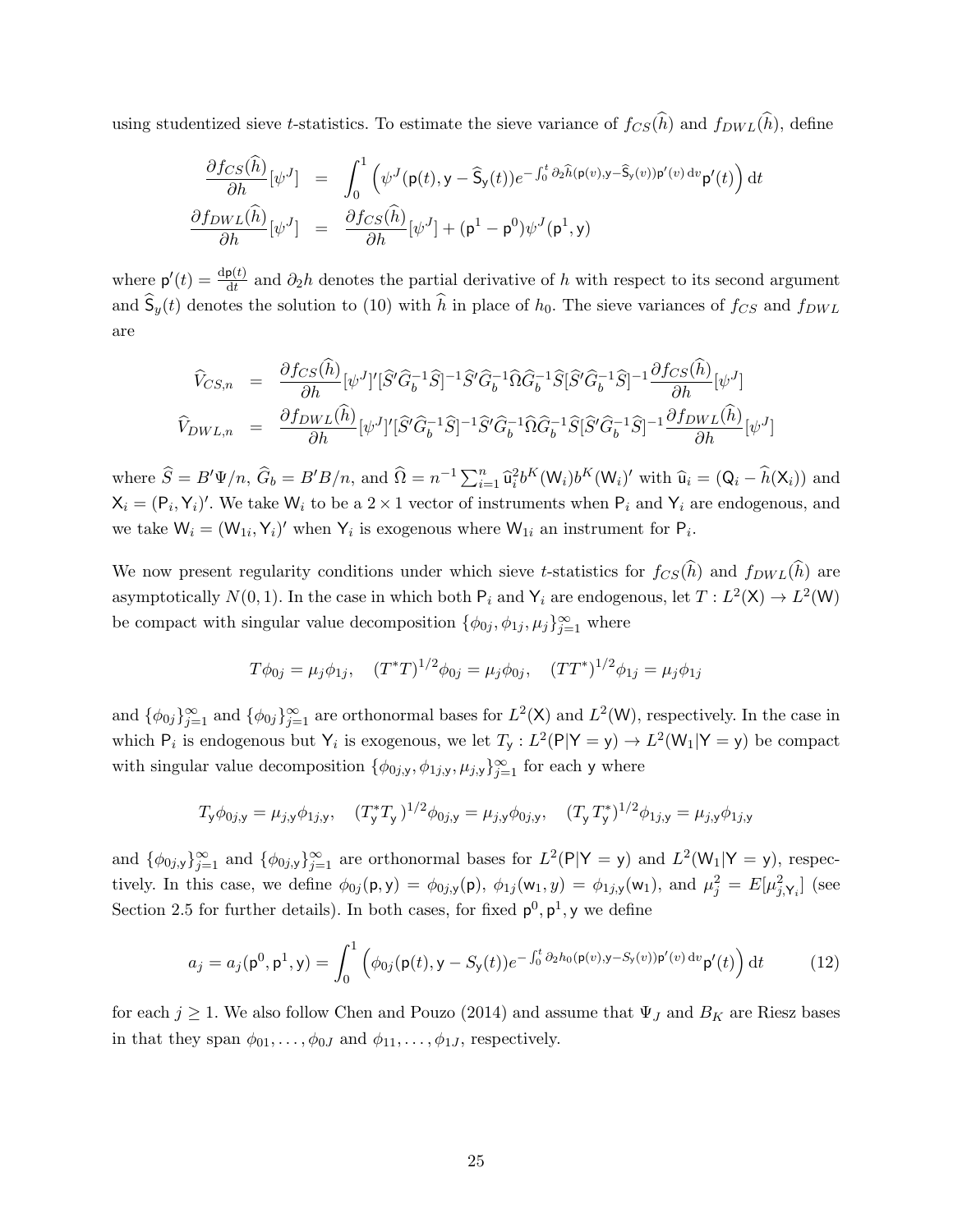using studentized sieve $t$-statistics. To estimate the sieve variance of $f_{CS}(\widehat{h})$ and $f_{DWL}(\widehat{h})$, define

$$
\begin{aligned}
\frac{\partial f_{CS}(\widehat{h})}{\partial h}[\psi^J] &= \int_0^1 \left( \psi^J(\mathsf{p}(t), \mathsf{y} - \widehat{\mathsf{S}}_{\mathsf{y}}(t)) e^{-\int_0^t \partial_2 \widehat{h}(\mathsf{p}(v), \mathsf{y} - \widehat{\mathsf{S}}_{\mathsf{y}}(v)) \mathsf{p}'(v)\, \mathrm{d}v} \mathsf{p}'(t) \right) \mathrm{d}t \\
\frac{\partial f_{DWL}(\widehat{h})}{\partial h}[\psi^J] &= \frac{\partial f_{CS}(\widehat{h})}{\partial h}[\psi^J] + (\mathsf{p}^1 - \mathsf{p}^0) \psi^J(\mathsf{p}^1, \mathsf{y})
\end{aligned}
$$

where $\mathsf{p}'(t) = \frac{\mathrm{d}\mathsf{p}(t)}{\mathrm{d}t}$ and $\partial_2 h$ denotes the partial derivative of $h$ with respect to its second argument and $\widehat{\mathsf{S}}_y(t)$ denotes the solution to (10) with $\widehat{h}$ in place of $h_0$. The sieve variances of $f_{CS}$ and $f_{DWL}$ are

$$
\begin{aligned}
\widehat{V}_{CS,n} &= \frac{\partial f_{CS}(\widehat{h})}{\partial h}[\psi^J]' [\widehat{S}' \widehat{G}_b^{-1} \widehat{S}]^{-1} \widehat{S}' \widehat{G}_b^{-1} \widehat{\Omega} \widehat{G}_b^{-1} \widehat{S} [\widehat{S}' \widehat{G}_b^{-1} \widehat{S}]^{-1} \frac{\partial f_{CS}(\widehat{h})}{\partial h}[\psi^J] \\
\widehat{V}_{DWL,n} &= \frac{\partial f_{DWL}(\widehat{h})}{\partial h}[\psi^J]' [\widehat{S}' \widehat{G}_b^{-1} \widehat{S}]^{-1} \widehat{S}' \widehat{G}_b^{-1} \widehat{\Omega} \widehat{G}_b^{-1} \widehat{S} [\widehat{S}' \widehat{G}_b^{-1} \widehat{S}]^{-1} \frac{\partial f_{DWL}(\widehat{h})}{\partial h}[\psi^J]
\end{aligned}
$$

where $\widehat{S} = B'\Psi/n$, $\widehat{G}_b = B'B/n$, and $\widehat{\Omega} = n^{-1} \sum_{i=1}^n \widehat{\mathsf{u}}_i^2 b^K(\mathsf{W}_i) b^K(\mathsf{W}_i)'$ with $\widehat{\mathsf{u}}_i = (\mathsf{Q}_i - \widehat{h}(\mathsf{X}_i))$ and $\mathsf{X}_i = (\mathsf{P}_i, \mathsf{Y}_i)'$. We take $\mathsf{W}_i$ to be a $2 \times 1$ vector of instruments when $\mathsf{P}_i$ and $\mathsf{Y}_i$ are endogenous, and we take $\mathsf{W}_i = (\mathsf{W}_{1i}, \mathsf{Y}_i)'$ when $\mathsf{Y}_i$ is exogenous where $\mathsf{W}_{1i}$ an instrument for $\mathsf{P}_i$.

We now present regularity conditions under which sieve $t$-statistics for $f_{CS}(\widehat{h})$ and $f_{DWL}(\widehat{h})$ are asymptotically $N(0,1)$. In the case in which both $\mathsf{P}_i$ and $\mathsf{Y}_i$ are endogenous, let $T : L^2(\mathsf{X}) \to L^2(\mathsf{W})$ be compact with singular value decomposition $\{\phi_{0j}, \phi_{1j}, \mu_j\}_{j=1}^\infty$ where

$$
T\phi_{0j} = \mu_j \phi_{1j}, \quad (T^*T)^{1/2} \phi_{0j} = \mu_j \phi_{0j}, \quad (TT^*)^{1/2} \phi_{1j} = \mu_j \phi_{1j}
$$

and $\{\phi_{0j}\}_{j=1}^\infty$ and $\{\phi_{0j}\}_{j=1}^\infty$ are orthonormal bases for $L^2(\mathsf{X})$ and $L^2(\mathsf{W})$, respectively. In the case in which $\mathsf{P}_i$ is endogenous but $\mathsf{Y}_i$ is exogenous, we let $T_{\mathsf{y}} : L^2(\mathsf{P}|\mathsf{Y} = \mathsf{y}) \to L^2(\mathsf{W}_1|\mathsf{Y} = \mathsf{y})$ be compact with singular value decomposition $\{\phi_{0j,\mathsf{y}}, \phi_{1j,\mathsf{y}}, \mu_{j,\mathsf{y}}\}_{j=1}^\infty$ for each $\mathsf{y}$ where

$$
T_{\mathsf{y}} \phi_{0j,\mathsf{y}} = \mu_{j,\mathsf{y}} \phi_{1j,\mathsf{y}}, \quad (T_{\mathsf{y}}^* T_{\mathsf{y}})^{1/2} \phi_{0j,\mathsf{y}} = \mu_{j,\mathsf{y}} \phi_{0j,\mathsf{y}}, \quad (T_{\mathsf{y}} T_{\mathsf{y}}^*)^{1/2} \phi_{1j,\mathsf{y}} = \mu_{j,\mathsf{y}} \phi_{1j,\mathsf{y}}
$$

and $\{\phi_{0j,\mathsf{y}}\}_{j=1}^\infty$ and $\{\phi_{0j,\mathsf{y}}\}_{j=1}^\infty$ are orthonormal bases for $L^2(\mathsf{P}|\mathsf{Y} = \mathsf{y})$ and $L^2(\mathsf{W}_1|\mathsf{Y} = \mathsf{y})$, respectively. In this case, we define $\phi_{0j}(\mathsf{p}, \mathsf{y}) = \phi_{0j,\mathsf{y}}(\mathsf{p})$, $\phi_{1j}(\mathsf{w}_1, y) = \phi_{1j,\mathsf{y}}(\mathsf{w}_1)$, and $\mu_j^2 = E[\mu_{j,\mathsf{Y}_i}^2]$ (see Section 2.5 for further details). In both cases, for fixed $\mathsf{p}^0, \mathsf{p}^1, \mathsf{y}$ we define

$$
a_j = a_j(\mathsf{p}^0, \mathsf{p}^1, \mathsf{y}) = \int_0^1 \left( \phi_{0j}(\mathsf{p}(t), \mathsf{y} - S_{\mathsf{y}}(t)) e^{-\int_0^t \partial_2 h_0(\mathsf{p}(v), \mathsf{y} - S_{\mathsf{y}}(v)) \mathsf{p}'(v)\, \mathrm{d}v} \mathsf{p}'(t) \right) \mathrm{d}t \tag{12}
$$

for each $j \geq 1$. We also follow Chen and Pouzo (2014) and assume that $\Psi_J$ and $B_K$ are Riesz bases in that they span $\phi_{01}, \ldots, \phi_{0J}$ and $\phi_{11}, \ldots, \phi_{1J}$, respectively.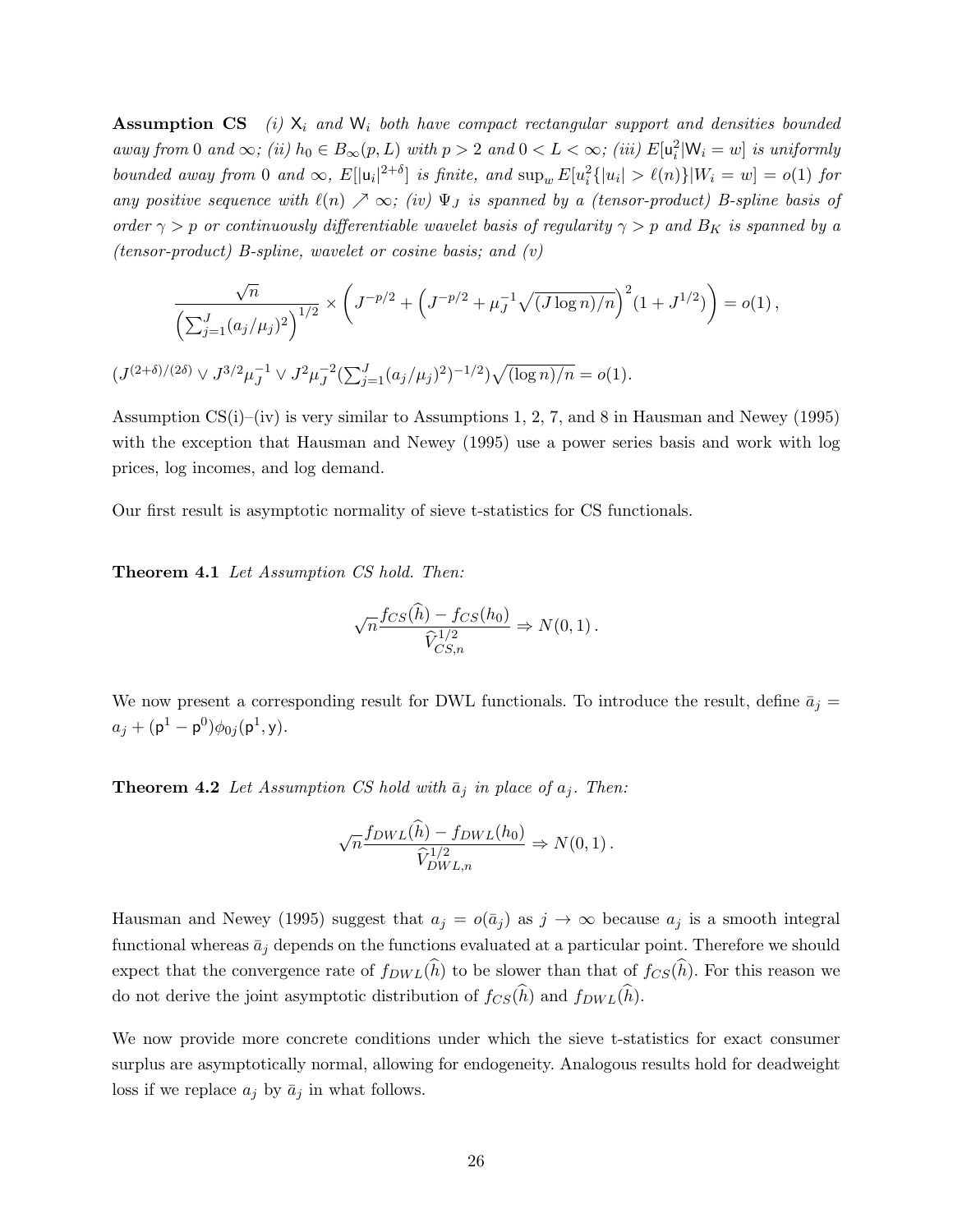**Assumption CS** *(i)* $\mathsf{X}_i$ *and* $\mathsf{W}_i$ *both have compact rectangular support and densities bounded away from 0 and* $\infty$*; (ii)* $h_0 \in B_\infty(p, L)$ *with* $p > 2$ *and* $0 < L < \infty$*; (iii)* $E[\mathsf{u}_i^2|\mathsf{W}_i = w]$ *is uniformly bounded away from 0 and* $\infty$*,* $E[|\mathsf{u}_i|^{2+\delta}]$ *is finite, and* $\sup_w E[u_i^2\{|u_i| > \ell(n)\}|W_i = w] = o(1)$ *for any positive sequence with* $\ell(n) \nearrow \infty$*; (iv)* $\Psi_J$ *is spanned by a (tensor-product) B-spline basis of order* $\gamma > p$ *or continuously differentiable wavelet basis of regularity* $\gamma > p$ *and* $B_K$ *is spanned by a (tensor-product) B-spline, wavelet or cosine basis; and (v)*

$$\frac{\sqrt{n}}{\left(\sum_{j=1}^J (a_j/\mu_j)^2\right)^{1/2}} \times \left(J^{-p/2} + \left(J^{-p/2} + \mu_J^{-1}\sqrt{(J \log n)/n}\right)^2 (1 + J^{1/2})\right) = o(1)\,,$$

$(J^{(2+\delta)/(2\delta)} \vee J^{3/2}\mu_J^{-1} \vee J^2 \mu_J^{-2} (\sum_{j=1}^J (a_j/\mu_j)^2)^{-1/2})\sqrt{(\log n)/n} = o(1)$.

Assumption CS(i)–(iv) is very similar to Assumptions 1, 2, 7, and 8 in Hausman and Newey (1995) with the exception that Hausman and Newey (1995) use a power series basis and work with log prices, log incomes, and log demand.

Our first result is asymptotic normality of sieve t-statistics for CS functionals.

**Theorem 4.1** *Let Assumption CS hold. Then:*

$$\sqrt{n}\frac{f_{CS}(\widehat{h}) - f_{CS}(h_0)}{\widehat{V}_{CS,n}^{1/2}} \Rightarrow N(0,1)\,.$$

We now present a corresponding result for DWL functionals. To introduce the result, define $\bar{a}_j = a_j + (\mathsf{p}^1 - \mathsf{p}^0)\phi_{0j}(\mathsf{p}^1, \mathsf{y})$.

**Theorem 4.2** *Let Assumption CS hold with* $\bar{a}_j$ *in place of* $a_j$*. Then:*

$$\sqrt{n}\frac{f_{DWL}(\widehat{h}) - f_{DWL}(h_0)}{\widehat{V}_{DWL,n}^{1/2}} \Rightarrow N(0,1)\,.$$

Hausman and Newey (1995) suggest that $a_j = o(\bar{a}_j)$ as $j \to \infty$ because $a_j$ is a smooth integral functional whereas $\bar{a}_j$ depends on the functions evaluated at a particular point. Therefore we should expect that the convergence rate of $f_{DWL}(\widehat{h})$ to be slower than that of $f_{CS}(\widehat{h})$. For this reason we do not derive the joint asymptotic distribution of $f_{CS}(\widehat{h})$ and $f_{DWL}(\widehat{h})$.

We now provide more concrete conditions under which the sieve t-statistics for exact consumer surplus are asymptotically normal, allowing for endogeneity. Analogous results hold for deadweight loss if we replace $a_j$ by $\bar{a}_j$ in what follows.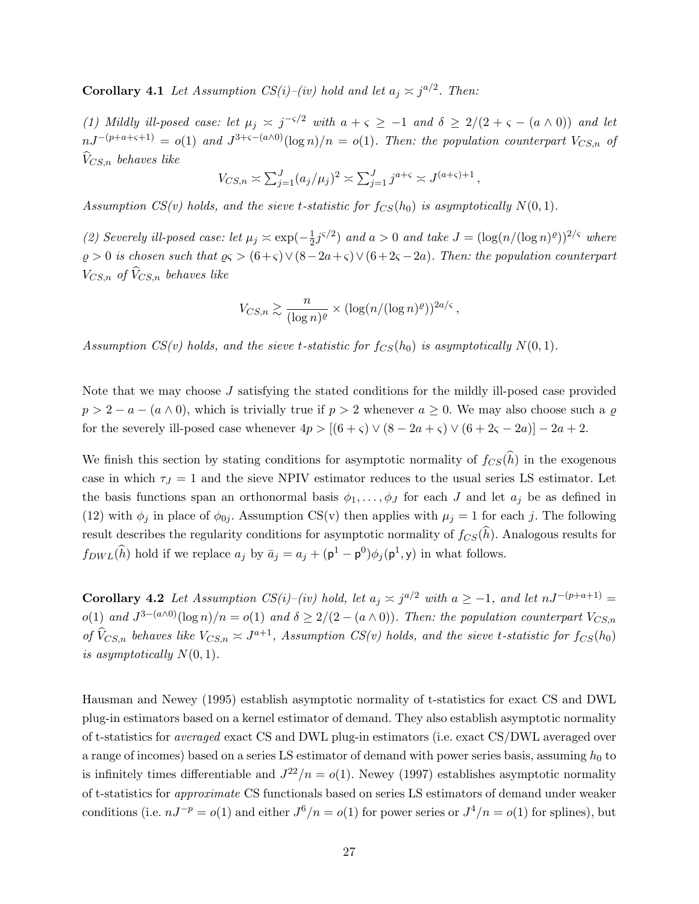**Corollery 4.1** *Let Assumption CS(i)–(iv) hold and let $a_j \asymp j^{a/2}$. Then:*

*(1) Mildly ill-posed case: let $\mu_j \asymp j^{-\varsigma/2}$ with $a + \varsigma \geq -1$ and $\delta \geq 2/(2 + \varsigma - (a \wedge 0))$ and let $nJ^{-(p+a+\varsigma+1)} = o(1)$ and $J^{3+\varsigma-(a\wedge 0)}(\log n)/n = o(1)$. Then: the population counterpart $V_{CS,n}$ of $\widehat{V}_{CS,n}$ behaves like*

$$V_{CS,n} \asymp \sum_{j=1}^{J}(a_j/\mu_j)^2 \asymp \sum_{j=1}^{J} j^{a+\varsigma} \asymp J^{(a+\varsigma)+1}\,,$$

*Assumption CS(v) holds, and the sieve t-statistic for $f_{CS}(h_0)$ is asymptotically $N(0,1)$.*

*(2) Severely ill-posed case: let $\mu_j \asymp \exp(-\frac{1}{2}j^{\varsigma/2})$ and $a > 0$ and take $J = (\log(n/(\log n)^{\varrho}))^{2/\varsigma}$ where $\varrho > 0$ is chosen such that $\varrho\varsigma > (6+\varsigma) \vee (8-2a+\varsigma) \vee (6+2\varsigma-2a)$. Then: the population counterpart $V_{CS,n}$ of $\widehat{V}_{CS,n}$ behaves like*

$$V_{CS,n} \gtrsim \frac{n}{(\log n)^{\varrho}} \times (\log(n/(\log n)^{\varrho}))^{2a/\varsigma}\,,$$

*Assumption CS(v) holds, and the sieve t-statistic for $f_{CS}(h_0)$ is asymptotically $N(0,1)$.*

Note that we may choose $J$ satisfying the stated conditions for the mildly ill-posed case provided $p > 2 - a - (a \wedge 0)$, which is trivially true if $p > 2$ whenever $a \geq 0$. We may also choose such a $\varrho$ for the severely ill-posed case whenever $4p > [(6+\varsigma) \vee (8-2a+\varsigma) \vee (6+2\varsigma-2a)] - 2a + 2$.

We finish this section by stating conditions for asymptotic normality of $f_{CS}(\widehat{h})$ in the exogenous case in which $\tau_J = 1$ and the sieve NPIV estimator reduces to the usual series LS estimator. Let the basis functions span an orthonormal basis $\phi_1, \ldots, \phi_J$ for each $J$ and let $a_j$ be as defined in (12) with $\phi_j$ in place of $\phi_{0j}$. Assumption CS(v) then applies with $\mu_j = 1$ for each $j$. The following result describes the regularity conditions for asymptotic normality of $f_{CS}(\widehat{h})$. Analogous results for $f_{DWL}(\widehat{h})$ hold if we replace $a_j$ by $\bar{a}_j = a_j + (\mathsf{p}^1 - \mathsf{p}^0)\phi_j(\mathsf{p}^1, \mathsf{y})$ in what follows.

**Corollary 4.2** *Let Assumption CS(i)–(iv) hold, let $a_j \asymp j^{a/2}$ with $a \geq -1$, and let $nJ^{-(p+a+1)} = o(1)$ and $J^{3-(a\wedge 0)}(\log n)/n = o(1)$ and $\delta \geq 2/(2-(a\wedge 0))$. Then: the population counterpart $V_{CS,n}$ of $\widehat{V}_{CS,n}$ behaves like $V_{CS,n} \asymp J^{a+1}$, Assumption CS(v) holds, and the sieve t-statistic for $f_{CS}(h_0)$ is asymptotically $N(0,1)$.*

Hausman and Newey (1995) establish asymptotic normality of t-statistics for exact CS and DWL plug-in estimators based on a kernel estimator of demand. They also establish asymptotic normality of t-statistics for *averaged* exact CS and DWL plug-in estimators (i.e. exact CS/DWL averaged over a range of incomes) based on a series LS estimator of demand with power series basis, assuming $h_0$ to is infinitely times differentiable and $J^{22}/n = o(1)$. Newey (1997) establishes asymptotic normality of t-statistics for *approximate* CS functionals based on series LS estimators of demand under weaker conditions (i.e. $nJ^{-p} = o(1)$ and either $J^6/n = o(1)$ for power series or $J^4/n = o(1)$ for splines), but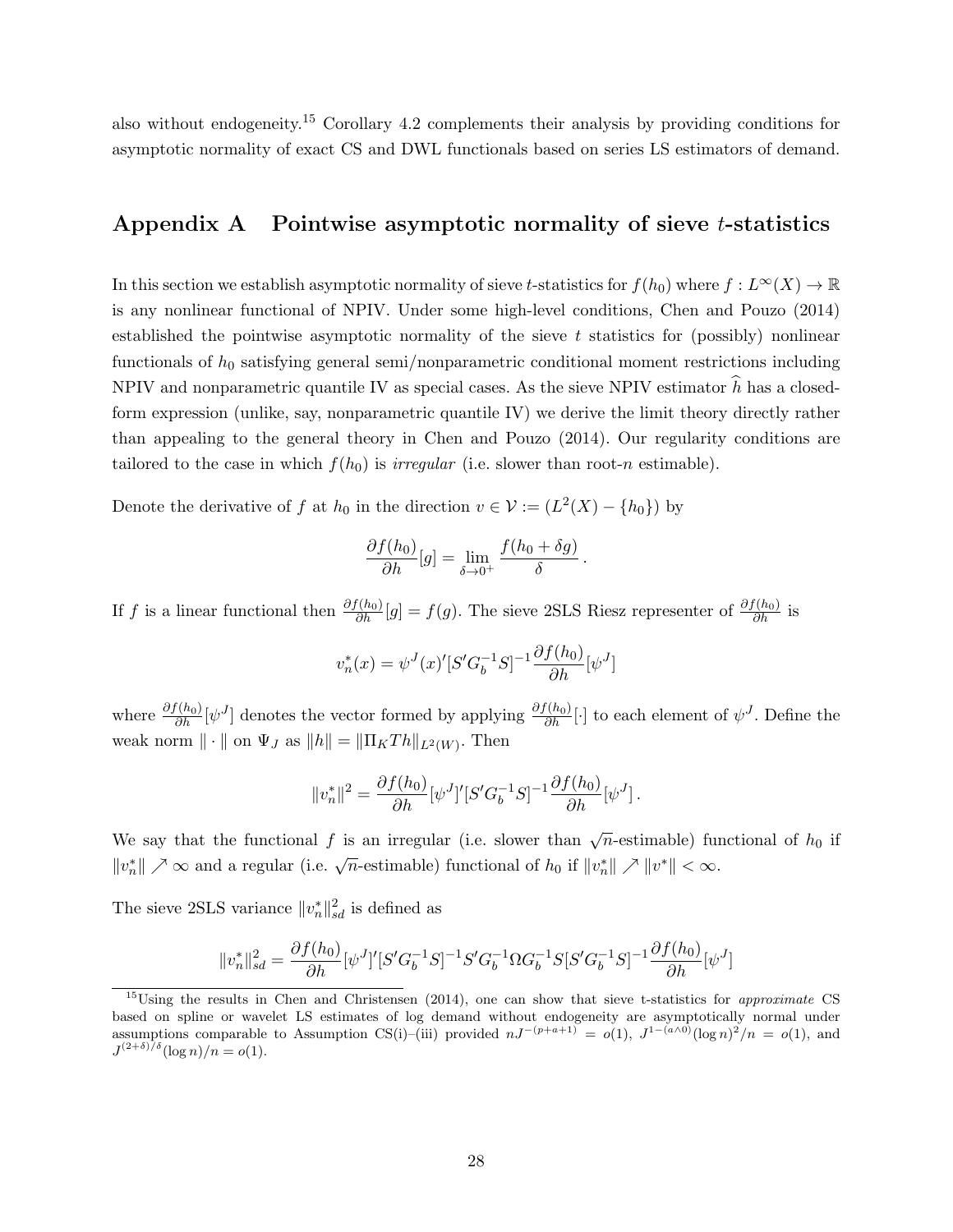also without endogeneity.[15] Corollary 4.2 complements their analysis by providing conditions for asymptotic normality of exact CS and DWL functionals based on series LS estimators of demand.

## Appendix A Pointwise asymptotic normality of sieve $t$-statistics

In this section we establish asymptotic normality of sieve $t$-statistics for $f(h_0)$ where $f : L^\infty(X) \to \mathbb{R}$ is any nonlinear functional of NPIV. Under some high-level conditions, Chen and Pouzo (2014) established the pointwise asymptotic normality of the sieve $t$ statistics for (possibly) nonlinear functionals of $h_0$ satisfying general semi/nonparametric conditional moment restrictions including NPIV and nonparametric quantile IV as special cases. As the sieve NPIV estimator $\widehat{h}$ has a closed-form expression (unlike, say, nonparametric quantile IV) we derive the limit theory directly rather than appealing to the general theory in Chen and Pouzo (2014). Our regularity conditions are tailored to the case in which $f(h_0)$ is *irregular* (i.e. slower than root-$n$ estimable).

Denote the derivative of $f$ at $h_0$ in the direction $v \in \mathcal{V} := (L^2(X) - \{h_0\})$ by

$$\frac{\partial f(h_0)}{\partial h}[g] = \lim_{\delta \to 0^+} \frac{f(h_0 + \delta g)}{\delta}.$$

If $f$ is a linear functional then $\frac{\partial f(h_0)}{\partial h}[g] = f(g)$. The sieve 2SLS Riesz representer of $\frac{\partial f(h_0)}{\partial h}$ is

$$v_n^*(x) = \psi^J(x)'[S'G_b^{-1}S]^{-1}\frac{\partial f(h_0)}{\partial h}[\psi^J]$$

where $\frac{\partial f(h_0)}{\partial h}[\psi^J]$ denotes the vector formed by applying $\frac{\partial f(h_0)}{\partial h}[\cdot]$ to each element of $\psi^J$. Define the weak norm $\|\cdot\|$ on $\Psi_J$ as $\|h\| = \|\Pi_K T h\|_{L^2(W)}$. Then

$$\|v_n^*\|^2 = \frac{\partial f(h_0)}{\partial h}[\psi^J]'[S'G_b^{-1}S]^{-1}\frac{\partial f(h_0)}{\partial h}[\psi^J].$$

We say that the functional $f$ is an irregular (i.e. slower than $\sqrt{n}$-estimable) functional of $h_0$ if $\|v_n^*\| \nearrow \infty$ and a regular (i.e. $\sqrt{n}$-estimable) functional of $h_0$ if $\|v_n^*\| \nearrow \|v^*\| < \infty$.

The sieve 2SLS variance $\|v_n^*\|_{sd}^2$ is defined as

$$\|v_n^*\|_{sd}^2 = \frac{\partial f(h_0)}{\partial h}[\psi^J]'[S'G_b^{-1}S]^{-1}S'G_b^{-1}\Omega G_b^{-1}S[S'G_b^{-1}S]^{-1}\frac{\partial f(h_0)}{\partial h}[\psi^J]$$

[15] Using the results in Chen and Christensen (2014), one can show that sieve t-statistics for *approximate* CS based on spline or wavelet LS estimates of log demand without endogeneity are asymptotically normal under assumptions comparable to Assumption CS(i)–(iii) provided $nJ^{-(p+a+1)} = o(1)$, $J^{1-(a\wedge 0)}(\log n)^2/n = o(1)$, and $J^{(2+\delta)/\delta}(\log n)/n = o(1)$.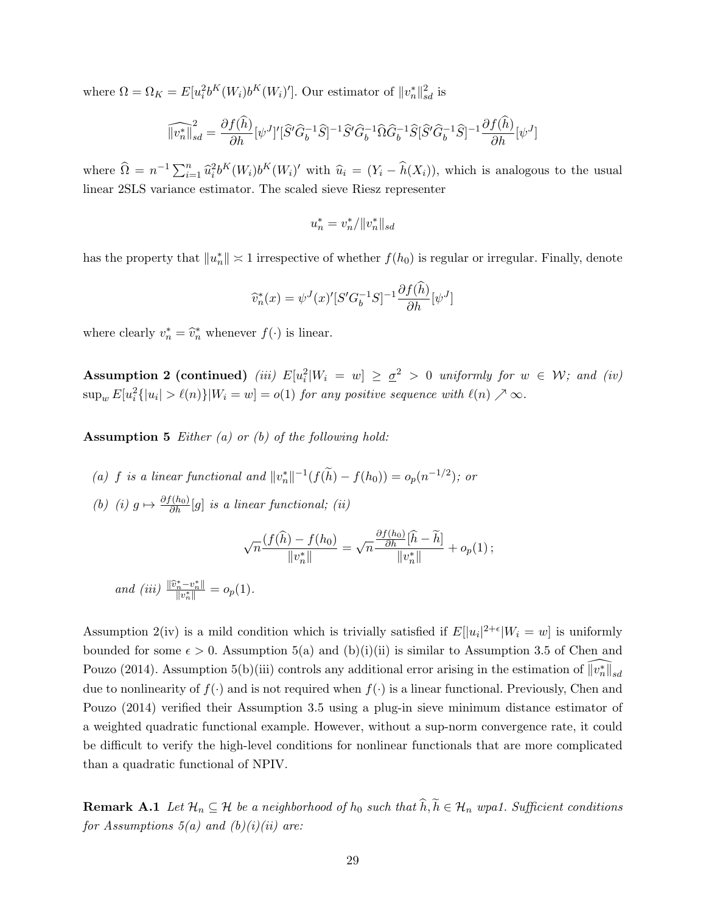where $\Omega = \Omega_K = E[u_i^2 b^K(W_i) b^K(W_i)']$. Our estimator of $\|v_n^*\|_{sd}^2$ is

$$\widehat{\|v_n^*\|}_{sd}^2 = \frac{\partial f(\widehat{h})}{\partial h}[\psi^J]'[\widehat{S}'\widehat{G}_b^{-1}\widehat{S}]^{-1}\widehat{S}'\widehat{G}_b^{-1}\widehat{\Omega}\widehat{G}_b^{-1}\widehat{S}[\widehat{S}'\widehat{G}_b^{-1}\widehat{S}]^{-1}\frac{\partial f(\widehat{h})}{\partial h}[\psi^J]$$

where $\widehat{\Omega} = n^{-1}\sum_{i=1}^n \widehat{u}_i^2 b^K(W_i) b^K(W_i)'$ with $\widehat{u}_i = (Y_i - \widehat{h}(X_i))$, which is analogous to the usual linear 2SLS variance estimator. The scaled sieve Riesz representer

$$u_n^* = v_n^* / \|v_n^*\|_{sd}$$

has the property that $\|u_n^*\| \asymp 1$ irrespective of whether $f(h_0)$ is regular or irregular. Finally, denote

$$\widehat{v}_n^*(x) = \psi^J(x)'[S'G_b^{-1}S]^{-1}\frac{\partial f(\widehat{h})}{\partial h}[\psi^J]$$

where clearly $v_n^* = \widehat{v}_n^*$ whenever $f(\cdot)$ is linear.

**Assumption 2 (continued)** *(iii)* $E[u_i^2|W_i = w] \geq \underline{\sigma}^2 > 0$ *uniformly for* $w \in \mathcal{W}$; *and (iv)* $\sup_w E[u_i^2\{|u_i| > \ell(n)\}|W_i = w] = o(1)$ *for any positive sequence with* $\ell(n) \nearrow \infty$.

**Assumption 5** *Either (a) or (b) of the following hold:*

*(a)* $f$ *is a linear functional and* $\|v_n^*\|^{-1}(f(\widetilde{h}) - f(h_0)) = o_p(n^{-1/2})$; *or*

*(b) (i)* $g \mapsto \frac{\partial f(h_0)}{\partial h}[g]$ *is a linear functional; (ii)*

$$\sqrt{n}\frac{(f(\widehat{h}) - f(h_0))}{\|v_n^*\|} = \sqrt{n}\frac{\frac{\partial f(h_0)}{\partial h}[\widehat{h} - \widetilde{h}]}{\|v_n^*\|} + o_p(1)\,;$$

*and (iii)* $\frac{\|\widehat{v}_n^* - v_n^*\|}{\|v_n^*\|} = o_p(1)$.

Assumption 2(iv) is a mild condition which is trivially satisfied if $E[|u_i|^{2+\epsilon}|W_i = w]$ is uniformly bounded for some $\epsilon > 0$. Assumption 5(a) and (b)(i)(ii) is similar to Assumption 3.5 of Chen and Pouzo (2014). Assumption 5(b)(iii) controls any additional error arising in the estimation of $\widehat{\|v_n^*\|}_{sd}$ due to nonlinearity of $f(\cdot)$ and is not required when $f(\cdot)$ is a linear functional. Previously, Chen and Pouzo (2014) verified their Assumption 3.5 using a plug-in sieve minimum distance estimator of a weighted quadratic functional example. However, without a sup-norm convergence rate, it could be difficult to verify the high-level conditions for nonlinear functionals that are more complicated than a quadratic functional of NPIV.

**Remark A.1** *Let* $\mathcal{H}_n \subseteq \mathcal{H}$ *be a neighborhood of* $h_0$ *such that* $\widehat{h}, \widetilde{h} \in \mathcal{H}_n$ *wpa1. Sufficient conditions for Assumptions 5(a) and (b)(i)(ii) are:*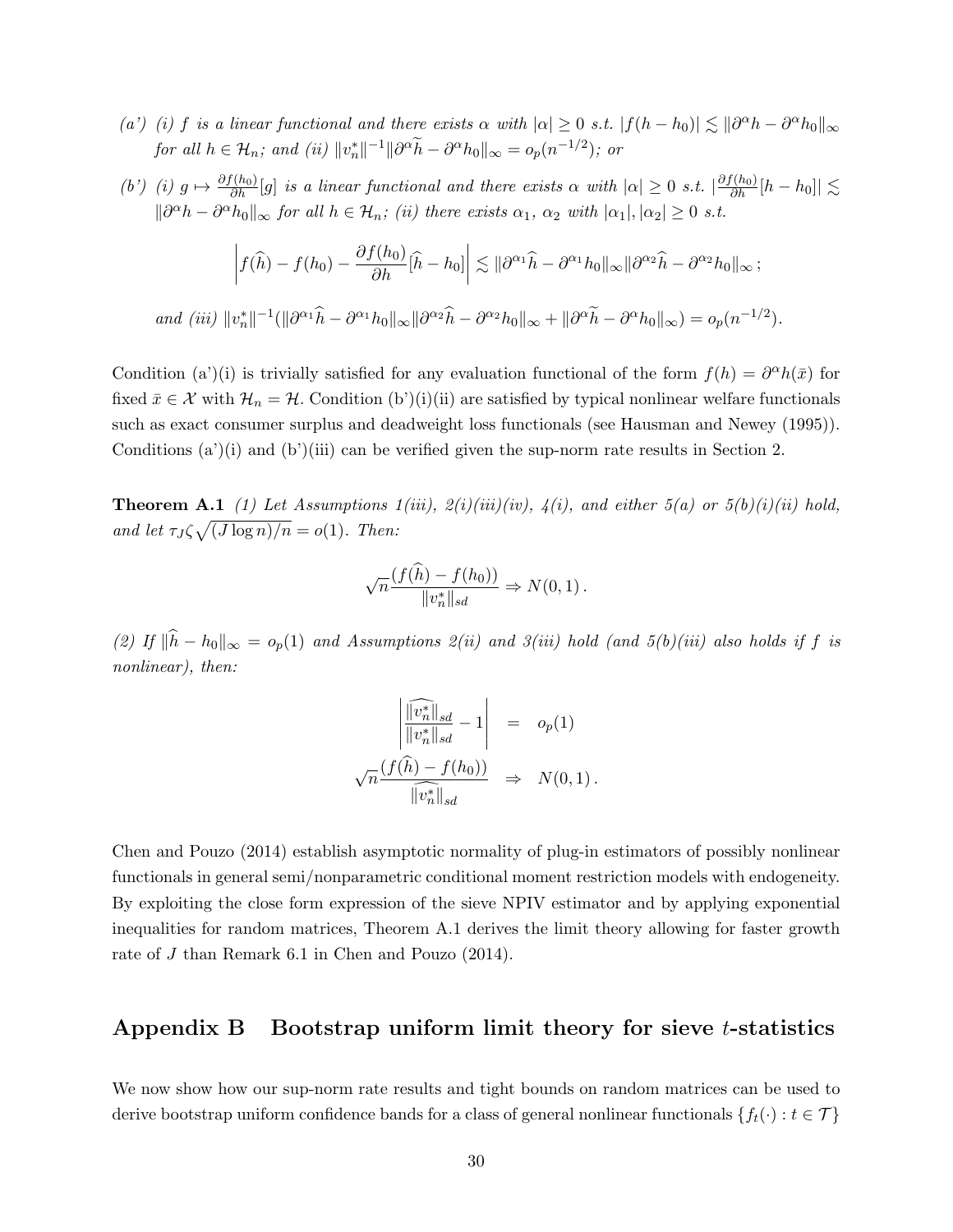*(a') (i) $f$ is a linear functional and there exists $\alpha$ with $|\alpha| \geq 0$ s.t. $|f(h - h_0)| \lesssim \|\partial^\alpha h - \partial^\alpha h_0\|_\infty$ for all $h \in \mathcal{H}_n$; and (ii) $\|v_n^*\|^{-1}\|\partial^\alpha \widetilde{h} - \partial^\alpha h_0\|_\infty = o_p(n^{-1/2})$; or*

*(b') (i) $g \mapsto \frac{\partial f(h_0)}{\partial h}[g]$ is a linear functional and there exists $\alpha$ with $|\alpha| \geq 0$ s.t. $|\frac{\partial f(h_0)}{\partial h}[h - h_0]| \lesssim \|\partial^\alpha h - \partial^\alpha h_0\|_\infty$ for all $h \in \mathcal{H}_n$; (ii) there exists $\alpha_1$, $\alpha_2$ with $|\alpha_1|, |\alpha_2| \geq 0$ s.t.*

$$\left| f(\widehat{h}) - f(h_0) - \frac{\partial f(h_0)}{\partial h}[\widehat{h} - h_0] \right| \lesssim \|\partial^{\alpha_1}\widehat{h} - \partial^{\alpha_1} h_0\|_\infty \|\partial^{\alpha_2}\widehat{h} - \partial^{\alpha_2} h_0\|_\infty \,;$$

*and (iii) $\|v_n^*\|^{-1}(\|\partial^{\alpha_1}\widehat{h} - \partial^{\alpha_1} h_0\|_\infty \|\partial^{\alpha_2}\widehat{h} - \partial^{\alpha_2} h_0\|_\infty + \|\partial^\alpha \widetilde{h} - \partial^\alpha h_0\|_\infty) = o_p(n^{-1/2})$.*

Condition (a')(i) is trivially satisfied for any evaluation functional of the form $f(h) = \partial^\alpha h(\bar{x})$ for fixed $\bar{x} \in \mathcal{X}$ with $\mathcal{H}_n = \mathcal{H}$. Condition (b')(i)(ii) are satisfied by typical nonlinear welfare functionals such as exact consumer surplus and deadweight loss functionals (see Hausman and Newey (1995)). Conditions (a')(i) and (b')(iii) can be verified given the sup-norm rate results in Section 2.

**Theorem A.1** *(1) Let Assumptions 1(iii), 2(i)(iii)(iv), 4(i), and either 5(a) or 5(b)(i)(ii) hold, and let $\tau_J \zeta \sqrt{(J \log n)/n} = o(1)$. Then:*

$$\sqrt{n}\frac{(f(\widehat{h}) - f(h_0))}{\|v_n^*\|_{sd}} \Rightarrow N(0,1)\,.$$

*(2) If $\|\widehat{h} - h_0\|_\infty = o_p(1)$ and Assumptions 2(ii) and 3(iii) hold (and 5(b)(iii) also holds if $f$ is nonlinear), then:*

$$\begin{aligned} \left| \frac{\widehat{\|v_n^*\|}_{sd}}{\|v_n^*\|_{sd}} - 1 \right| &= o_p(1) \\ \sqrt{n}\frac{(f(\widehat{h}) - f(h_0))}{\widehat{\|v_n^*\|}_{sd}} &\Rightarrow N(0,1)\,. \end{aligned}$$

Chen and Pouzo (2014) establish asymptotic normality of plug-in estimators of possibly nonlinear functionals in general semi/nonparametric conditional moment restriction models with endogeneity. By exploiting the close form expression of the sieve NPIV estimator and by applying exponential inequalities for random matrices, Theorem A.1 derives the limit theory allowing for faster growth rate of $J$ than Remark 6.1 in Chen and Pouzo (2014).

## Appendix B Bootstrap uniform limit theory for sieve $t$-statistics

We now show how our sup-norm rate results and tight bounds on random matrices can be used to derive bootstrap uniform confidence bands for a class of general nonlinear functionals $\{f_t(\cdot) : t \in \mathcal{T}\}$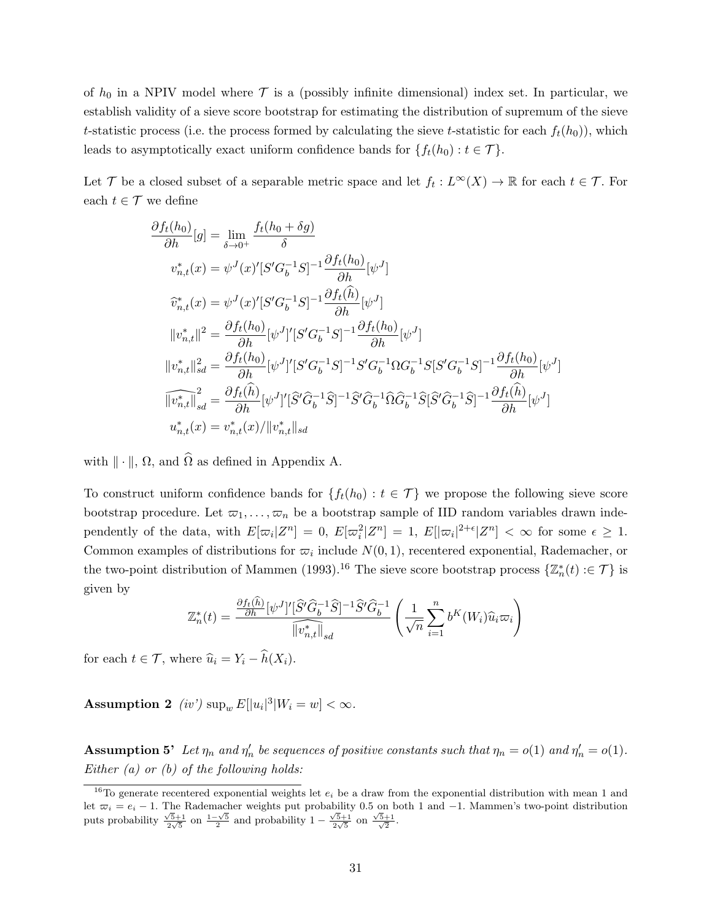of $h_0$ in a NPIV model where $\mathcal{T}$ is a (possibly infinite dimensional) index set. In particular, we establish validity of a sieve score bootstrap for estimating the distribution of supremum of the sieve $t$-statistic process (i.e. the process formed by calculating the sieve $t$-statistic for each $f_t(h_0)$), which leads to asymptotically exact uniform confidence bands for $\{f_t(h_0) : t \in \mathcal{T}\}$.

Let $\mathcal{T}$ be a closed subset of a separable metric space and let $f_t : L^\infty(X) \to \mathbb{R}$ for each $t \in \mathcal{T}$. For each $t \in \mathcal{T}$ we define

$$
\begin{aligned}
\frac{\partial f_t(h_0)}{\partial h}[g] &= \lim_{\delta \to 0^+} \frac{f_t(h_0 + \delta g)}{\delta} \\
v^*_{n,t}(x) &= \psi^J(x)'[S'G_b^{-1}S]^{-1} \frac{\partial f_t(h_0)}{\partial h}[\psi^J] \\
\widehat{v}^*_{n,t}(x) &= \psi^J(x)'[S'G_b^{-1}S]^{-1} \frac{\partial f_t(\widehat{h})}{\partial h}[\psi^J] \\
\|v^*_{n,t}\|^2 &= \frac{\partial f_t(h_0)}{\partial h}[\psi^J]'[S'G_b^{-1}S]^{-1} \frac{\partial f_t(h_0)}{\partial h}[\psi^J] \\
\|v^*_{n,t}\|^2_{sd} &= \frac{\partial f_t(h_0)}{\partial h}[\psi^J]'[S'G_b^{-1}S]^{-1}S'G_b^{-1}\Omega G_b^{-1}S[S'G_b^{-1}S]^{-1} \frac{\partial f_t(h_0)}{\partial h}[\psi^J] \\
\widehat{\|v^*_{n,t}\|}^2_{sd} &= \frac{\partial f_t(\widehat{h})}{\partial h}[\psi^J]'[\widehat{S}'\widehat{G}_b^{-1}\widehat{S}]^{-1}\widehat{S}'\widehat{G}_b^{-1}\widehat{\Omega}\widehat{G}_b^{-1}\widehat{S}[\widehat{S}'\widehat{G}_b^{-1}\widehat{S}]^{-1} \frac{\partial f_t(\widehat{h})}{\partial h}[\psi^J] \\
u^*_{n,t}(x) &= v^*_{n,t}(x)/\|v^*_{n,t}\|_{sd}
\end{aligned}
$$

with $\|\cdot\|$, $\Omega$, and $\widehat{\Omega}$ as defined in Appendix A.

To construct uniform confidence bands for $\{f_t(h_0) : t \in \mathcal{T}\}$ we propose the following sieve score bootstrap procedure. Let $\varpi_1, \ldots, \varpi_n$ be a bootstrap sample of IID random variables drawn independently of the data, with $E[\varpi_i|Z^n] = 0$, $E[\varpi_i^2|Z^n] = 1$, $E[|\varpi_i|^{2+\epsilon}|Z^n] < \infty$ for some $\epsilon \geq 1$. Common examples of distributions for $\varpi_i$ include $N(0,1)$, recentered exponential, Rademacher, or the two-point distribution of Mammen (1993).[16] The sieve score bootstrap process $\{\mathbb{Z}^*_n(t) :\in \mathcal{T}\}$ is given by

$$
\mathbb{Z}^*_n(t) = \frac{\frac{\partial f_t(\widehat{h})}{\partial h}[\psi^J]'[\widehat{S}'\widehat{G}_b^{-1}\widehat{S}]^{-1}\widehat{S}'\widehat{G}_b^{-1}}{\widehat{\|v^*_{n,t}\|}_{sd}} \left( \frac{1}{\sqrt{n}} \sum_{i=1}^n b^K(W_i)\widehat{u}_i \varpi_i \right)
$$

for each $t \in \mathcal{T}$, where $\widehat{u}_i = Y_i - \widehat{h}(X_i)$.

**Assumption 2** *(iv') $\sup_w E[|u_i|^3 | W_i = w] < \infty$.*

**Assumption 5'** *Let $\eta_n$ and $\eta'_n$ be sequences of positive constants such that $\eta_n = o(1)$ and $\eta'_n = o(1)$. Either (a) or (b) of the following holds:*

[16] To generate recentered exponential weights let $e_i$ be a draw from the exponential distribution with mean 1 and let $\varpi_i = e_i - 1$. The Rademacher weights put probability 0.5 on both 1 and $-1$. Mammen's two-point distribution puts probability $\frac{\sqrt{5}+1}{2\sqrt{5}}$ on $\frac{1-\sqrt{5}}{2}$ and probability $1 - \frac{\sqrt{5}+1}{2\sqrt{5}}$ on $\frac{\sqrt{5}+1}{\sqrt{2}}$.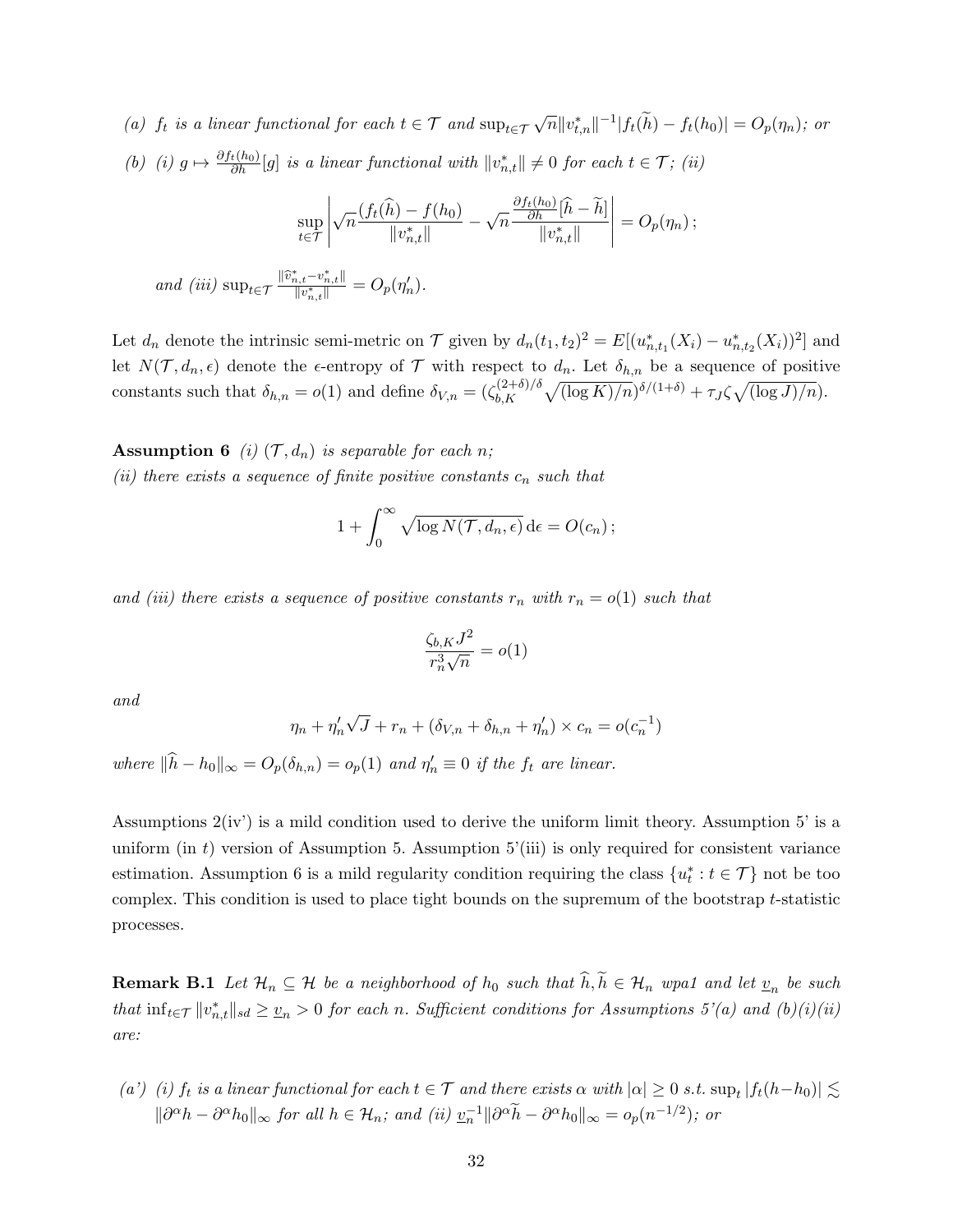*(a) $f_t$ is a linear functional for each $t \in \mathcal{T}$ and $\sup_{t\in\mathcal{T}} \sqrt{n}\|v^*_{t,n}\|^{-1}|f_t(\widetilde{h}) - f_t(h_0)| = O_p(\eta_n)$; or*

*(b) (i) $g \mapsto \frac{\partial f_t(h_0)}{\partial h}[g]$ is a linear functional with $\|v^*_{n,t}\| \neq 0$ for each $t \in \mathcal{T}$; (ii)*

$$\sup_{t\in\mathcal{T}} \left| \sqrt{n}\frac{(f_t(\widehat{h}) - f(h_0))}{\|v^*_{n,t}\|} - \sqrt{n}\frac{\frac{\partial f_t(h_0)}{\partial h}[\widehat{h} - \widetilde{h}]}{\|v^*_{n,t}\|} \right| = O_p(\eta_n)\,;$$

*and (iii) $\sup_{t\in\mathcal{T}} \frac{\|\widehat{v}^*_{n,t} - v^*_{n,t}\|}{\|v^*_{n,t}\|} = O_p(\eta'_n)$.*

Let $d_n$ denote the intrinsic semi-metric on $\mathcal{T}$ given by $d_n(t_1,t_2)^2 = E[(u^*_{n,t_1}(X_i) - u^*_{n,t_2}(X_i))^2]$ and let $N(\mathcal{T}, d_n, \epsilon)$ denote the $\epsilon$-entropy of $\mathcal{T}$ with respect to $d_n$. Let $\delta_{h,n}$ be a sequence of positive constants such that $\delta_{h,n} = o(1)$ and define $\delta_{V,n} = (\zeta_{b,K}^{(2+\delta)/\delta}\sqrt{(\log K)/n})^{\delta/(1+\delta)} + \tau_J \zeta \sqrt{(\log J)/n})$.

**Assumption 6** *(i) $(\mathcal{T}, d_n)$ is separable for each $n$;*
*(ii) there exists a sequence of finite positive constants $c_n$ such that*

$$1 + \int_0^\infty \sqrt{\log N(\mathcal{T}, d_n, \epsilon)}\, \mathrm{d}\epsilon = O(c_n)\,;$$

*and (iii) there exists a sequence of positive constants $r_n$ with $r_n = o(1)$ such that*

$$\frac{\zeta_{b,K} J^2}{r_n^3 \sqrt{n}} = o(1)$$

*and*

$$\eta_n + \eta'_n \sqrt{J} + r_n + (\delta_{V,n} + \delta_{h,n} + \eta'_n) \times c_n = o(c_n^{-1})$$

*where $\|\widehat{h} - h_0\|_\infty = O_p(\delta_{h,n}) = o_p(1)$ and $\eta'_n \equiv 0$ if the $f_t$ are linear.*

Assumptions 2(iv') is a mild condition used to derive the uniform limit theory. Assumption 5' is a uniform (in $t$) version of Assumption 5. Assumption 5'(iii) is only required for consistent variance estimation. Assumption 6 is a mild regularity condition requiring the class $\{u^*_t : t \in \mathcal{T}\}$ not be too complex. This condition is used to place tight bounds on the supremum of the bootstrap $t$-statistic processes.

**Remark B.1** *Let $\mathcal{H}_n \subseteq \mathcal{H}$ be a neighborhood of $h_0$ such that $\widehat{h}, \widetilde{h} \in \mathcal{H}_n$ wpa1 and let $\underline{v}_n$ be such that $\inf_{t\in\mathcal{T}} \|v^*_{n,t}\|_{sd} \geq \underline{v}_n > 0$ for each $n$. Sufficient conditions for Assumptions 5'(a) and (b)(i)(ii) are:*

*(a') (i) $f_t$ is a linear functional for each $t \in \mathcal{T}$ and there exists $\alpha$ with $|\alpha| \geq 0$ s.t. $\sup_t |f_t(h - h_0)| \lesssim \|\partial^\alpha h - \partial^\alpha h_0\|_\infty$ for all $h \in \mathcal{H}_n$; and (ii) $\underline{v}_n^{-1}\|\partial^\alpha \widetilde{h} - \partial^\alpha h_0\|_\infty = o_p(n^{-1/2})$; or*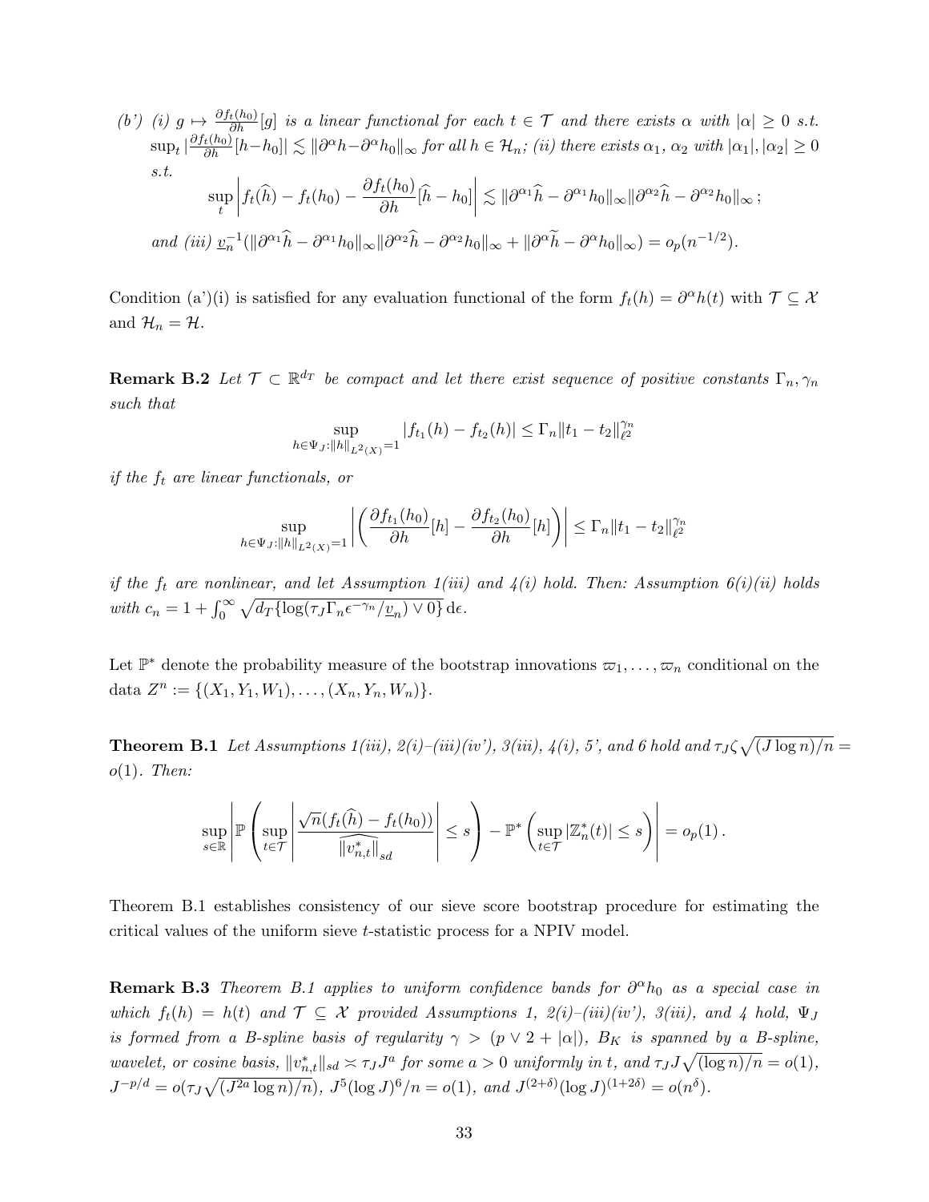*(b') (i) $g \mapsto \frac{\partial f_t(h_0)}{\partial h}[g]$ is a linear functional for each $t \in \mathcal{T}$ and there exists $\alpha$ with $|\alpha| \geq 0$ s.t. $\sup_t |\frac{\partial f_t(h_0)}{\partial h}[h - h_0]| \lesssim \|\partial^\alpha h - \partial^\alpha h_0\|_\infty$ for all $h \in \mathcal{H}_n$; (ii) there exists $\alpha_1$, $\alpha_2$ with $|\alpha_1|, |\alpha_2| \geq 0$ s.t.*

$$\sup_t \left| f_t(\widehat{h}) - f_t(h_0) - \frac{\partial f_t(h_0)}{\partial h}[\widehat{h} - h_0] \right| \lesssim \|\partial^{\alpha_1} \widehat{h} - \partial^{\alpha_1} h_0\|_\infty \|\partial^{\alpha_2} \widehat{h} - \partial^{\alpha_2} h_0\|_\infty ;$$

*and (iii) $\underline{v}_n^{-1}(\|\partial^{\alpha_1} \widehat{h} - \partial^{\alpha_1} h_0\|_\infty \|\partial^{\alpha_2} \widehat{h} - \partial^{\alpha_2} h_0\|_\infty + \|\partial^\alpha \widetilde{h} - \partial^\alpha h_0\|_\infty) = o_p(n^{-1/2})$.*

Condition (a')(i) is satisfied for any evaluation functional of the form $f_t(h) = \partial^\alpha h(t)$ with $\mathcal{T} \subseteq \mathcal{X}$ and $\mathcal{H}_n = \mathcal{H}$.

**Remark B.2** *Let $\mathcal{T} \subset \mathbb{R}^{d_T}$ be compact and let there exist sequence of positive constants $\Gamma_n, \gamma_n$ such that*

$$\sup_{h \in \Psi_J : \|h\|_{L^2(X)} = 1} |f_{t_1}(h) - f_{t_2}(h)| \leq \Gamma_n \|t_1 - t_2\|_{\ell^2}^{\gamma_n}$$

*if the $f_t$ are linear functionals, or*

$$\sup_{h \in \Psi_J : \|h\|_{L^2(X)} = 1} \left| \left( \frac{\partial f_{t_1}(h_0)}{\partial h}[h] - \frac{\partial f_{t_2}(h_0)}{\partial h}[h] \right) \right| \leq \Gamma_n \|t_1 - t_2\|_{\ell^2}^{\gamma_n}$$

*if the $f_t$ are nonlinear, and let Assumption 1(iii) and 4(i) hold. Then: Assumption 6(i)(ii) holds with $c_n = 1 + \int_0^\infty \sqrt{d_T \{\log(\tau_J \Gamma_n \epsilon^{-\gamma_n} / \underline{v}_n) \vee 0\}} \, \mathrm{d}\epsilon$.*

Let $\mathbb{P}^*$ denote the probability measure of the bootstrap innovations $\varpi_1, \ldots, \varpi_n$ conditional on the data $Z^n := \{(X_1, Y_1, W_1), \ldots, (X_n, Y_n, W_n)\}$.

**Theorem B.1** *Let Assumptions 1(iii), 2(i)–(iii)(iv'), 3(iii), 4(i), 5', and 6 hold and $\tau_J \zeta \sqrt{(J \log n)/n} = o(1)$. Then:*

$$\sup_{s \in \mathbb{R}} \left| \mathbb{P}\left( \sup_{t \in \mathcal{T}} \left| \frac{\sqrt{n}(f_t(\widehat{h}) - f_t(h_0))}{\widehat{\|v^*_{n,t}\|}_{sd}} \right| \leq s \right) - \mathbb{P}^*\left( \sup_{t \in \mathcal{T}} |\mathbb{Z}^*_n(t)| \leq s \right) \right| = o_p(1) \,.$$

Theorem B.1 establishes consistency of our sieve score bootstrap procedure for estimating the critical values of the uniform sieve $t$-statistic process for a NPIV model.

**Remark B.3** *Theorem B.1 applies to uniform confidence bands for $\partial^\alpha h_0$ as a special case in which $f_t(h) = h(t)$ and $\mathcal{T} \subseteq \mathcal{X}$ provided Assumptions 1, 2(i)–(iii)(iv'), 3(iii), and 4 hold, $\Psi_J$ is formed from a B-spline basis of regularity $\gamma > (p \vee 2 + |\alpha|)$, $B_K$ is spanned by a B-spline, wavelet, or cosine basis, $\|v^*_{n,t}\|_{sd} \asymp \tau_J J^a$ for some $a > 0$ uniformly in $t$, $\tau_J J \sqrt{(\log n)/n} = o(1)$, $J^{-p/d} = o(\tau_J \sqrt{(J^{2a} \log n)/n})$, $J^5 (\log J)^6 / n = o(1)$, and $J^{(2+\delta)} (\log J)^{(1+2\delta)} = o(n^\delta)$.*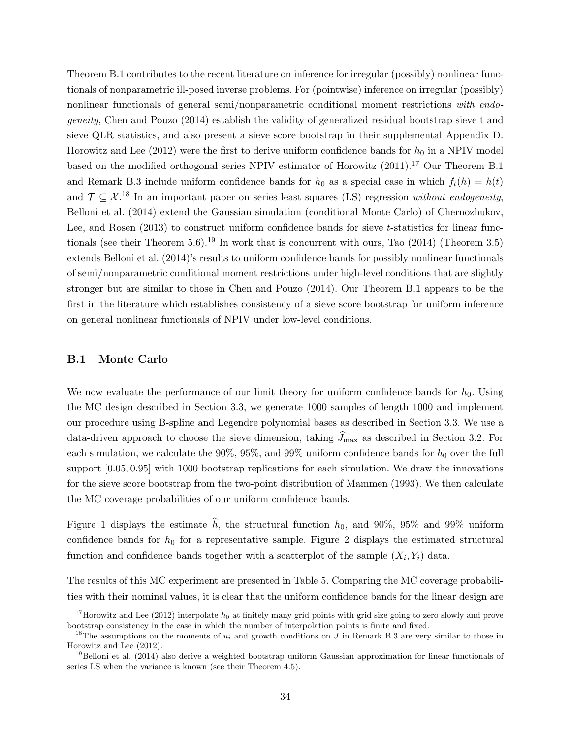Theorem B.1 contributes to the recent literature on inference for irregular (possibly) nonlinear functionals of nonparametric ill-posed inverse problems. For (pointwise) inference on irregular (possibly) nonlinear functionals of general semi/nonparametric conditional moment restrictions *with endogeneity*, Chen and Pouzo (2014) establish the validity of generalized residual bootstrap sieve t and sieve QLR statistics, and also present a sieve score bootstrap in their supplemental Appendix D. Horowitz and Lee (2012) were the first to derive uniform confidence bands for $h_0$ in a NPIV model based on the modified orthogonal series NPIV estimator of Horowitz (2011).[17] Our Theorem B.1 and Remark B.3 include uniform confidence bands for $h_0$ as a special case in which $f_t(h) = h(t)$ and $\mathcal{T} \subseteq \mathcal{X}$.[18] In an important paper on series least squares (LS) regression *without endogeneity*, Belloni et al. (2014) extend the Gaussian simulation (conditional Monte Carlo) of Chernozhukov, Lee, and Rosen (2013) to construct uniform confidence bands for sieve $t$-statistics for linear functionals (see their Theorem 5.6).[19] In work that is concurrent with ours, Tao (2014) (Theorem 3.5) extends Belloni et al. (2014)'s results to uniform confidence bands for possibly nonlinear functionals of semi/nonparametric conditional moment restrictions under high-level conditions that are slightly stronger but are similar to those in Chen and Pouzo (2014). Our Theorem B.1 appears to be the first in the literature which establishes consistency of a sieve score bootstrap for uniform inference on general nonlinear functionals of NPIV under low-level conditions.

### B.1 Monte Carlo

We now evaluate the performance of our limit theory for uniform confidence bands for $h_0$. Using the MC design described in Section 3.3, we generate 1000 samples of length 1000 and implement our procedure using B-spline and Legendre polynomial bases as described in Section 3.3. We use a data-driven approach to choose the sieve dimension, taking $\widehat{J}_{\max}$ as described in Section 3.2. For each simulation, we calculate the 90%, 95%, and 99% uniform confidence bands for $h_0$ over the full support $[0.05, 0.95]$ with 1000 bootstrap replications for each simulation. We draw the innovations for the sieve score bootstrap from the two-point distribution of Mammen (1993). We then calculate the MC coverage probabilities of our uniform confidence bands.

Figure 1 displays the estimate $\widehat{h}$, the structural function $h_0$, and 90%, 95% and 99% uniform confidence bands for $h_0$ for a representative sample. Figure 2 displays the estimated structural function and confidence bands together with a scatterplot of the sample $(X_i, Y_i)$ data.

The results of this MC experiment are presented in Table 5. Comparing the MC coverage probabilities with their nominal values, it is clear that the uniform confidence bands for the linear design are

[17] Horowitz and Lee (2012) interpolate $h_0$ at finitely many grid points with grid size going to zero slowly and prove bootstrap consistency in the case in which the number of interpolation points is finite and fixed.

[18] The assumptions on the moments of $u_i$ and growth conditions on $J$ in Remark B.3 are very similar to those in Horowitz and Lee (2012).

[19] Belloni et al. (2014) also derive a weighted bootstrap uniform Gaussian approximation for linear functionals of series LS when the variance is known (see their Theorem 4.5).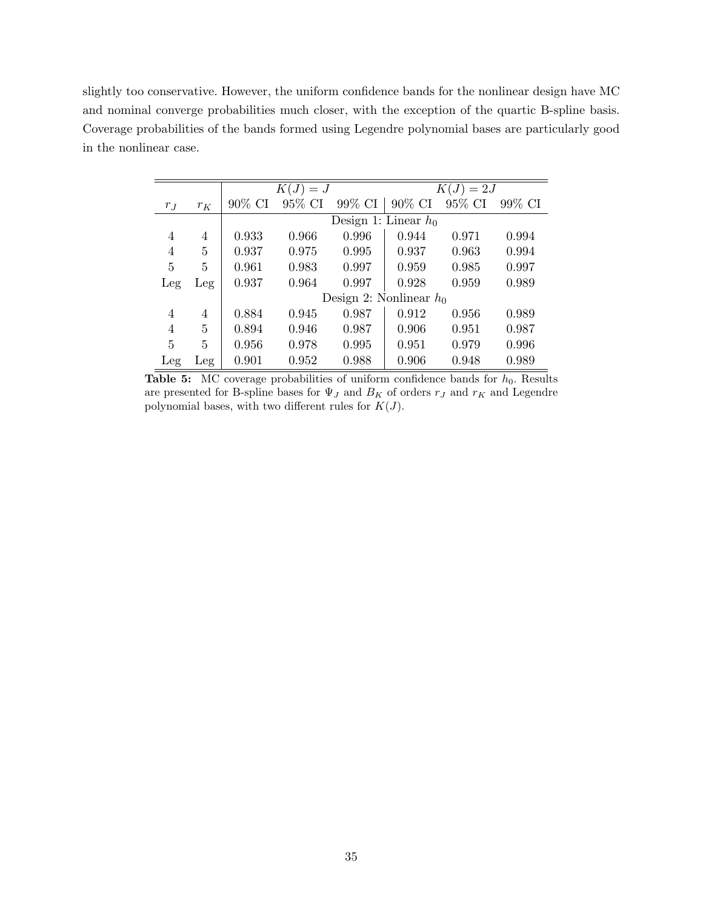slightly too conservative. However, the uniform confidence bands for the nonlinear design have MC and nominal converge probabilities much closer, with the exception of the quartic B-spline basis. Coverage probabilities of the bands formed using Legendre polynomial bases are particularly good in the nonlinear case.

| | | $K(J) = J$ | | | $K(J) = 2J$ | | |
|---|---|---|---|---|---|---|---|
| $r_J$ | $r_K$ | 90% CI | 95% CI | 99% CI | 90% CI | 95% CI | 99% CI |
| | | Design 1: Linear $h_0$ | | | | | |
| 4 | 4 | 0.933 | 0.966 | 0.996 | 0.944 | 0.971 | 0.994 |
| 4 | 5 | 0.937 | 0.975 | 0.995 | 0.937 | 0.963 | 0.994 |
| 5 | 5 | 0.961 | 0.983 | 0.997 | 0.959 | 0.985 | 0.997 |
| Leg | Leg | 0.937 | 0.964 | 0.997 | 0.928 | 0.959 | 0.989 |
| | | Design 2: Nonlinear $h_0$ | | | | | |
| 4 | 4 | 0.884 | 0.945 | 0.987 | 0.912 | 0.956 | 0.989 |
| 4 | 5 | 0.894 | 0.946 | 0.987 | 0.906 | 0.951 | 0.987 |
| 5 | 5 | 0.956 | 0.978 | 0.995 | 0.951 | 0.979 | 0.996 |
| Leg | Leg | 0.901 | 0.952 | 0.988 | 0.906 | 0.948 | 0.989 |

**Table 5:** MC coverage probabilities of uniform confidence bands for $h_0$. Results are presented for B-spline bases for $\Psi_J$ and $B_K$ of orders $r_J$ and $r_K$ and Legendre polynomial bases, with two different rules for $K(J)$.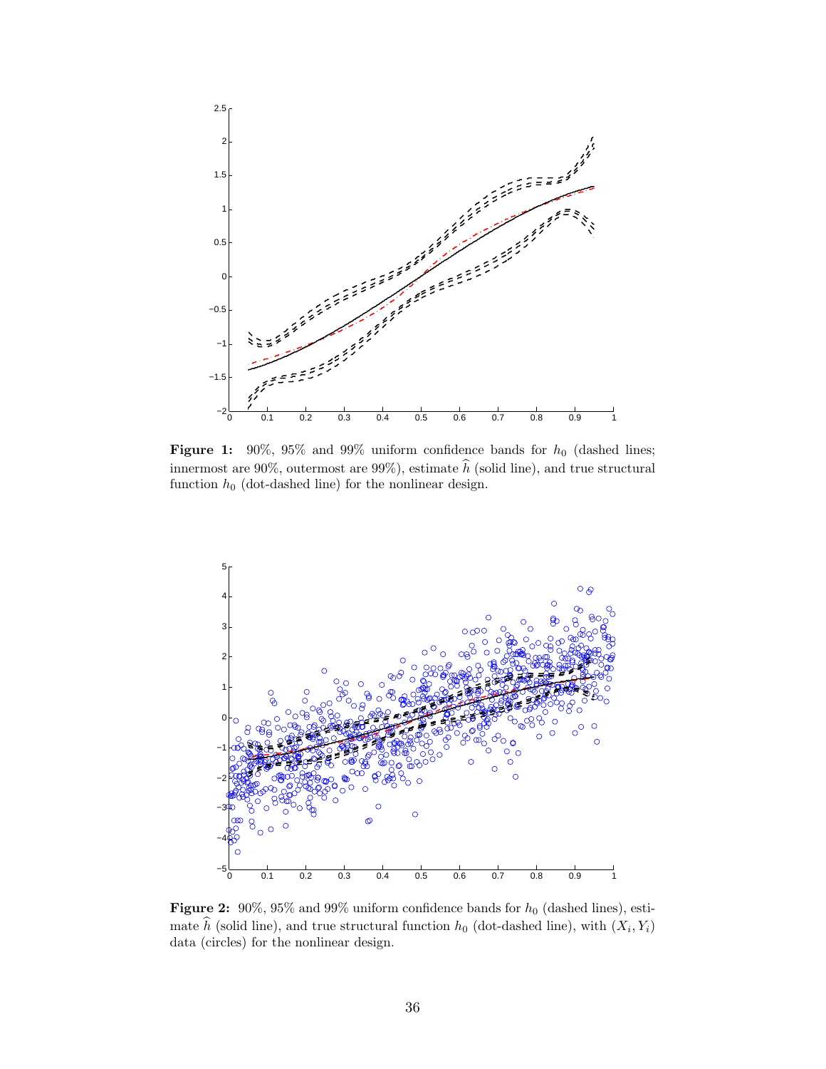**Figure 1:** 90%, 95% and 99% uniform confidence bands for $h_0$ (dashed lines; innermost are 90%, outermost are 99%), estimate $\widehat{h}$ (solid line), and true structural function $h_0$ (dot-dashed line) for the nonlinear design.

**Figure 2:** 90%, 95% and 99% uniform confidence bands for $h_0$ (dashed lines), estimate $\widehat{h}$ (solid line), and true structural function $h_0$ (dot-dashed line), with $(X_i, Y_i)$ data (circles) for the nonlinear design.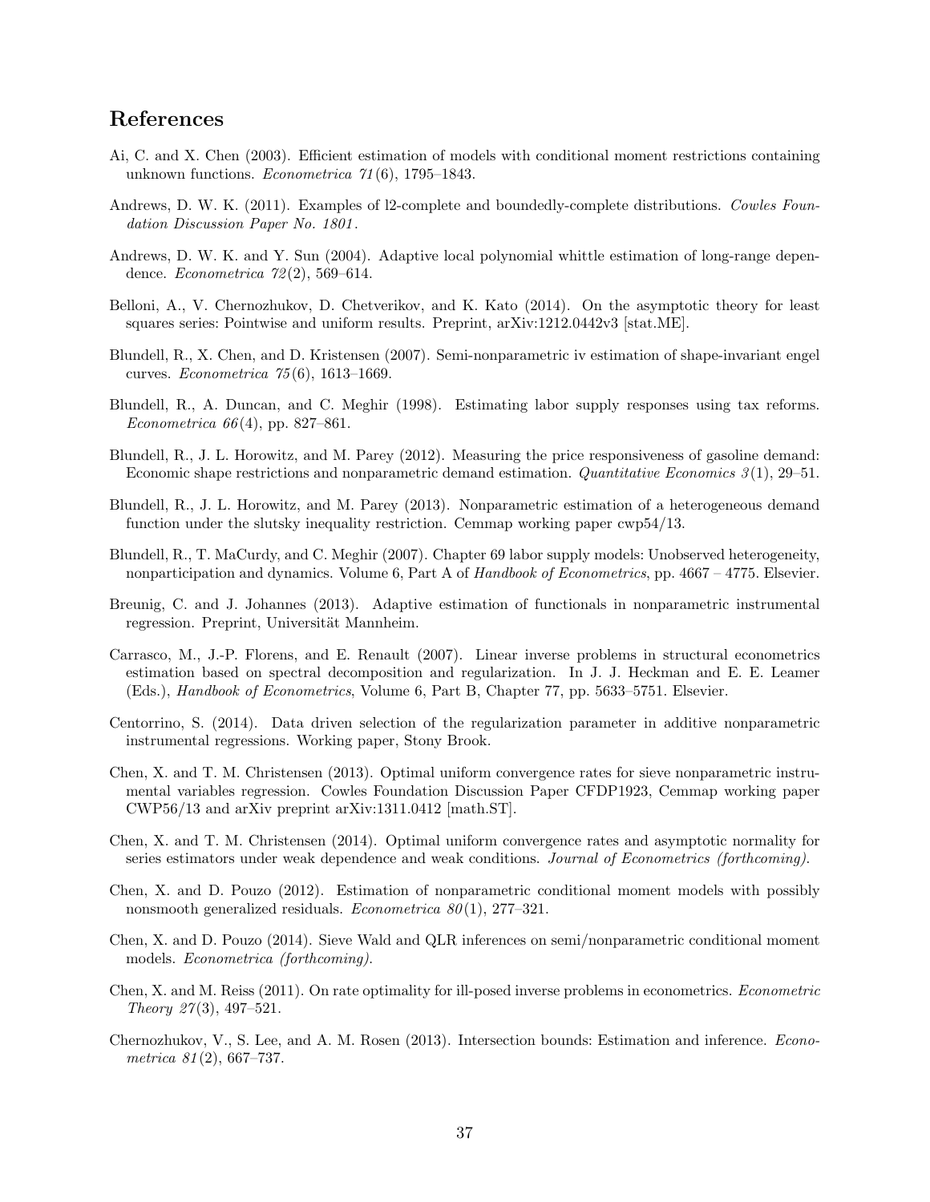## References

Ai, C. and X. Chen (2003). Efficient estimation of models with conditional moment restrictions containing unknown functions. *Econometrica 71*(6), 1795–1843.

Andrews, D. W. K. (2011). Examples of l2-complete and boundedly-complete distributions. *Cowles Foundation Discussion Paper No. 1801*.

Andrews, D. W. K. and Y. Sun (2004). Adaptive local polynomial whittle estimation of long-range dependence. *Econometrica 72*(2), 569–614.

Belloni, A., V. Chernozhukov, D. Chetverikov, and K. Kato (2014). On the asymptotic theory for least squares series: Pointwise and uniform results. Preprint, arXiv:1212.0442v3 [stat.ME].

Blundell, R., X. Chen, and D. Kristensen (2007). Semi-nonparametric iv estimation of shape-invariant engel curves. *Econometrica 75*(6), 1613–1669.

Blundell, R., A. Duncan, and C. Meghir (1998). Estimating labor supply responses using tax reforms. *Econometrica 66*(4), pp. 827–861.

Blundell, R., J. L. Horowitz, and M. Parey (2012). Measuring the price responsiveness of gasoline demand: Economic shape restrictions and nonparametric demand estimation. *Quantitative Economics 3*(1), 29–51.

Blundell, R., J. L. Horowitz, and M. Parey (2013). Nonparametric estimation of a heterogeneous demand function under the slutsky inequality restriction. Cemmap working paper cwp54/13.

Blundell, R., T. MaCurdy, and C. Meghir (2007). Chapter 69 labor supply models: Unobserved heterogeneity, nonparticipation and dynamics. Volume 6, Part A of *Handbook of Econometrics*, pp. 4667 – 4775. Elsevier.

Breunig, C. and J. Johannes (2013). Adaptive estimation of functionals in nonparametric instrumental regression. Preprint, Universität Mannheim.

Carrasco, M., J.-P. Florens, and E. Renault (2007). Linear inverse problems in structural econometrics estimation based on spectral decomposition and regularization. In J. J. Heckman and E. E. Leamer (Eds.), *Handbook of Econometrics*, Volume 6, Part B, Chapter 77, pp. 5633–5751. Elsevier.

Centorrino, S. (2014). Data driven selection of the regularization parameter in additive nonparametric instrumental regressions. Working paper, Stony Brook.

Chen, X. and T. M. Christensen (2013). Optimal uniform convergence rates for sieve nonparametric instrumental variables regression. Cowles Foundation Discussion Paper CFDP1923, Cemmap working paper CWP56/13 and arXiv preprint arXiv:1311.0412 [math.ST].

Chen, X. and T. M. Christensen (2014). Optimal uniform convergence rates and asymptotic normality for series estimators under weak dependence and weak conditions. *Journal of Econometrics (forthcoming)*.

Chen, X. and D. Pouzo (2012). Estimation of nonparametric conditional moment models with possibly nonsmooth generalized residuals. *Econometrica 80*(1), 277–321.

Chen, X. and D. Pouzo (2014). Sieve Wald and QLR inferences on semi/nonparametric conditional moment models. *Econometrica (forthcoming)*.

Chen, X. and M. Reiss (2011). On rate optimality for ill-posed inverse problems in econometrics. *Econometric Theory 27*(3), 497–521.

Chernozhukov, V., S. Lee, and A. M. Rosen (2013). Intersection bounds: Estimation and inference. *Econometrica 81*(2), 667–737.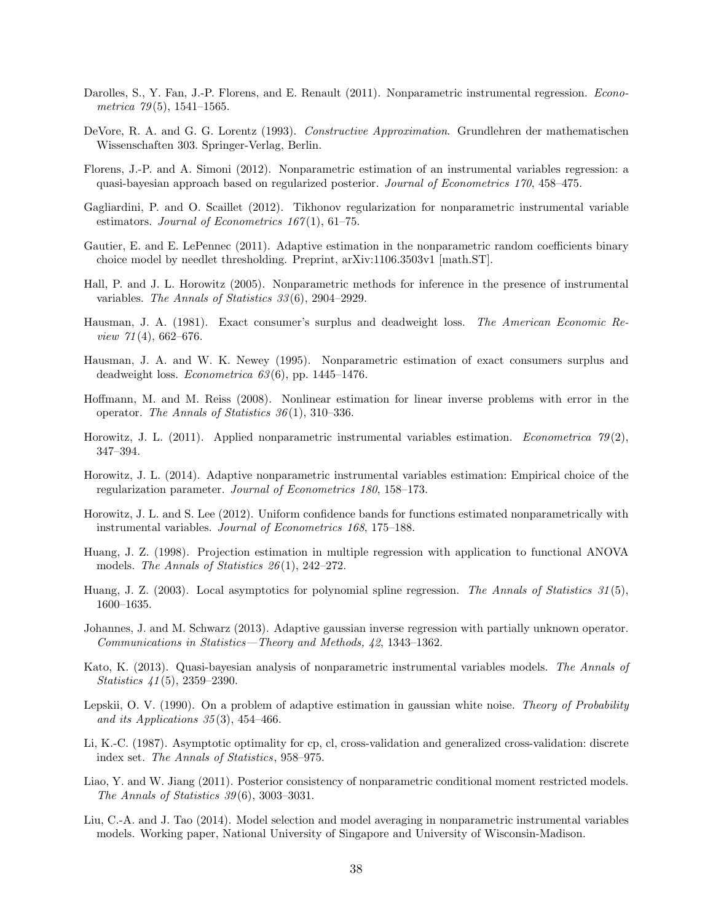Darolles, S., Y. Fan, J.-P. Florens, and E. Renault (2011). Nonparametric instrumental regression. *Econometrica 79*(5), 1541–1565.

DeVore, R. A. and G. G. Lorentz (1993). *Constructive Approximation*. Grundlehren der mathematischen Wissenschaften 303. Springer-Verlag, Berlin.

Florens, J.-P. and A. Simoni (2012). Nonparametric estimation of an instrumental variables regression: a quasi-bayesian approach based on regularized posterior. *Journal of Econometrics 170*, 458–475.

Gagliardini, P. and O. Scaillet (2012). Tikhonov regularization for nonparametric instrumental variable estimators. *Journal of Econometrics 167*(1), 61–75.

Gautier, E. and E. LePennec (2011). Adaptive estimation in the nonparametric random coefficients binary choice model by needlet thresholding. Preprint, arXiv:1106.3503v1 [math.ST].

Hall, P. and J. L. Horowitz (2005). Nonparametric methods for inference in the presence of instrumental variables. *The Annals of Statistics 33*(6), 2904–2929.

Hausman, J. A. (1981). Exact consumer's surplus and deadweight loss. *The American Economic Review 71*(4), 662–676.

Hausman, J. A. and W. K. Newey (1995). Nonparametric estimation of exact consumers surplus and deadweight loss. *Econometrica 63*(6), pp. 1445–1476.

Hoffmann, M. and M. Reiss (2008). Nonlinear estimation for linear inverse problems with error in the operator. *The Annals of Statistics 36*(1), 310–336.

Horowitz, J. L. (2011). Applied nonparametric instrumental variables estimation. *Econometrica 79*(2), 347–394.

Horowitz, J. L. (2014). Adaptive nonparametric instrumental variables estimation: Empirical choice of the regularization parameter. *Journal of Econometrics 180*, 158–173.

Horowitz, J. L. and S. Lee (2012). Uniform confidence bands for functions estimated nonparametrically with instrumental variables. *Journal of Econometrics 168*, 175–188.

Huang, J. Z. (1998). Projection estimation in multiple regression with application to functional ANOVA models. *The Annals of Statistics 26*(1), 242–272.

Huang, J. Z. (2003). Local asymptotics for polynomial spline regression. *The Annals of Statistics 31*(5), 1600–1635.

Johannes, J. and M. Schwarz (2013). Adaptive gaussian inverse regression with partially unknown operator. *Communications in Statistics—Theory and Methods, 42*, 1343–1362.

Kato, K. (2013). Quasi-bayesian analysis of nonparametric instrumental variables models. *The Annals of Statistics 41*(5), 2359–2390.

Lepskii, O. V. (1990). On a problem of adaptive estimation in gaussian white noise. *Theory of Probability and its Applications 35*(3), 454–466.

Li, K.-C. (1987). Asymptotic optimality for cp, cl, cross-validation and generalized cross-validation: discrete index set. *The Annals of Statistics*, 958–975.

Liao, Y. and W. Jiang (2011). Posterior consistency of nonparametric conditional moment restricted models. *The Annals of Statistics 39*(6), 3003–3031.

Liu, C.-A. and J. Tao (2014). Model selection and model averaging in nonparametric instrumental variables models. Working paper, National University of Singapore and University of Wisconsin-Madison.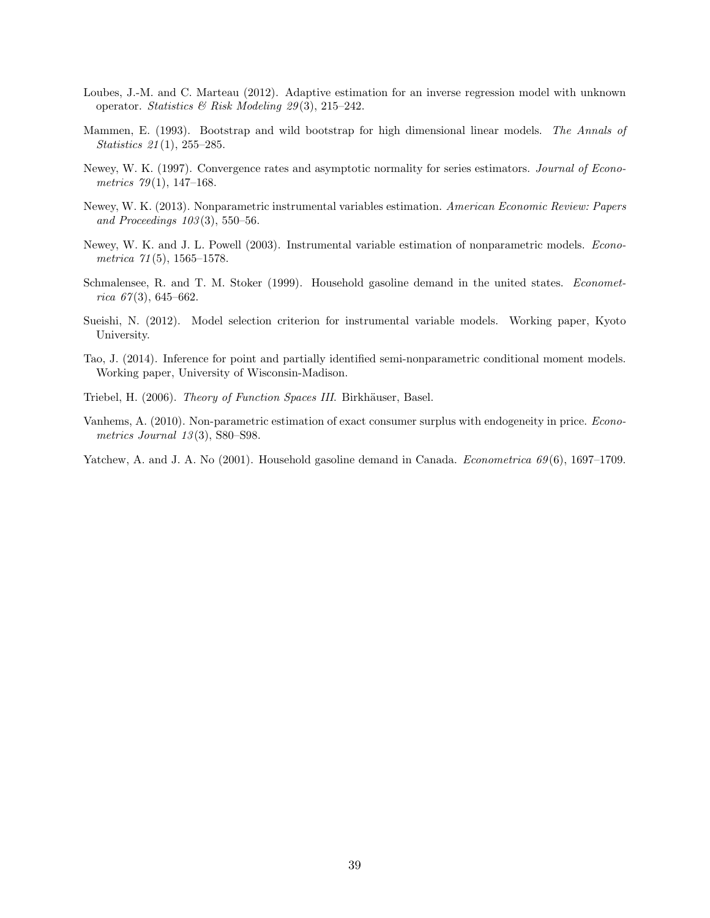Loubes, J.-M. and C. Marteau (2012). Adaptive estimation for an inverse regression model with unknown operator. *Statistics & Risk Modeling 29*(3), 215–242.

Mammen, E. (1993). Bootstrap and wild bootstrap for high dimensional linear models. *The Annals of Statistics 21*(1), 255–285.

Newey, W. K. (1997). Convergence rates and asymptotic normality for series estimators. *Journal of Econometrics 79*(1), 147–168.

Newey, W. K. (2013). Nonparametric instrumental variables estimation. *American Economic Review: Papers and Proceedings 103*(3), 550–56.

Newey, W. K. and J. L. Powell (2003). Instrumental variable estimation of nonparametric models. *Econometrica 71*(5), 1565–1578.

Schmalensee, R. and T. M. Stoker (1999). Household gasoline demand in the united states. *Econometrica 67*(3), 645–662.

Sueishi, N. (2012). Model selection criterion for instrumental variable models. Working paper, Kyoto University.

Tao, J. (2014). Inference for point and partially identified semi-nonparametric conditional moment models. Working paper, University of Wisconsin-Madison.

Triebel, H. (2006). *Theory of Function Spaces III*. Birkhäuser, Basel.

Vanhems, A. (2010). Non-parametric estimation of exact consumer surplus with endogeneity in price. *Econometrics Journal 13*(3), S80–S98.

Yatchew, A. and J. A. No (2001). Household gasoline demand in Canada. *Econometrica 69*(6), 1697–1709.